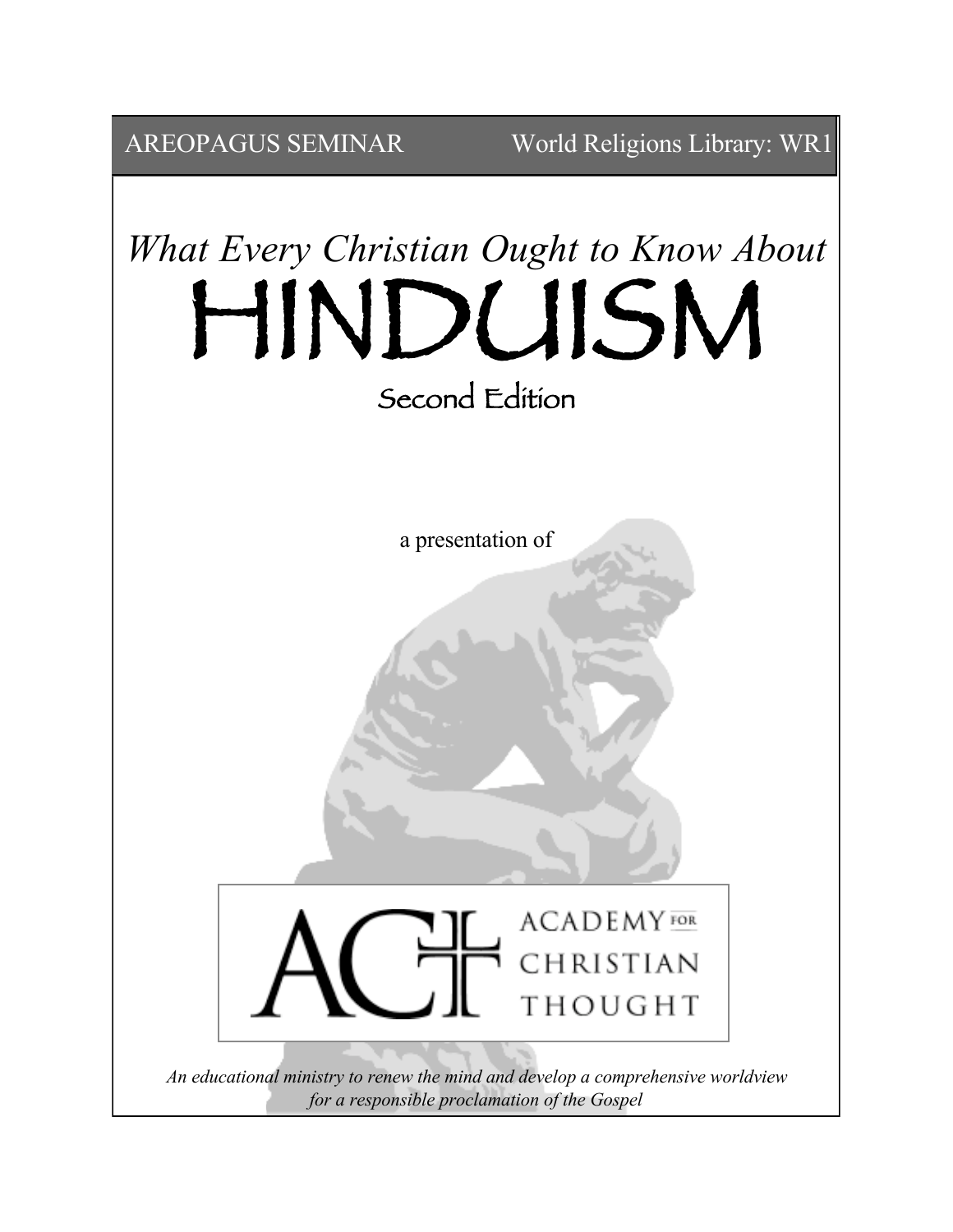AREOPAGUS SEMINAR World Religions Library: WR1

*What Every Christian Ought to Know About*

# HINDUISM

## Second Edition

a presentation of

ACADEMY FOR CHRISTIAN THOUGHT

*An educational ministry to renew the mind and develop a comprehensive worldview for a responsible proclamation of the Gospel*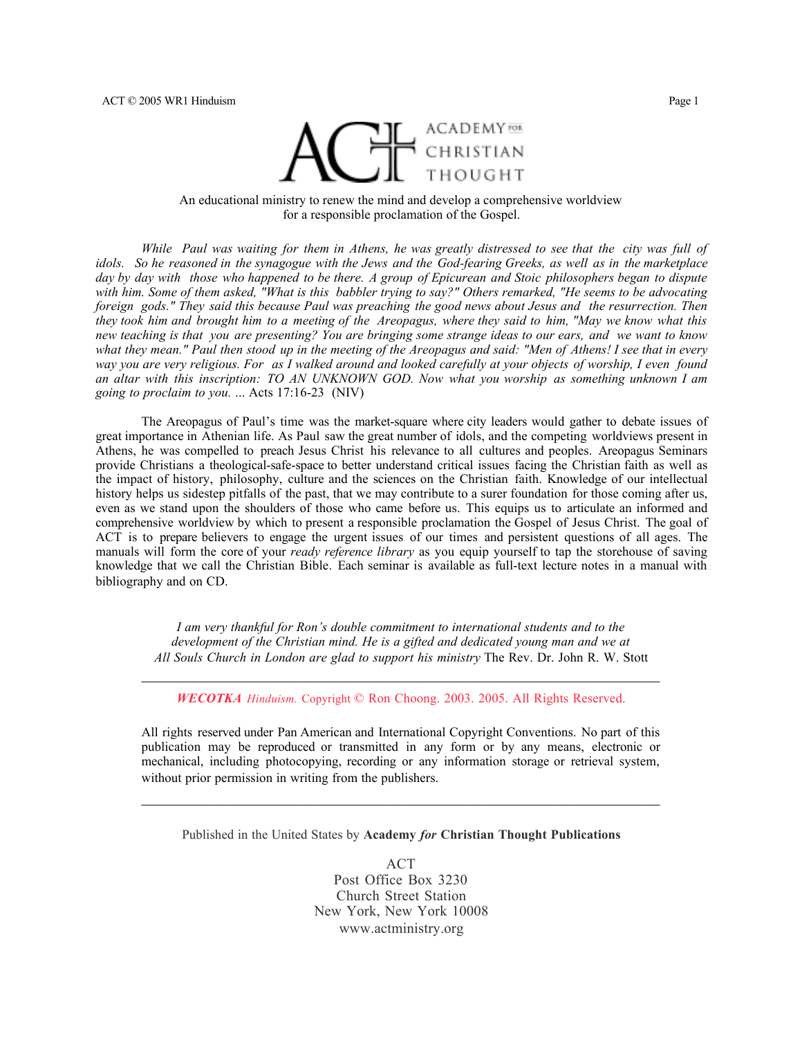ACADEMY FOR CHRISTIAN THOUGHT

An educational ministry to renew the mind and develop a comprehensive worldview for a responsible proclamation of the Gospel.

*While Paul was waiting for them in Athens, he was greatly distressed to see that the city was full of idols. So he reasoned in the synagogue with the Jews and the God-fearing Greeks, as well as in the marketplace day by day with those who happened to be there. A group of Epicurean and Stoic philosophers began to dispute with him. Some of them asked, "What is this babbler trying to say?" Others remarked, "He seems to be advocating foreign gods." They said this because Paul was preaching the good news about Jesus and the resurrection. Then they took him and brought him to a meeting of the Areopagus, where they said to him, "May we know what this new teaching is that you are presenting? You are bringing some strange ideas to our ears, and we want to know what they mean." Paul then stood up in the meeting of the Areopagus and said: "Men of Athens! I see that in every way you are very religious. For as I walked around and looked carefully at your objects of worship, I even found an altar with this inscription: TO AN UNKNOWN GOD. Now what you worship as something unknown I am going to proclaim to you. ...* Acts 17:16-23 (NIV)

The Areopagus of Paul's time was the market-square where city leaders would gather to debate issues of great importance in Athenian life. As Paul saw the great number of idols, and the competing worldviews present in Athens, he was compelled to preach Jesus Christ his relevance to all cultures and peoples. Areopagus Seminars provide Christians a theological-safe-space to better understand critical issues facing the Christian faith as well as the impact of history, philosophy, culture and the sciences on the Christian faith. Knowledge of our intellectual history helps us sidestep pitfalls of the past, that we may contribute to a surer foundation for those coming after us, even as we stand upon the shoulders of those who came before us. This equips us to articulate an informed and comprehensive worldview by which to present a responsible proclamation the Gospel of Jesus Christ. The goal of ACT is to prepare believers to engage the urgent issues of our times and persistent questions of all ages. The manuals will form the core of your *ready reference library* as you equip yourself to tap the storehouse of saving knowledge that we call the Christian Bible. Each seminar is available as full-text lecture notes in a manual with bibliography and on CD.

*I am very thankful for Ron's double commitment to international students and to the development of the Christian mind. He is a gifted and dedicated young man and we at All Souls Church in London are glad to support his ministry* The Rev. Dr. John R. W. Stott

---

***WECOTKA*** *Hinduism.* Copyright © Ron Choong. 2003. 2005. All Rights Reserved.

All rights reserved under Pan American and International Copyright Conventions. No part of this publication may be reproduced or transmitted in any form or by any means, electronic or mechanical, including photocopying, recording or any information storage or retrieval system, without prior permission in writing from the publishers.

---

Published in the United States by **Academy *for* Christian Thought Publications**

ACT
Post Office Box 3230
Church Street Station
New York, New York 10008
www.actministry.org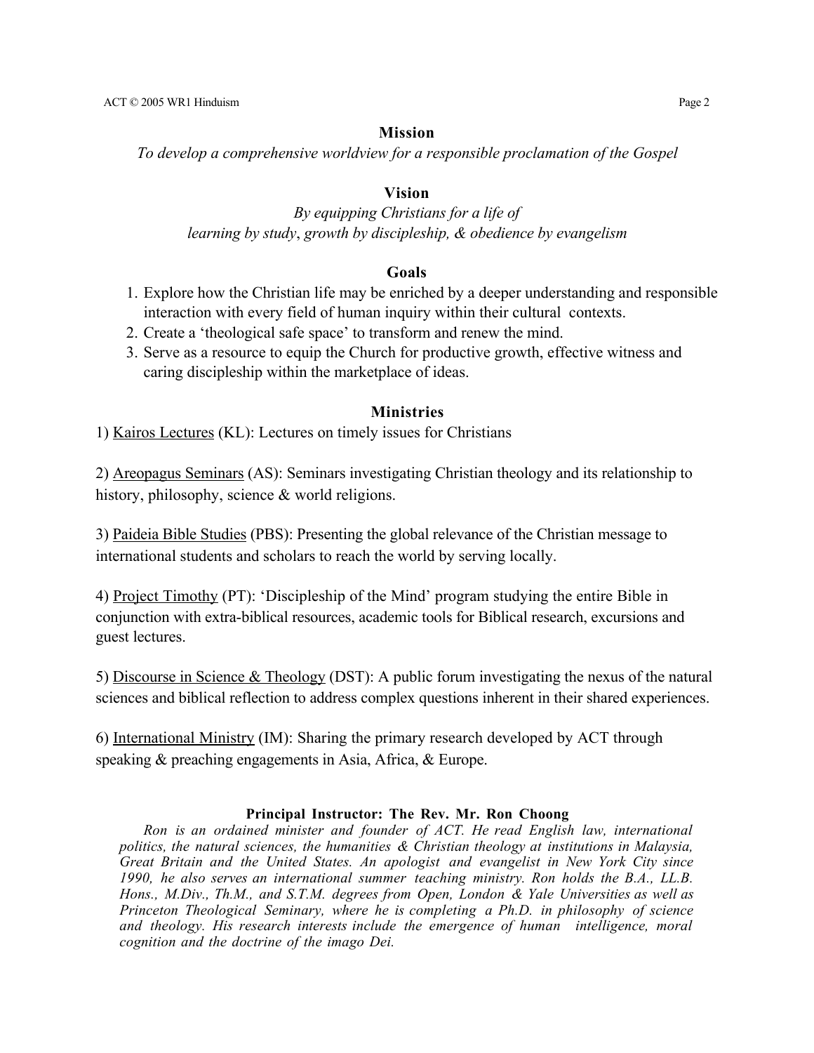## Mission

*To develop a comprehensive worldview for a responsible proclamation of the Gospel*

## Vision

*By equipping Christians for a life of*
*learning by study, growth by discipleship, & obedience by evangelism*

## Goals

1. Explore how the Christian life may be enriched by a deeper understanding and responsible interaction with every field of human inquiry within their cultural contexts.
2. Create a 'theological safe space' to transform and renew the mind.
3. Serve as a resource to equip the Church for productive growth, effective witness and caring discipleship within the marketplace of ideas.

## Ministries

1) Kairos Lectures (KL): Lectures on timely issues for Christians

2) Areopagus Seminars (AS): Seminars investigating Christian theology and its relationship to history, philosophy, science & world religions.

3) Paideia Bible Studies (PBS): Presenting the global relevance of the Christian message to international students and scholars to reach the world by serving locally.

4) Project Timothy (PT): 'Discipleship of the Mind' program studying the entire Bible in conjunction with extra-biblical resources, academic tools for Biblical research, excursions and guest lectures.

5) Discourse in Science & Theology (DST): A public forum investigating the nexus of the natural sciences and biblical reflection to address complex questions inherent in their shared experiences.

6) International Ministry (IM): Sharing the primary research developed by ACT through speaking & preaching engagements in Asia, Africa, & Europe.

**Principal Instructor: The Rev. Mr. Ron Choong**

*Ron is an ordained minister and founder of ACT. He read English law, international politics, the natural sciences, the humanities & Christian theology at institutions in Malaysia, Great Britain and the United States. An apologist and evangelist in New York City since 1990, he also serves an international summer teaching ministry. Ron holds the B.A., LL.B. Hons., M.Div., Th.M., and S.T.M. degrees from Open, London & Yale Universities as well as Princeton Theological Seminary, where he is completing a Ph.D. in philosophy of science and theology. His research interests include the emergence of human intelligence, moral cognition and the doctrine of the imago Dei.*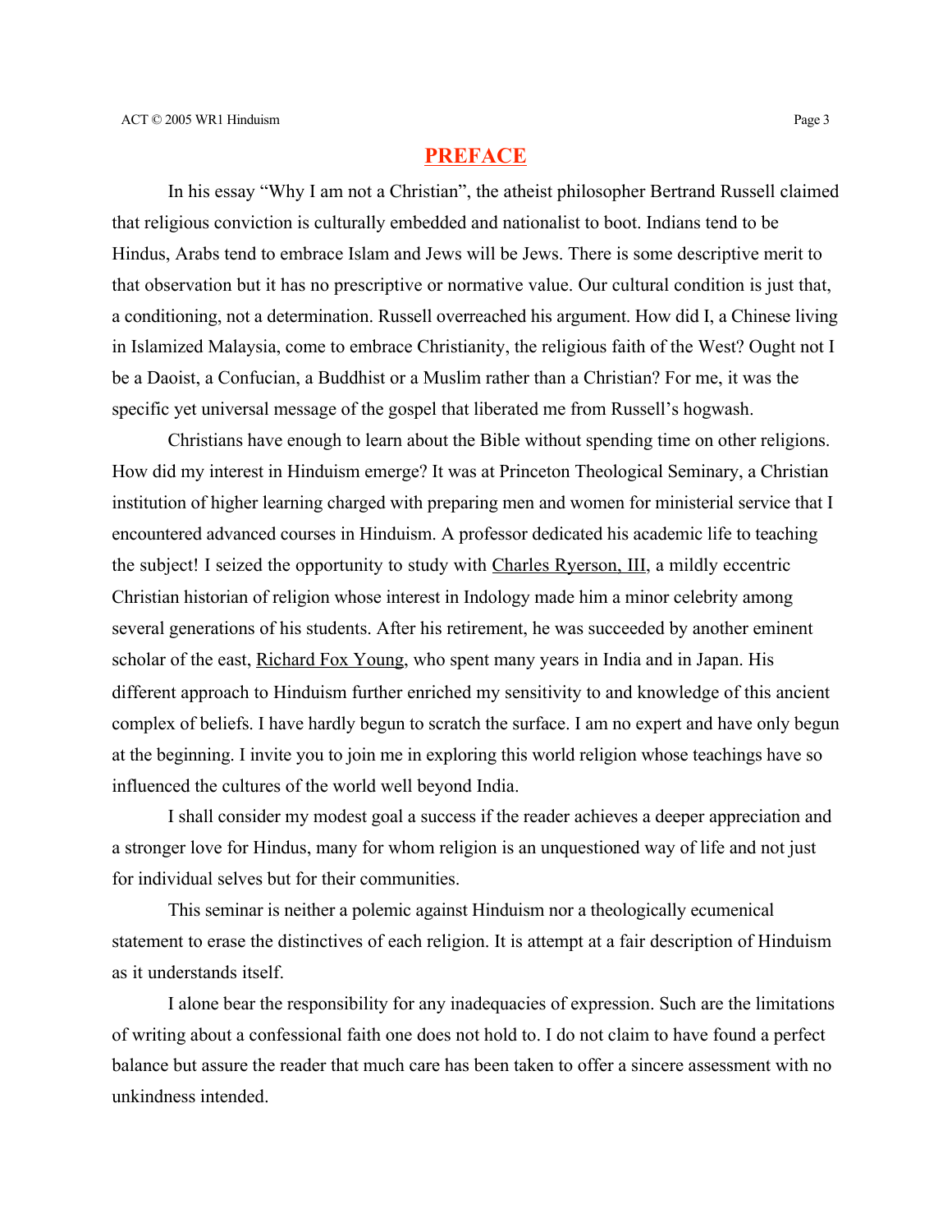# PREFACE

In his essay "Why I am not a Christian", the atheist philosopher Bertrand Russell claimed that religious conviction is culturally embedded and nationalist to boot. Indians tend to be Hindus, Arabs tend to embrace Islam and Jews will be Jews. There is some descriptive merit to that observation but it has no prescriptive or normative value. Our cultural condition is just that, a conditioning, not a determination. Russell overreached his argument. How did I, a Chinese living in Islamized Malaysia, come to embrace Christianity, the religious faith of the West? Ought not I be a Daoist, a Confucian, a Buddhist or a Muslim rather than a Christian? For me, it was the specific yet universal message of the gospel that liberated me from Russell's hogwash.

Christians have enough to learn about the Bible without spending time on other religions. How did my interest in Hinduism emerge? It was at Princeton Theological Seminary, a Christian institution of higher learning charged with preparing men and women for ministerial service that I encountered advanced courses in Hinduism. A professor dedicated his academic life to teaching the subject! I seized the opportunity to study with Charles Ryerson, III, a mildly eccentric Christian historian of religion whose interest in Indology made him a minor celebrity among several generations of his students. After his retirement, he was succeeded by another eminent scholar of the east, Richard Fox Young, who spent many years in India and in Japan. His different approach to Hinduism further enriched my sensitivity to and knowledge of this ancient complex of beliefs. I have hardly begun to scratch the surface. I am no expert and have only begun at the beginning. I invite you to join me in exploring this world religion whose teachings have so influenced the cultures of the world well beyond India.

I shall consider my modest goal a success if the reader achieves a deeper appreciation and a stronger love for Hindus, many for whom religion is an unquestioned way of life and not just for individual selves but for their communities.

This seminar is neither a polemic against Hinduism nor a theologically ecumenical statement to erase the distinctives of each religion. It is attempt at a fair description of Hinduism as it understands itself.

I alone bear the responsibility for any inadequacies of expression. Such are the limitations of writing about a confessional faith one does not hold to. I do not claim to have found a perfect balance but assure the reader that much care has been taken to offer a sincere assessment with no unkindness intended.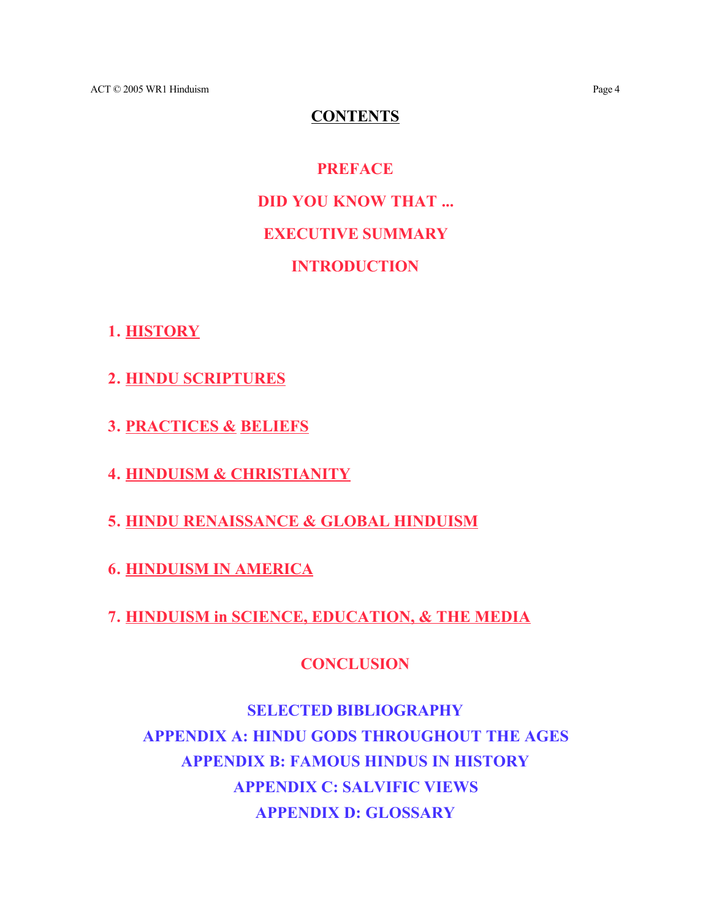# CONTENTS

**PREFACE**

**DID YOU KNOW THAT ...**

**EXECUTIVE SUMMARY**

**INTRODUCTION**

1. **HISTORY**

2. **HINDU SCRIPTURES**

3. **PRACTICES & BELIEFS**

4. **HINDUISM & CHRISTIANITY**

5. **HINDU RENAISSANCE & GLOBAL HINDUISM**

6. **HINDUISM IN AMERICA**

7. **HINDUISM in SCIENCE, EDUCATION, & THE MEDIA**

**CONCLUSION**

**SELECTED BIBLIOGRAPHY**
**APPENDIX A: HINDU GODS THROUGHOUT THE AGES**
**APPENDIX B: FAMOUS HINDUS IN HISTORY**
**APPENDIX C: SALVIFIC VIEWS**
**APPENDIX D: GLOSSARY**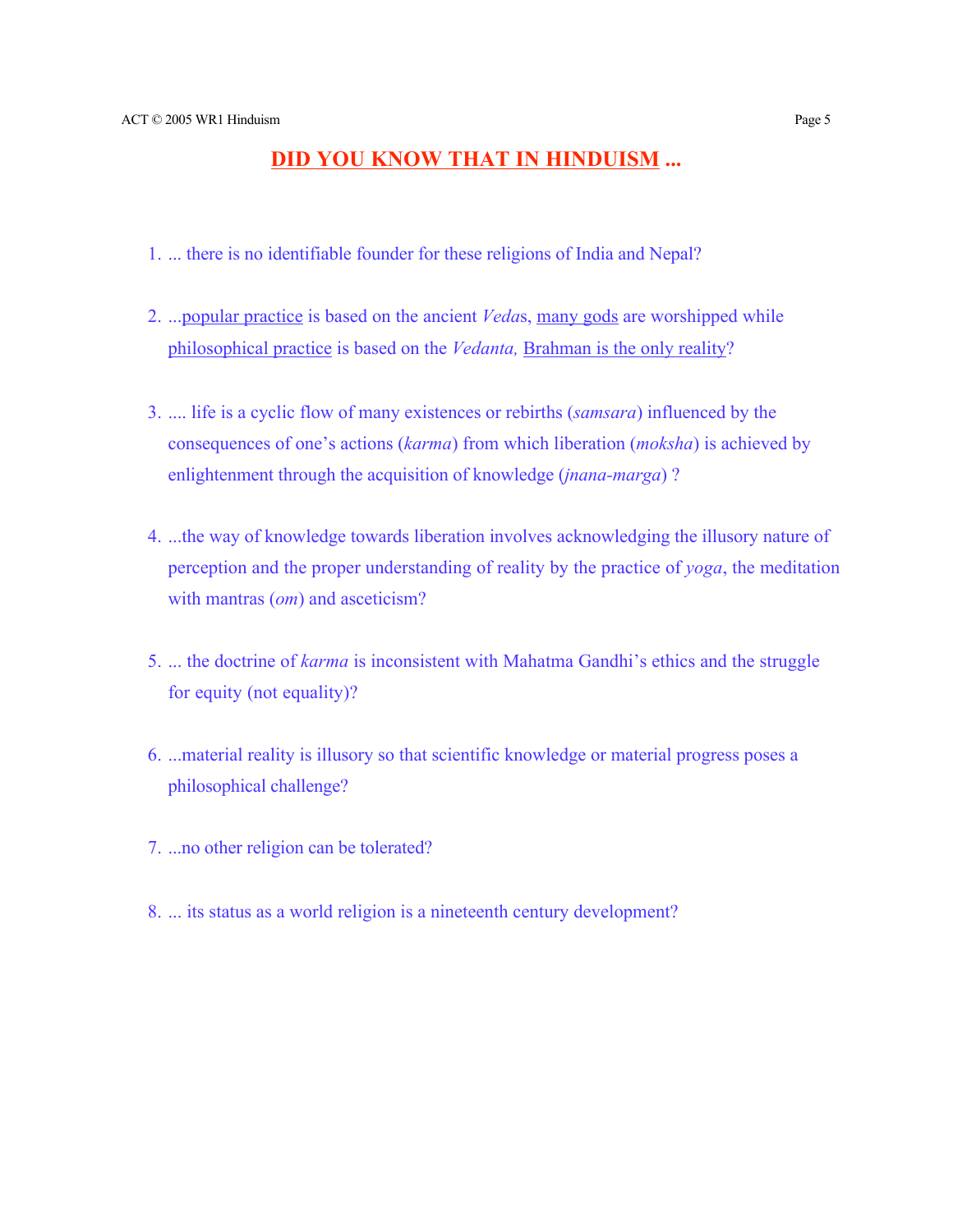## DID YOU KNOW THAT IN HINDUISM ...

1. ... there is no identifiable founder for these religions of India and Nepal?

2. ...popular practice is based on the ancient *Veda*s, many gods are worshipped while philosophical practice is based on the *Vedanta,* Brahman is the only reality?

3. .... life is a cyclic flow of many existences or rebirths (*samsara*) influenced by the consequences of one's actions (*karma*) from which liberation (*moksha*) is achieved by enlightenment through the acquisition of knowledge (*jnana-marga*) ?

4. ...the way of knowledge towards liberation involves acknowledging the illusory nature of perception and the proper understanding of reality by the practice of *yoga*, the meditation with mantras (*om*) and asceticism?

5. ... the doctrine of *karma* is inconsistent with Mahatma Gandhi's ethics and the struggle for equity (not equality)?

6. ...material reality is illusory so that scientific knowledge or material progress poses a philosophical challenge?

7. ...no other religion can be tolerated?

8. ... its status as a world religion is a nineteenth century development?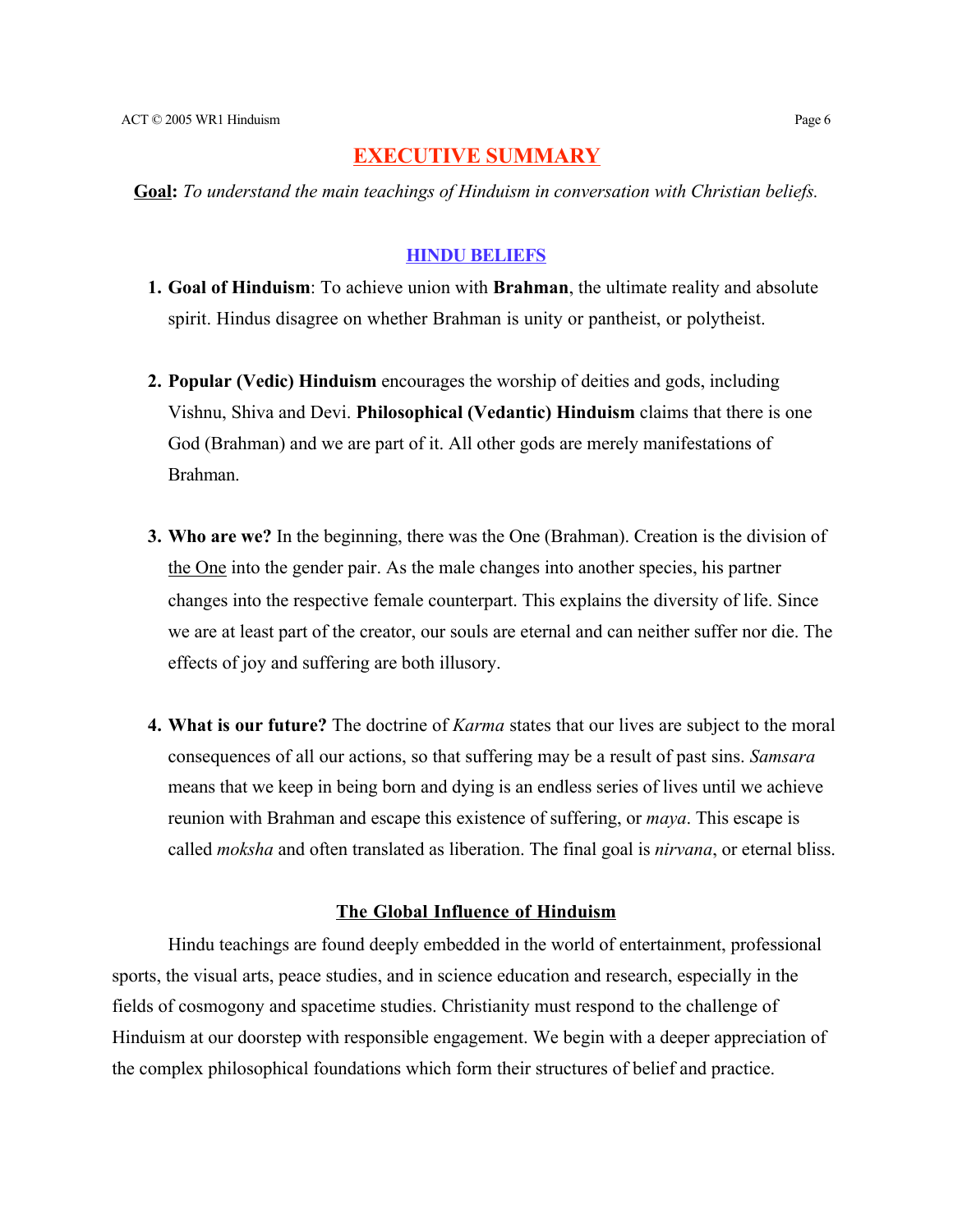# EXECUTIVE SUMMARY

**<u>Goal</u>:** *To understand the main teachings of Hinduism in conversation with Christian beliefs.*

## HINDU BELIEFS

1. **Goal of Hinduism**: To achieve union with **Brahman**, the ultimate reality and absolute spirit. Hindus disagree on whether Brahman is unity or pantheist, or polytheist.

2. **Popular (Vedic) Hinduism** encourages the worship of deities and gods, including Vishnu, Shiva and Devi. **Philosophical (Vedantic) Hinduism** claims that there is one God (Brahman) and we are part of it. All other gods are merely manifestations of Brahman.

3. **Who are we?** In the beginning, there was the One (Brahman). Creation is the division of <u>the One</u> into the gender pair. As the male changes into another species, his partner changes into the respective female counterpart. This explains the diversity of life. Since we are at least part of the creator, our souls are eternal and can neither suffer nor die. The effects of joy and suffering are both illusory.

4. **What is our future?** The doctrine of *Karma* states that our lives are subject to the moral consequences of all our actions, so that suffering may be a result of past sins. *Samsara* means that we keep in being born and dying is an endless series of lives until we achieve reunion with Brahman and escape this existence of suffering, or *maya*. This escape is called *moksha* and often translated as liberation. The final goal is *nirvana*, or eternal bliss.

### The Global Influence of Hinduism

Hindu teachings are found deeply embedded in the world of entertainment, professional sports, the visual arts, peace studies, and in science education and research, especially in the fields of cosmogony and spacetime studies. Christianity must respond to the challenge of Hinduism at our doorstep with responsible engagement. We begin with a deeper appreciation of the complex philosophical foundations which form their structures of belief and practice.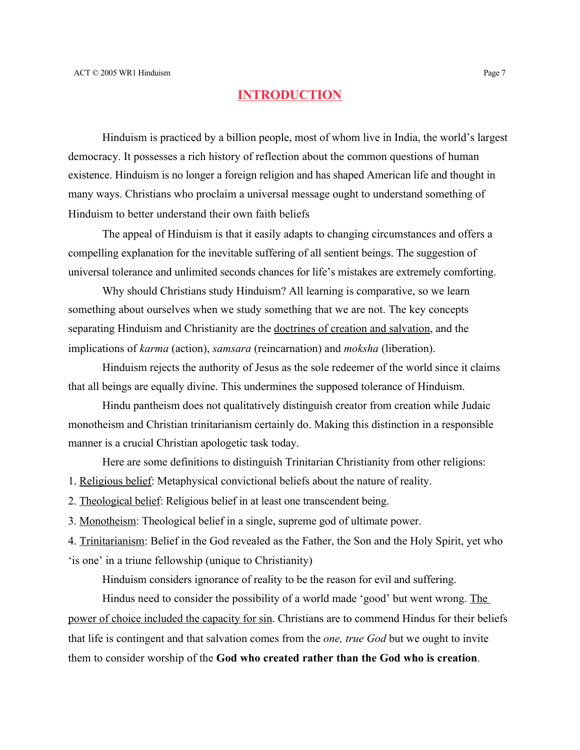# INTRODUCTION

Hinduism is practiced by a billion people, most of whom live in India, the world's largest democracy. It possesses a rich history of reflection about the common questions of human existence. Hinduism is no longer a foreign religion and has shaped American life and thought in many ways. Christians who proclaim a universal message ought to understand something of Hinduism to better understand their own faith beliefs

The appeal of Hinduism is that it easily adapts to changing circumstances and offers a compelling explanation for the inevitable suffering of all sentient beings. The suggestion of universal tolerance and unlimited seconds chances for life's mistakes are extremely comforting.

Why should Christians study Hinduism? All learning is comparative, so we learn something about ourselves when we study something that we are not. The key concepts separating Hinduism and Christianity are the <u>doctrines of creation and salvation</u>, and the implications of *karma* (action), *samsara* (reincarnation) and *moksha* (liberation).

Hinduism rejects the authority of Jesus as the sole redeemer of the world since it claims that all beings are equally divine. This undermines the supposed tolerance of Hinduism.

Hindu pantheism does not qualitatively distinguish creator from creation while Judaic monotheism and Christian trinitarianism certainly do. Making this distinction in a responsible manner is a crucial Christian apologetic task today.

Here are some definitions to distinguish Trinitarian Christianity from other religions:

1. <u>Religious belief</u>: Metaphysical convictional beliefs about the nature of reality.
2. <u>Theological belief</u>: Religious belief in at least one transcendent being.
3. <u>Monotheism</u>: Theological belief in a single, supreme god of ultimate power.
4. <u>Trinitarianism</u>: Belief in the God revealed as the Father, the Son and the Holy Spirit, yet who 'is one' in a triune fellowship (unique to Christianity)

Hinduism considers ignorance of reality to be the reason for evil and suffering.

Hindus need to consider the possibility of a world made 'good' but went wrong. <u>The power of choice included the capacity for sin</u>. Christians are to commend Hindus for their beliefs that life is contingent and that salvation comes from the *one, true God* but we ought to invite them to consider worship of the **God who created rather than the God who is creation**.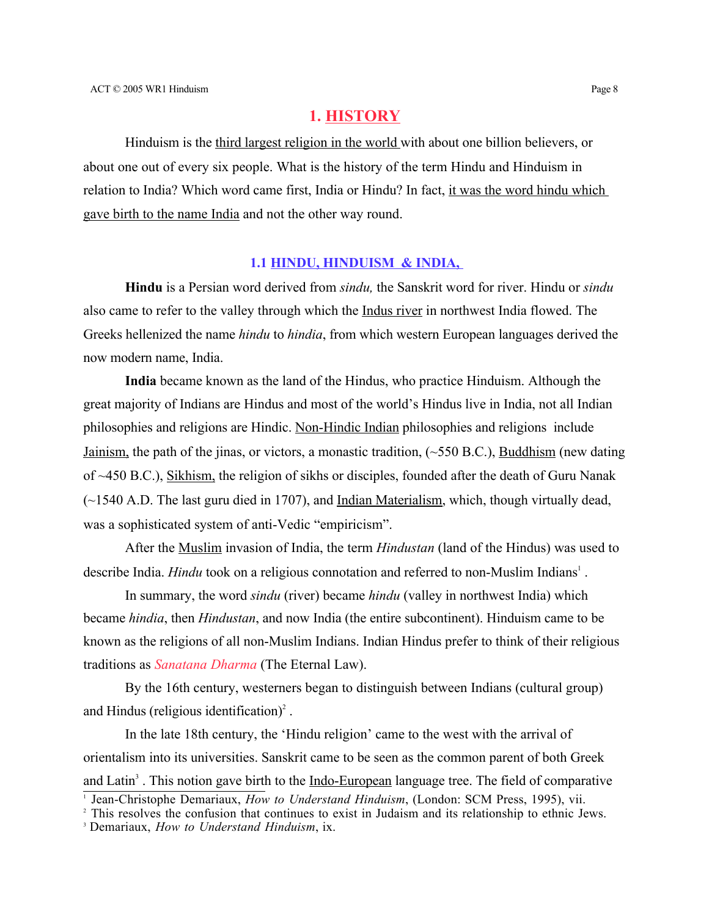# 1. HISTORY

Hinduism is the third largest religion in the world with about one billion believers, or about one out of every six people. What is the history of the term Hindu and Hinduism in relation to India? Which word came first, India or Hindu? In fact, it was the word hindu which gave birth to the name India and not the other way round.

## 1.1 HINDU, HINDUISM & INDIA,

**Hindu** is a Persian word derived from *sindu,* the Sanskrit word for river. Hindu or *sindu* also came to refer to the valley through which the Indus river in northwest India flowed. The Greeks hellenized the name *hindu* to *hindia*, from which western European languages derived the now modern name, India.

**India** became known as the land of the Hindus, who practice Hinduism. Although the great majority of Indians are Hindus and most of the world's Hindus live in India, not all Indian philosophies and religions are Hindic. Non-Hindic Indian philosophies and religions include Jainism, the path of the jinas, or victors, a monastic tradition, (~550 B.C.), Buddhism (new dating of ~450 B.C.), Sikhism, the religion of sikhs or disciples, founded after the death of Guru Nanak (~1540 A.D. The last guru died in 1707), and Indian Materialism, which, though virtually dead, was a sophisticated system of anti-Vedic "empiricism".

After the Muslim invasion of India, the term *Hindustan* (land of the Hindus) was used to describe India. *Hindu* took on a religious connotation and referred to non-Muslim Indians[1] .

In summary, the word *sindu* (river) became *hindu* (valley in northwest India) which became *hindia*, then *Hindustan*, and now India (the entire subcontinent). Hinduism came to be known as the religions of all non-Muslim Indians. Indian Hindus prefer to think of their religious traditions as *Sanatana Dharma* (The Eternal Law).

By the 16th century, westerners began to distinguish between Indians (cultural group) and Hindus (religious identification)[2] .

In the late 18th century, the 'Hindu religion' came to the west with the arrival of orientalism into its universities. Sanskrit came to be seen as the common parent of both Greek and Latin[3] . This notion gave birth to the Indo-European language tree. The field of comparative

---

[1] Jean-Christophe Demariaux, *How to Understand Hinduism*, (London: SCM Press, 1995), vii.

[2] This resolves the confusion that continues to exist in Judaism and its relationship to ethnic Jews.

[3] Demariaux, *How to Understand Hinduism*, ix.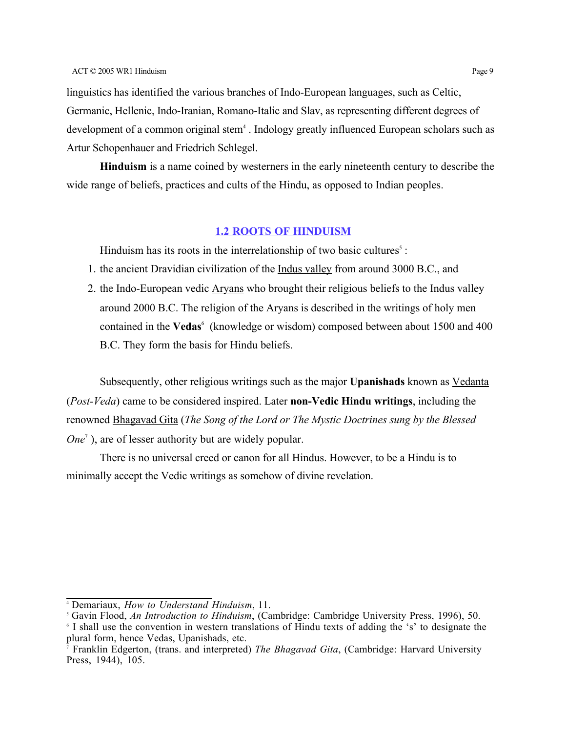linguistics has identified the various branches of Indo-European languages, such as Celtic, Germanic, Hellenic, Indo-Iranian, Romano-Italic and Slav, as representing different degrees of development of a common original stem[4] . Indology greatly influenced European scholars such as Artur Schopenhauer and Friedrich Schlegel.

**Hinduism** is a name coined by westerners in the early nineteenth century to describe the wide range of beliefs, practices and cults of the Hindu, as opposed to Indian peoples.

## 1.2 ROOTS OF HINDUISM

Hinduism has its roots in the interrelationship of two basic cultures[5] :

1. the ancient Dravidian civilization of the Indus valley from around 3000 B.C., and
2. the Indo-European vedic Aryans who brought their religious beliefs to the Indus valley around 2000 B.C. The religion of the Aryans is described in the writings of holy men contained in the **Vedas**[6] (knowledge or wisdom) composed between about 1500 and 400 B.C. They form the basis for Hindu beliefs.

Subsequently, other religious writings such as the major **Upanishads** known as Vedanta (*Post-Veda*) came to be considered inspired. Later **non-Vedic Hindu writings**, including the renowned Bhagavad Gita (*The Song of the Lord or The Mystic Doctrines sung by the Blessed One*[7] ), are of lesser authority but are widely popular.

There is no universal creed or canon for all Hindus. However, to be a Hindu is to minimally accept the Vedic writings as somehow of divine revelation.

---

[4] Demariaux, *How to Understand Hinduism*, 11.

[5] Gavin Flood, *An Introduction to Hinduism*, (Cambridge: Cambridge University Press, 1996), 50.

[6] I shall use the convention in western translations of Hindu texts of adding the 's' to designate the plural form, hence Vedas, Upanishads, etc.

[7] Franklin Edgerton, (trans. and interpreted) *The Bhagavad Gita*, (Cambridge: Harvard University Press, 1944), 105.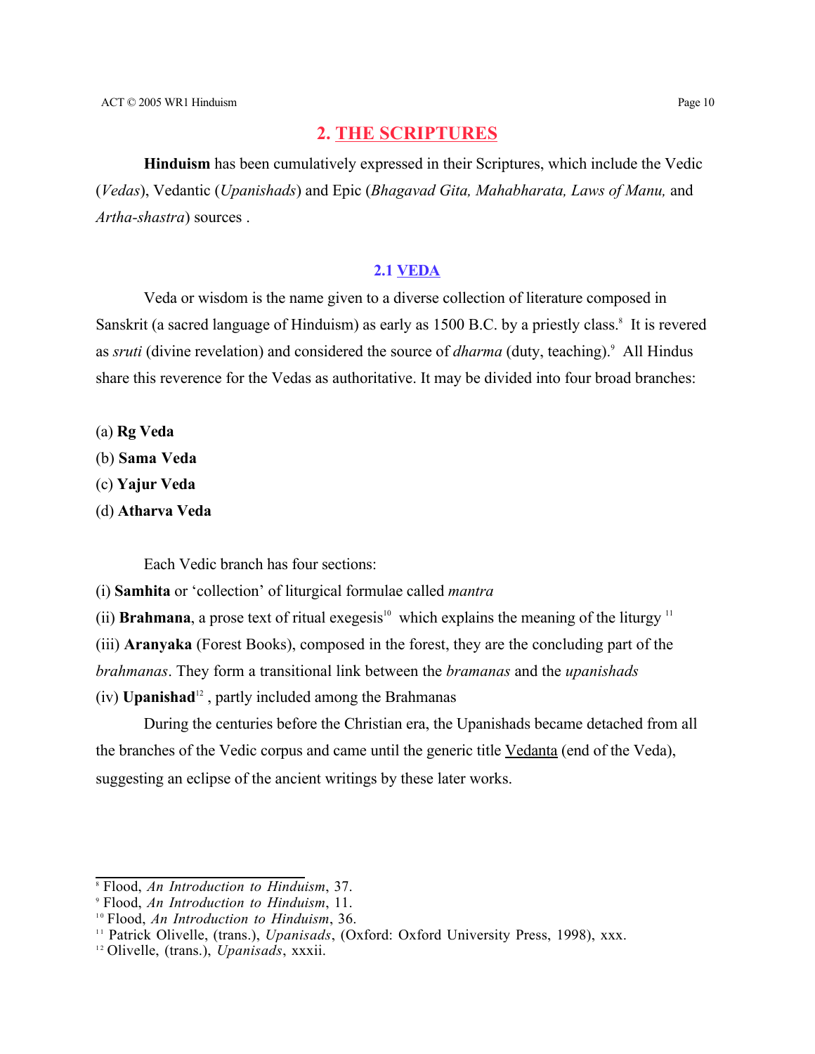## 2. THE SCRIPTURES

**Hinduism** has been cumulatively expressed in their Scriptures, which include the Vedic (*Vedas*), Vedantic (*Upanishads*) and Epic (*Bhagavad Gita, Mahabharata, Laws of Manu,* and *Artha-shastra*) sources .

### 2.1 VEDA

Veda or wisdom is the name given to a diverse collection of literature composed in Sanskrit (a sacred language of Hinduism) as early as 1500 B.C. by a priestly class.[8] It is revered as *sruti* (divine revelation) and considered the source of *dharma* (duty, teaching).[9] All Hindus share this reverence for the Vedas as authoritative. It may be divided into four broad branches:

(a) **Rg Veda**
(b) **Sama Veda**
(c) **Yajur Veda**
(d) **Atharva Veda**

Each Vedic branch has four sections:

(i) **Samhita** or 'collection' of liturgical formulae called *mantra*
(ii) **Brahmana**, a prose text of ritual exegesis[10] which explains the meaning of the liturgy [11]
(iii) **Aranyaka** (Forest Books), composed in the forest, they are the concluding part of the *brahmanas*. They form a transitional link between the *bramanas* and the *upanishads*
(iv) **Upanishad**[12] , partly included among the Brahmanas

During the centuries before the Christian era, the Upanishads became detached from all the branches of the Vedic corpus and came until the generic title Vedanta (end of the Veda), suggesting an eclipse of the ancient writings by these later works.

---

[8] Flood, *An Introduction to Hinduism*, 37.
[9] Flood, *An Introduction to Hinduism*, 11.
[10] Flood, *An Introduction to Hinduism*, 36.
[11] Patrick Olivelle, (trans.), *Upanisads*, (Oxford: Oxford University Press, 1998), xxx.
[12] Olivelle, (trans.), *Upanisads*, xxxii.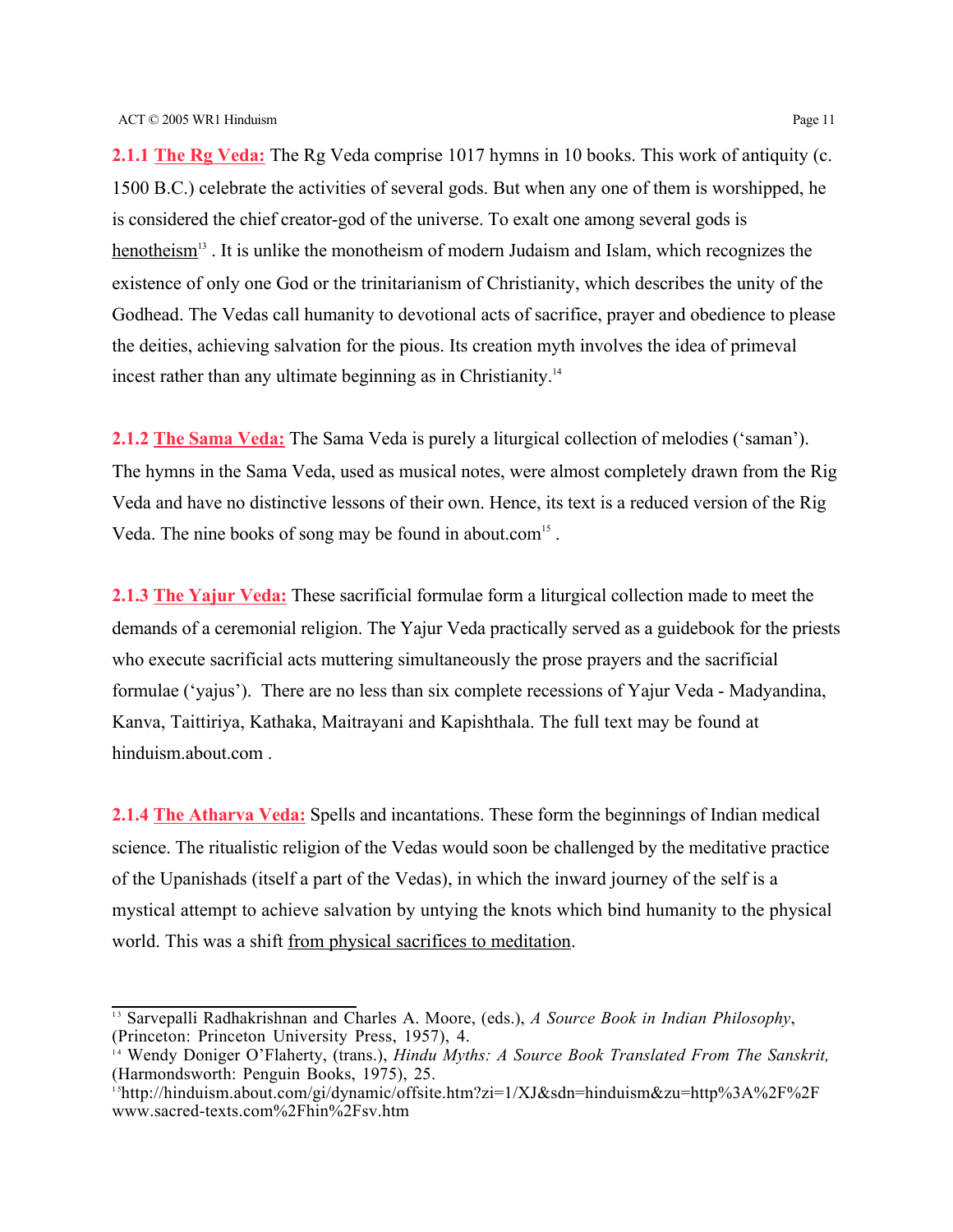**2.1.1 The Rg Veda:** The Rg Veda comprise 1017 hymns in 10 books. This work of antiquity (c. 1500 B.C.) celebrate the activities of several gods. But when any one of them is worshipped, he is considered the chief creator-god of the universe. To exalt one among several gods is henotheism[13] . It is unlike the monotheism of modern Judaism and Islam, which recognizes the existence of only one God or the trinitarianism of Christianity, which describes the unity of the Godhead. The Vedas call humanity to devotional acts of sacrifice, prayer and obedience to please the deities, achieving salvation for the pious. Its creation myth involves the idea of primeval incest rather than any ultimate beginning as in Christianity.[14]

**2.1.2 The Sama Veda:** The Sama Veda is purely a liturgical collection of melodies ('saman'). The hymns in the Sama Veda, used as musical notes, were almost completely drawn from the Rig Veda and have no distinctive lessons of their own. Hence, its text is a reduced version of the Rig Veda. The nine books of song may be found in about.com[15] .

**2.1.3 The Yajur Veda:** These sacrificial formulae form a liturgical collection made to meet the demands of a ceremonial religion. The Yajur Veda practically served as a guidebook for the priests who execute sacrificial acts muttering simultaneously the prose prayers and the sacrificial formulae ('yajus'). There are no less than six complete recessions of Yajur Veda - Madyandina, Kanva, Taittiriya, Kathaka, Maitrayani and Kapishthala. The full text may be found at hinduism.about.com .

**2.1.4 The Atharva Veda:** Spells and incantations. These form the beginnings of Indian medical science. The ritualistic religion of the Vedas would soon be challenged by the meditative practice of the Upanishads (itself a part of the Vedas), in which the inward journey of the self is a mystical attempt to achieve salvation by untying the knots which bind humanity to the physical world. This was a shift from physical sacrifices to meditation.

---

[13] Sarvepalli Radhakrishnan and Charles A. Moore, (eds.), *A Source Book in Indian Philosophy*, (Princeton: Princeton University Press, 1957), 4.

[14] Wendy Doniger O'Flaherty, (trans.), *Hindu Myths: A Source Book Translated From The Sanskrit,* (Harmondsworth: Penguin Books, 1975), 25.

[15] http://hinduism.about.com/gi/dynamic/offsite.htm?zi=1/XJ&sdn=hinduism&zu=http%3A%2F%2Fwww.sacred-texts.com%2Fhin%2Fsv.htm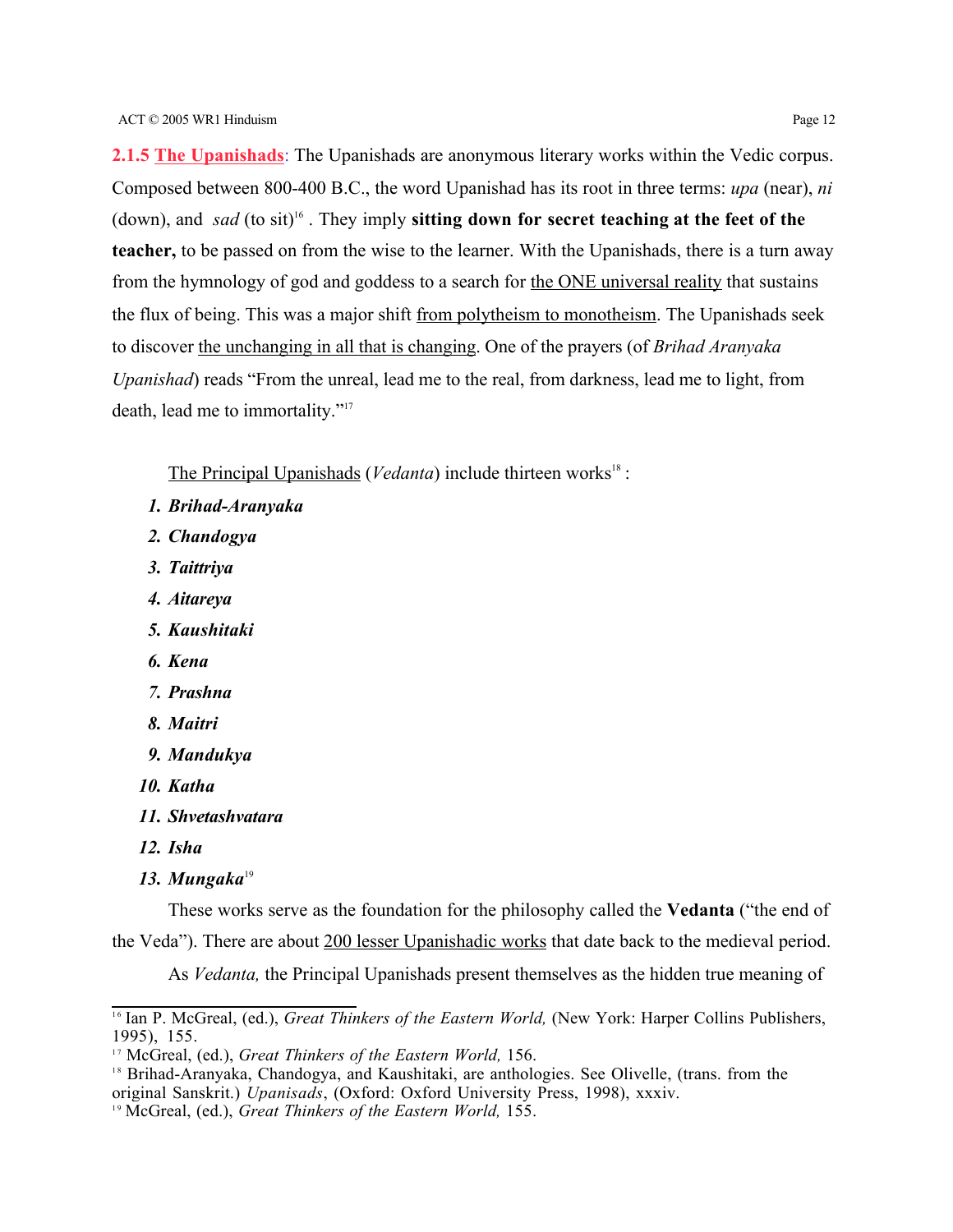### 2.1.5 The Upanishads

**2.1.5 The Upanishads**: The Upanishads are anonymous literary works within the Vedic corpus. Composed between 800-400 B.C., the word Upanishad has its root in three terms: *upa* (near), *ni* (down), and *sad* (to sit)[16]. They imply **sitting down for secret teaching at the feet of the teacher,** to be passed on from the wise to the learner. With the Upanishads, there is a turn away from the hymnology of god and goddess to a search for the ONE universal reality that sustains the flux of being. This was a major shift from polytheism to monotheism. The Upanishads seek to discover the unchanging in all that is changing. One of the prayers (of *Brihad Aranyaka Upanishad*) reads "From the unreal, lead me to the real, from darkness, lead me to light, from death, lead me to immortality."[17]

The Principal Upanishads (*Vedanta*) include thirteen works[18]:

1. ***Brihad-Aranyaka***
2. ***Chandogya***
3. ***Taittriya***
4. ***Aitareya***
5. ***Kaushitaki***
6. ***Kena***
7. ***Prashna***
8. ***Maitri***
9. ***Mandukya***
10. ***Katha***
11. ***Shvetashvatara***
12. ***Isha***
13. ***Mungaka***[19]

These works serve as the foundation for the philosophy called the **Vedanta** ("the end of the Veda"). There are about 200 lesser Upanishadic works that date back to the medieval period.

As *Vedanta,* the Principal Upanishads present themselves as the hidden true meaning of

---

[16] Ian P. McGreal, (ed.), *Great Thinkers of the Eastern World,* (New York: Harper Collins Publishers, 1995), 155.

[17] McGreal, (ed.), *Great Thinkers of the Eastern World,* 156.

[18] Brihad-Aranyaka, Chandogya, and Kaushitaki, are anthologies. See Olivelle, (trans. from the original Sanskrit.) *Upanisads*, (Oxford: Oxford University Press, 1998), xxxiv.

[19] McGreal, (ed.), *Great Thinkers of the Eastern World,* 155.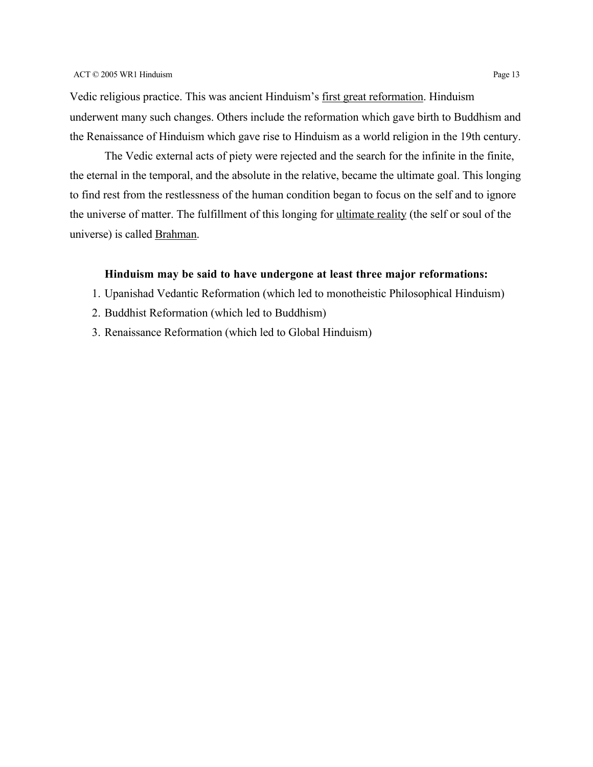Vedic religious practice. This was ancient Hinduism's <u>first great reformation</u>. Hinduism underwent many such changes. Others include the reformation which gave birth to Buddhism and the Renaissance of Hinduism which gave rise to Hinduism as a world religion in the 19th century.

The Vedic external acts of piety were rejected and the search for the infinite in the finite, the eternal in the temporal, and the absolute in the relative, became the ultimate goal. This longing to find rest from the restlessness of the human condition began to focus on the self and to ignore the universe of matter. The fulfillment of this longing for <u>ultimate reality</u> (the self or soul of the universe) is called <u>Brahman</u>.

**Hinduism may be said to have undergone at least three major reformations:**

1. Upanishad Vedantic Reformation (which led to monotheistic Philosophical Hinduism)
2. Buddhist Reformation (which led to Buddhism)
3. Renaissance Reformation (which led to Global Hinduism)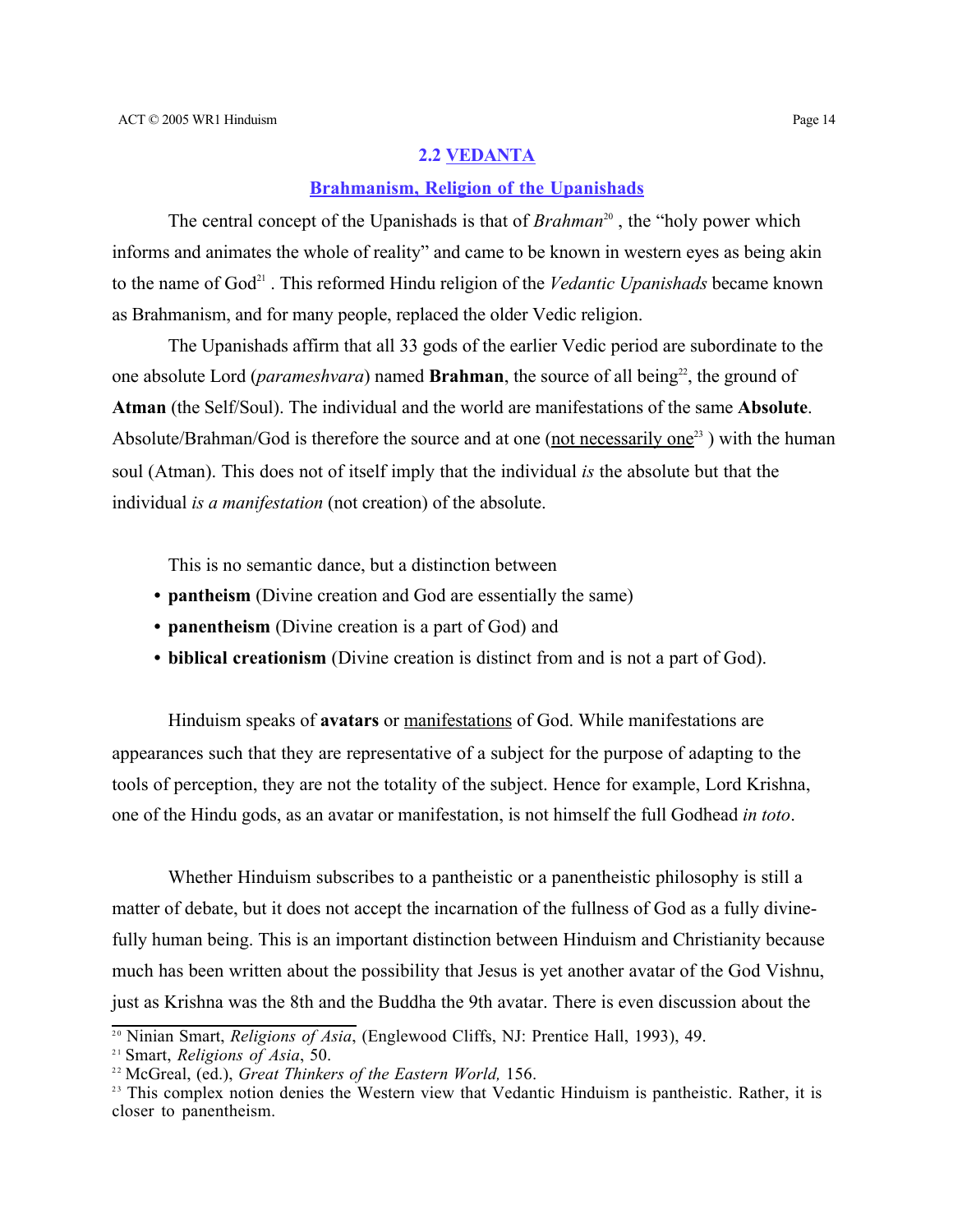## 2.2 VEDANTA

### Brahmanism, Religion of the Upanishads

The central concept of the Upanishads is that of *Brahman*[20] , the "holy power which informs and animates the whole of reality" and came to be known in western eyes as being akin to the name of God[21] . This reformed Hindu religion of the *Vedantic Upanishads* became known as Brahmanism, and for many people, replaced the older Vedic religion.

The Upanishads affirm that all 33 gods of the earlier Vedic period are subordinate to the one absolute Lord (*parameshvara*) named **Brahman**, the source of all being[22], the ground of **Atman** (the Self/Soul). The individual and the world are manifestations of the same **Absolute**. Absolute/Brahman/God is therefore the source and at one (not necessarily one[23] ) with the human soul (Atman). This does not of itself imply that the individual *is* the absolute but that the individual *is a manifestation* (not creation) of the absolute.

This is no semantic dance, but a distinction between

- **pantheism** (Divine creation and God are essentially the same)
- **panentheism** (Divine creation is a part of God) and
- **biblical creationism** (Divine creation is distinct from and is not a part of God).

Hinduism speaks of **avatars** or manifestations of God. While manifestations are appearances such that they are representative of a subject for the purpose of adapting to the tools of perception, they are not the totality of the subject. Hence for example, Lord Krishna, one of the Hindu gods, as an avatar or manifestation, is not himself the full Godhead *in toto*.

Whether Hinduism subscribes to a pantheistic or a panentheistic philosophy is still a matter of debate, but it does not accept the incarnation of the fullness of God as a fully divine-fully human being. This is an important distinction between Hinduism and Christianity because much has been written about the possibility that Jesus is yet another avatar of the God Vishnu, just as Krishna was the 8th and the Buddha the 9th avatar. There is even discussion about the

---

[20] Ninian Smart, *Religions of Asia*, (Englewood Cliffs, NJ: Prentice Hall, 1993), 49.

[21] Smart, *Religions of Asia*, 50.

[22] McGreal, (ed.), *Great Thinkers of the Eastern World,* 156.

[23] This complex notion denies the Western view that Vedantic Hinduism is pantheistic. Rather, it is closer to panentheism.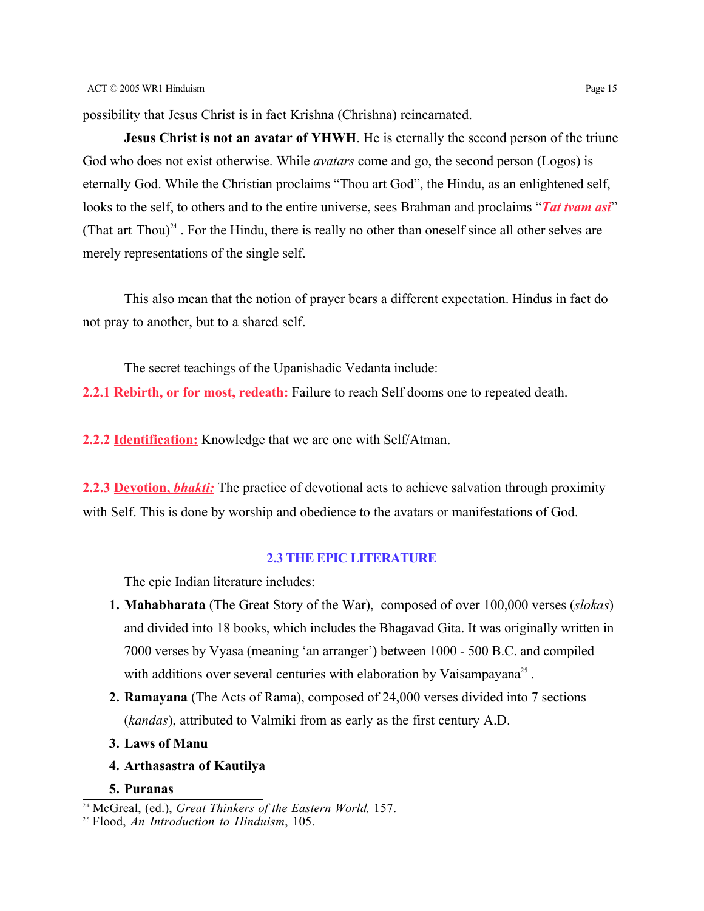possibility that Jesus Christ is in fact Krishna (Chrishna) reincarnated.

**Jesus Christ is not an avatar of YHWH**. He is eternally the second person of the triune God who does not exist otherwise. While *avatars* come and go, the second person (Logos) is eternally God. While the Christian proclaims "Thou art God", the Hindu, as an enlightened self, looks to the self, to others and to the entire universe, sees Brahman and proclaims "***Tat tvam asi***" (That art Thou)[24] . For the Hindu, there is really no other than oneself since all other selves are merely representations of the single self.

This also mean that the notion of prayer bears a different expectation. Hindus in fact do not pray to another, but to a shared self.

The secret teachings of the Upanishadic Vedanta include:

**2.2.1 Rebirth, or for most, redeath:** Failure to reach Self dooms one to repeated death.

**2.2.2 Identification:** Knowledge that we are one with Self/Atman.

**2.2.3 Devotion, *bhakti:*** The practice of devotional acts to achieve salvation through proximity with Self. This is done by worship and obedience to the avatars or manifestations of God.

## 2.3 THE EPIC LITERATURE

The epic Indian literature includes:

1. **Mahabharata** (The Great Story of the War), composed of over 100,000 verses (*slokas*) and divided into 18 books, which includes the Bhagavad Gita. It was originally written in 7000 verses by Vyasa (meaning 'an arranger') between 1000 - 500 B.C. and compiled with additions over several centuries with elaboration by Vaisampayana[25] .
2. **Ramayana** (The Acts of Rama), composed of 24,000 verses divided into 7 sections (*kandas*), attributed to Valmiki from as early as the first century A.D.
3. **Laws of Manu**
4. **Arthasastra of Kautilya**
5. **Puranas**

---

[24] McGreal, (ed.), *Great Thinkers of the Eastern World,* 157.

[25] Flood, *An Introduction to Hinduism*, 105.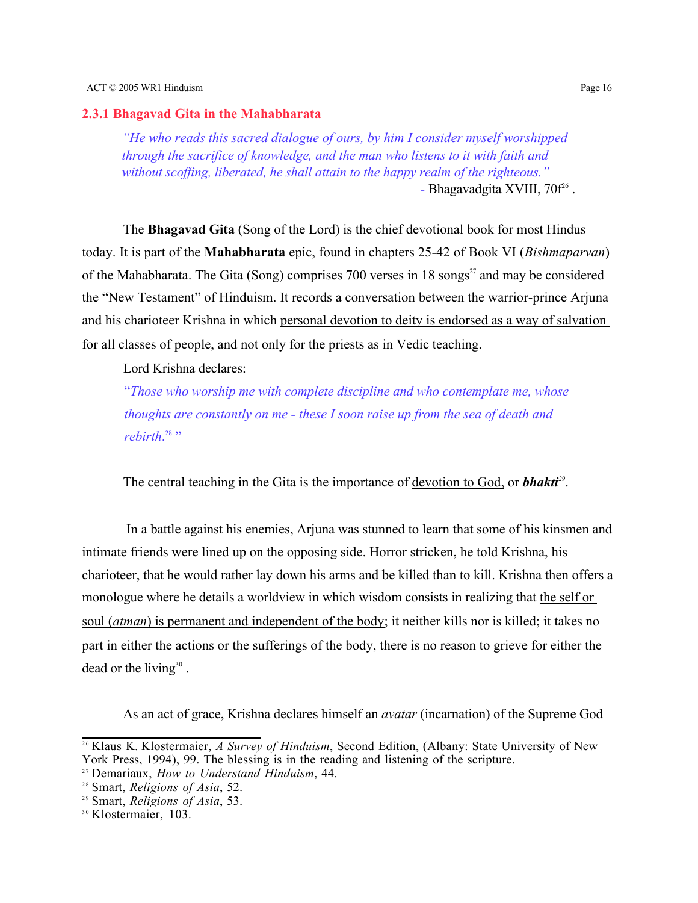### 2.3.1 Bhagavad Gita in the Mahabharata

> *"He who reads this sacred dialogue of ours, by him I consider myself worshipped through the sacrifice of knowledge, and the man who listens to it with faith and without scoffing, liberated, he shall attain to the happy realm of the righteous."*
>
> \- Bhagavadgita XVIII, 70f[26] .

The **Bhagavad Gita** (Song of the Lord) is the chief devotional book for most Hindus today. It is part of the **Mahabharata** epic, found in chapters 25-42 of Book VI (*Bishmaparvan*) of the Mahabharata. The Gita (Song) comprises 700 verses in 18 songs[27] and may be considered the "New Testament" of Hinduism. It records a conversation between the warrior-prince Arjuna and his charioteer Krishna in which personal devotion to deity is endorsed as a way of salvation for all classes of people, and not only for the priests as in Vedic teaching.

Lord Krishna declares:

"*Those who worship me with complete discipline and who contemplate me, whose thoughts are constantly on me - these I soon raise up from the sea of death and rebirth.*[28] "

The central teaching in the Gita is the importance of devotion to God, or ***bhakti***[29].

In a battle against his enemies, Arjuna was stunned to learn that some of his kinsmen and intimate friends were lined up on the opposing side. Horror stricken, he told Krishna, his charioteer, that he would rather lay down his arms and be killed than to kill. Krishna then offers a monologue where he details a worldview in which wisdom consists in realizing that the self or soul (*atman*) is permanent and independent of the body; it neither kills nor is killed; it takes no part in either the actions or the sufferings of the body, there is no reason to grieve for either the dead or the living[30] .

As an act of grace, Krishna declares himself an *avatar* (incarnation) of the Supreme God

---

[26] Klaus K. Klostermaier, *A Survey of Hinduism*, Second Edition, (Albany: State University of New York Press, 1994), 99. The blessing is in the reading and listening of the scripture.

[27] Demariaux, *How to Understand Hinduism*, 44.

[28] Smart, *Religions of Asia*, 52.

[29] Smart, *Religions of Asia*, 53.

[30] Klostermaier, 103.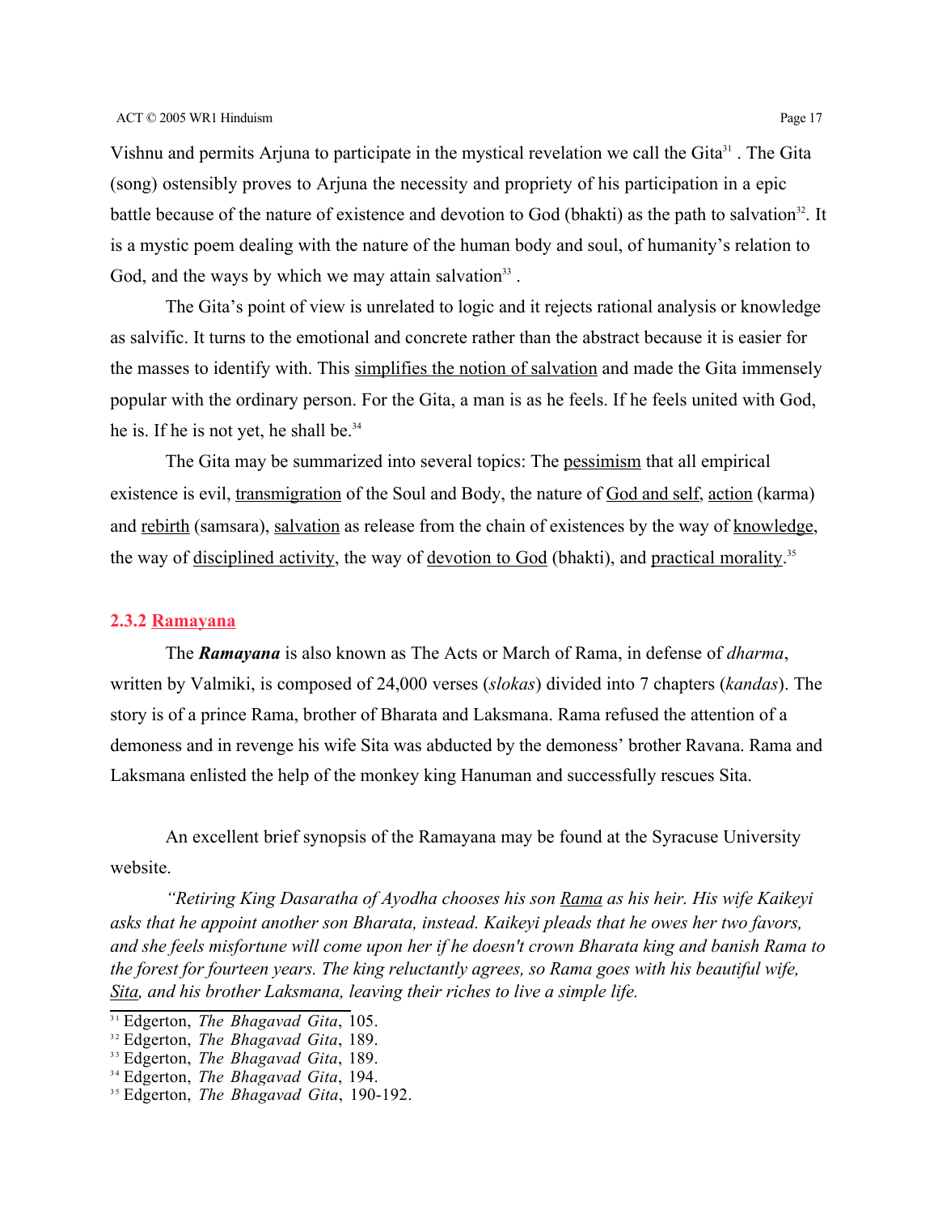Vishnu and permits Arjuna to participate in the mystical revelation we call the Gita[31] . The Gita (song) ostensibly proves to Arjuna the necessity and propriety of his participation in a epic battle because of the nature of existence and devotion to God (bhakti) as the path to salvation[32]. It is a mystic poem dealing with the nature of the human body and soul, of humanity's relation to God, and the ways by which we may attain salvation[33] .

The Gita's point of view is unrelated to logic and it rejects rational analysis or knowledge as salvific. It turns to the emotional and concrete rather than the abstract because it is easier for the masses to identify with. This simplifies the notion of salvation and made the Gita immensely popular with the ordinary person. For the Gita, a man is as he feels. If he feels united with God, he is. If he is not yet, he shall be.[34]

The Gita may be summarized into several topics: The pessimism that all empirical existence is evil, transmigration of the Soul and Body, the nature of God and self, action (karma) and rebirth (samsara), salvation as release from the chain of existences by the way of knowledge, the way of disciplined activity, the way of devotion to God (bhakti), and practical morality.[35]

### 2.3.2 Ramayana

The ***Ramayana*** is also known as The Acts or March of Rama, in defense of *dharma*, written by Valmiki, is composed of 24,000 verses (*slokas*) divided into 7 chapters (*kandas*). The story is of a prince Rama, brother of Bharata and Laksmana. Rama refused the attention of a demoness and in revenge his wife Sita was abducted by the demoness' brother Ravana. Rama and Laksmana enlisted the help of the monkey king Hanuman and successfully rescues Sita.

An excellent brief synopsis of the Ramayana may be found at the Syracuse University website.

*"Retiring King Dasaratha of Ayodha chooses his son Rama as his heir. His wife Kaikeyi asks that he appoint another son Bharata, instead. Kaikeyi pleads that he owes her two favors, and she feels misfortune will come upon her if he doesn't crown Bharata king and banish Rama to the forest for fourteen years. The king reluctantly agrees, so Rama goes with his beautiful wife, Sita, and his brother Laksmana, leaving their riches to live a simple life.*

[31] Edgerton, *The Bhagavad Gita*, 105.
[32] Edgerton, *The Bhagavad Gita*, 189.
[33] Edgerton, *The Bhagavad Gita*, 189.
[34] Edgerton, *The Bhagavad Gita*, 194.
[35] Edgerton, *The Bhagavad Gita*, 190-192.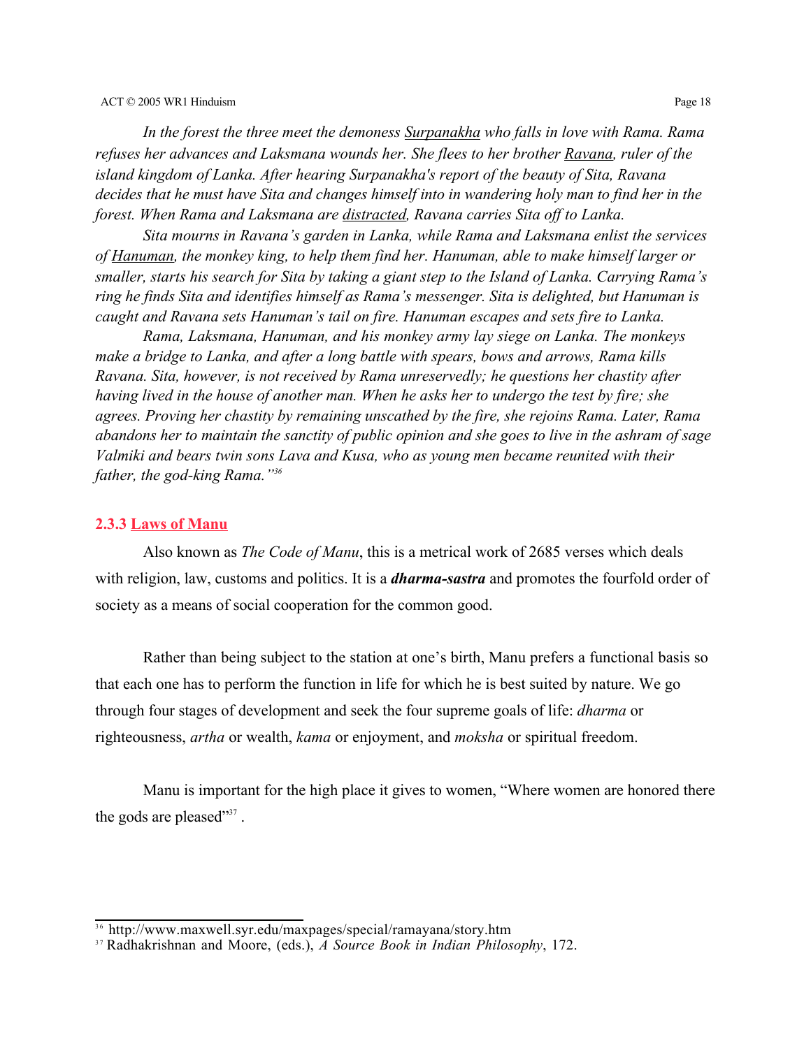*In the forest the three meet the demoness Surpanakha who falls in love with Rama. Rama refuses her advances and Laksmana wounds her. She flees to her brother Ravana, ruler of the island kingdom of Lanka. After hearing Surpanakha's report of the beauty of Sita, Ravana decides that he must have Sita and changes himself into in wandering holy man to find her in the forest. When Rama and Laksmana are distracted, Ravana carries Sita off to Lanka.*

*Sita mourns in Ravana's garden in Lanka, while Rama and Laksmana enlist the services of Hanuman, the monkey king, to help them find her. Hanuman, able to make himself larger or smaller, starts his search for Sita by taking a giant step to the Island of Lanka. Carrying Rama's ring he finds Sita and identifies himself as Rama's messenger. Sita is delighted, but Hanuman is caught and Ravana sets Hanuman's tail on fire. Hanuman escapes and sets fire to Lanka.*

*Rama, Laksmana, Hanuman, and his monkey army lay siege on Lanka. The monkeys make a bridge to Lanka, and after a long battle with spears, bows and arrows, Rama kills Ravana. Sita, however, is not received by Rama unreservedly; he questions her chastity after having lived in the house of another man. When he asks her to undergo the test by fire; she agrees. Proving her chastity by remaining unscathed by the fire, she rejoins Rama. Later, Rama abandons her to maintain the sanctity of public opinion and she goes to live in the ashram of sage Valmiki and bears twin sons Lava and Kusa, who as young men became reunited with their father, the god-king Rama."*[36]

### 2.3.3 Laws of Manu

Also known as *The Code of Manu*, this is a metrical work of 2685 verses which deals with religion, law, customs and politics. It is a ***dharma-sastra*** and promotes the fourfold order of society as a means of social cooperation for the common good.

Rather than being subject to the station at one's birth, Manu prefers a functional basis so that each one has to perform the function in life for which he is best suited by nature. We go through four stages of development and seek the four supreme goals of life: *dharma* or righteousness, *artha* or wealth, *kama* or enjoyment, and *moksha* or spiritual freedom.

Manu is important for the high place it gives to women, "Where women are honored there the gods are pleased"[37] .

---

[36] http://www.maxwell.syr.edu/maxpages/special/ramayana/story.htm

[37] Radhakrishnan and Moore, (eds.), *A Source Book in Indian Philosophy*, 172.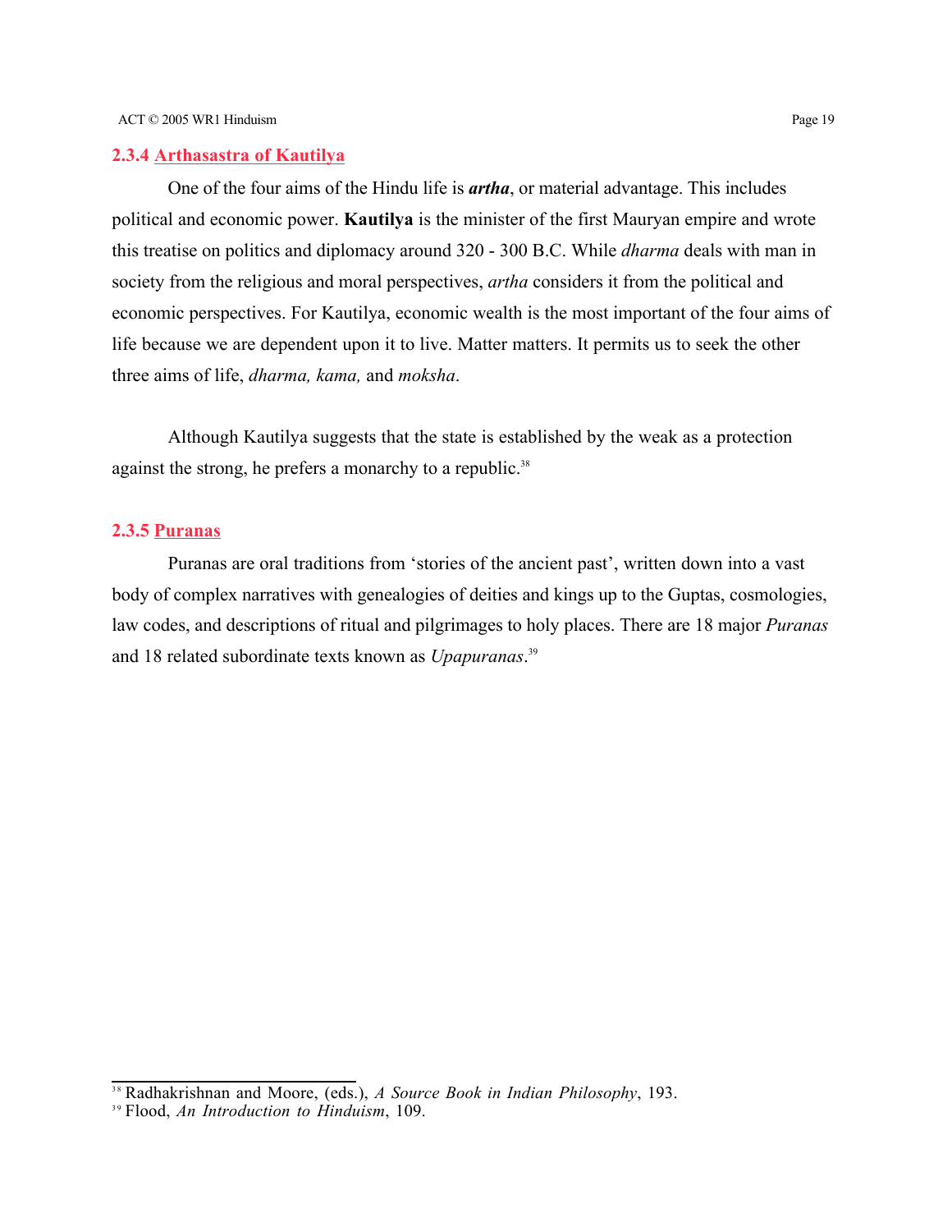### 2.3.4 Arthasastra of Kautilya

One of the four aims of the Hindu life is ***artha***, or material advantage. This includes political and economic power. **Kautilya** is the minister of the first Mauryan empire and wrote this treatise on politics and diplomacy around 320 - 300 B.C. While *dharma* deals with man in society from the religious and moral perspectives, *artha* considers it from the political and economic perspectives. For Kautilya, economic wealth is the most important of the four aims of life because we are dependent upon it to live. Matter matters. It permits us to seek the other three aims of life, *dharma, kama,* and *moksha*.

Although Kautilya suggests that the state is established by the weak as a protection against the strong, he prefers a monarchy to a republic.[38]

### 2.3.5 Puranas

Puranas are oral traditions from 'stories of the ancient past', written down into a vast body of complex narratives with genealogies of deities and kings up to the Guptas, cosmologies, law codes, and descriptions of ritual and pilgrimages to holy places. There are 18 major *Puranas* and 18 related subordinate texts known as *Upapuranas*.[39]

---

[38] Radhakrishnan and Moore, (eds.), *A Source Book in Indian Philosophy*, 193.

[39] Flood, *An Introduction to Hinduism*, 109.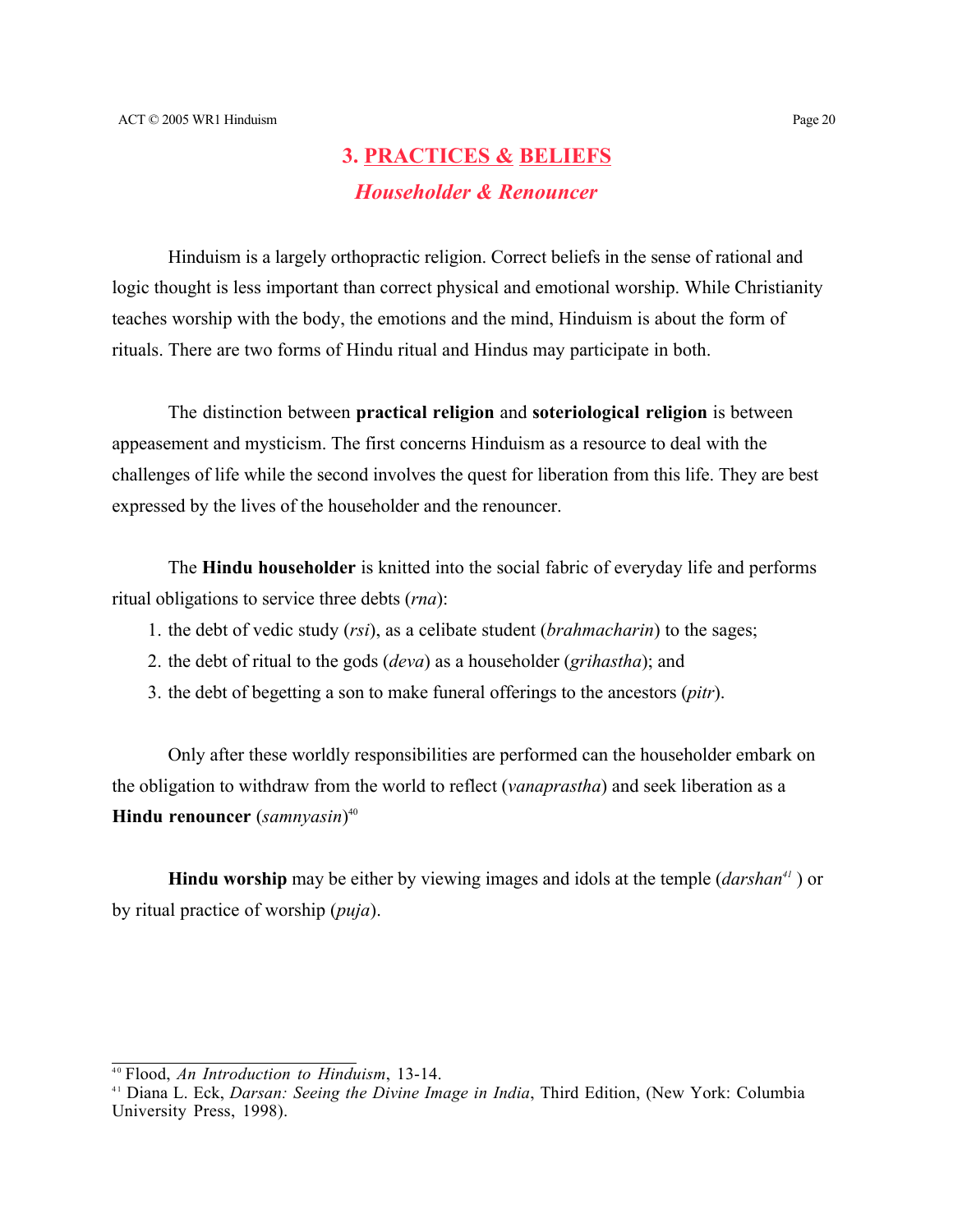## 3. PRACTICES & BELIEFS

### *Householder & Renouncer*

Hinduism is a largely orthopractic religion. Correct beliefs in the sense of rational and logic thought is less important than correct physical and emotional worship. While Christianity teaches worship with the body, the emotions and the mind, Hinduism is about the form of rituals. There are two forms of Hindu ritual and Hindus may participate in both.

The distinction between **practical religion** and **soteriological religion** is between appeasement and mysticism. The first concerns Hinduism as a resource to deal with the challenges of life while the second involves the quest for liberation from this life. They are best expressed by the lives of the householder and the renouncer.

The **Hindu householder** is knitted into the social fabric of everyday life and performs ritual obligations to service three debts (*rna*):

1. the debt of vedic study (*rsi*), as a celibate student (*brahmacharin*) to the sages;
2. the debt of ritual to the gods (*deva*) as a householder (*grihastha*); and
3. the debt of begetting a son to make funeral offerings to the ancestors (*pitr*).

Only after these worldly responsibilities are performed can the householder embark on the obligation to withdraw from the world to reflect (*vanaprastha*) and seek liberation as a **Hindu renouncer** (*samnyasin*)[40]

**Hindu worship** may be either by viewing images and idols at the temple (*darshan*[41] ) or by ritual practice of worship (*puja*).

---

[40] Flood, *An Introduction to Hinduism*, 13-14.

[41] Diana L. Eck, *Darsan: Seeing the Divine Image in India*, Third Edition, (New York: Columbia University Press, 1998).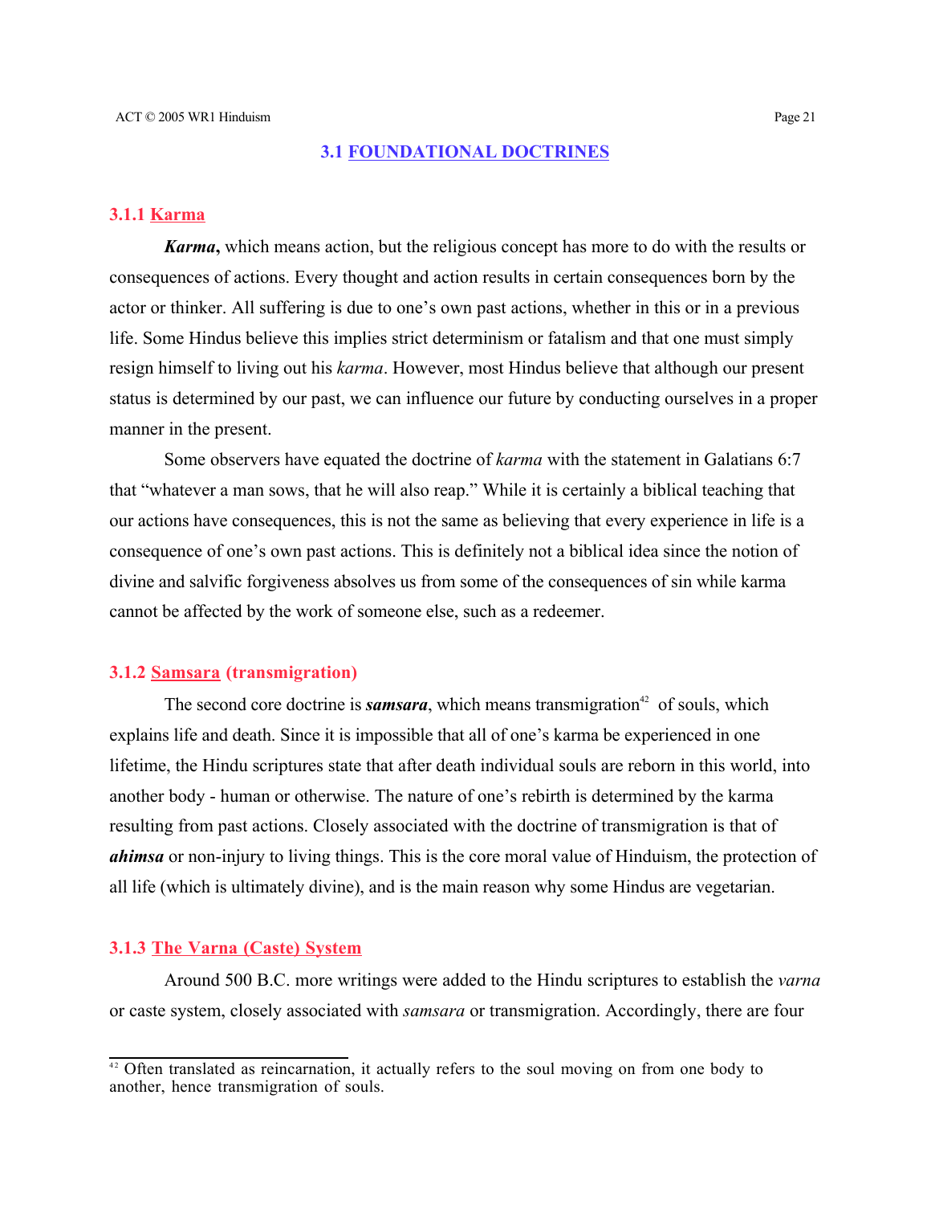## 3.1 FOUNDATIONAL DOCTRINES

### 3.1.1 Karma

***Karma*,** which means action, but the religious concept has more to do with the results or consequences of actions. Every thought and action results in certain consequences born by the actor or thinker. All suffering is due to one's own past actions, whether in this or in a previous life. Some Hindus believe this implies strict determinism or fatalism and that one must simply resign himself to living out his *karma*. However, most Hindus believe that although our present status is determined by our past, we can influence our future by conducting ourselves in a proper manner in the present.

Some observers have equated the doctrine of *karma* with the statement in Galatians 6:7 that "whatever a man sows, that he will also reap." While it is certainly a biblical teaching that our actions have consequences, this is not the same as believing that every experience in life is a consequence of one's own past actions. This is definitely not a biblical idea since the notion of divine and salvific forgiveness absolves us from some of the consequences of sin while karma cannot be affected by the work of someone else, such as a redeemer.

### 3.1.2 Samsara (transmigration)

The second core doctrine is ***samsara***, which means transmigration[42] of souls, which explains life and death. Since it is impossible that all of one's karma be experienced in one lifetime, the Hindu scriptures state that after death individual souls are reborn in this world, into another body - human or otherwise. The nature of one's rebirth is determined by the karma resulting from past actions. Closely associated with the doctrine of transmigration is that of ***ahimsa*** or non-injury to living things. This is the core moral value of Hinduism, the protection of all life (which is ultimately divine), and is the main reason why some Hindus are vegetarian.

### 3.1.3 The Varna (Caste) System

Around 500 B.C. more writings were added to the Hindu scriptures to establish the *varna* or caste system, closely associated with *samsara* or transmigration. Accordingly, there are four

---

[42] Often translated as reincarnation, it actually refers to the soul moving on from one body to another, hence transmigration of souls.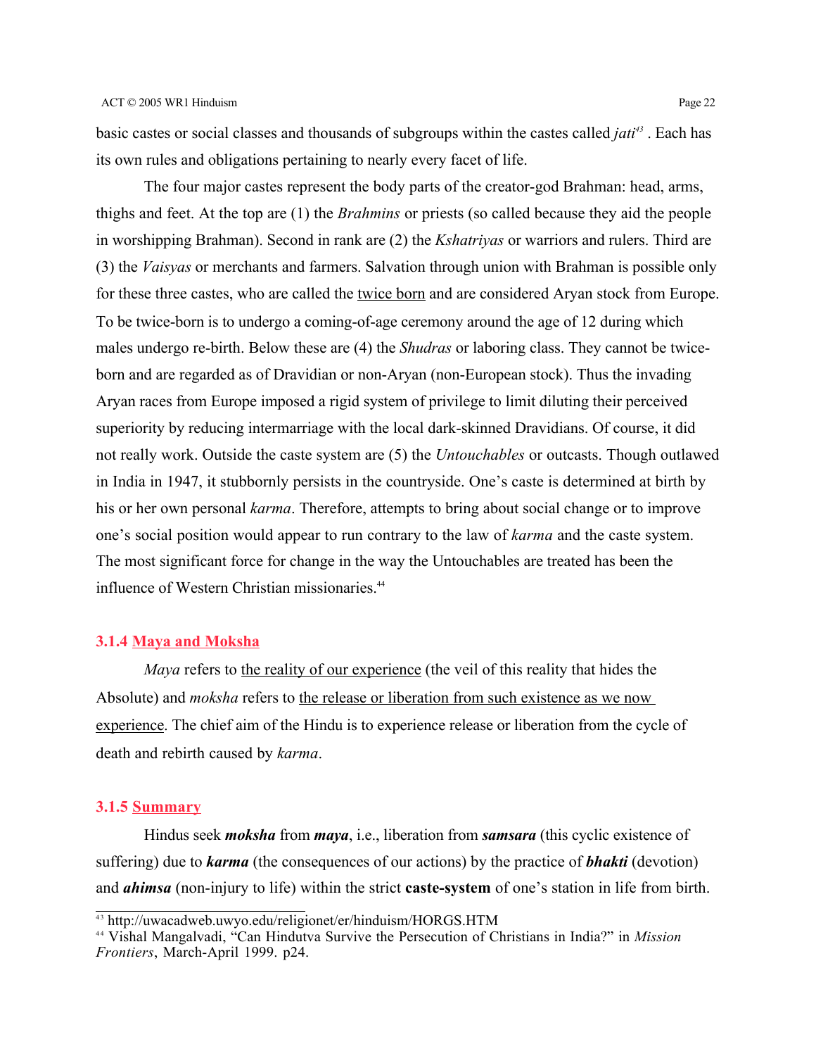basic castes or social classes and thousands of subgroups within the castes called *jati*[43] . Each has its own rules and obligations pertaining to nearly every facet of life.

The four major castes represent the body parts of the creator-god Brahman: head, arms, thighs and feet. At the top are (1) the *Brahmins* or priests (so called because they aid the people in worshipping Brahman). Second in rank are (2) the *Kshatriyas* or warriors and rulers. Third are (3) the *Vaisyas* or merchants and farmers. Salvation through union with Brahman is possible only for these three castes, who are called the twice born and are considered Aryan stock from Europe. To be twice-born is to undergo a coming-of-age ceremony around the age of 12 during which males undergo re-birth. Below these are (4) the *Shudras* or laboring class. They cannot be twice-born and are regarded as of Dravidian or non-Aryan (non-European stock). Thus the invading Aryan races from Europe imposed a rigid system of privilege to limit diluting their perceived superiority by reducing intermarriage with the local dark-skinned Dravidians. Of course, it did not really work. Outside the caste system are (5) the *Untouchables* or outcasts. Though outlawed in India in 1947, it stubbornly persists in the countryside. One's caste is determined at birth by his or her own personal *karma*. Therefore, attempts to bring about social change or to improve one's social position would appear to run contrary to the law of *karma* and the caste system. The most significant force for change in the way the Untouchables are treated has been the influence of Western Christian missionaries.[44]

### 3.1.4 Maya and Moksha

*Maya* refers to the reality of our experience (the veil of this reality that hides the Absolute) and *moksha* refers to the release or liberation from such existence as we now experience. The chief aim of the Hindu is to experience release or liberation from the cycle of death and rebirth caused by *karma*.

### 3.1.5 Summary

Hindus seek ***moksha*** from ***maya***, i.e., liberation from ***samsara*** (this cyclic existence of suffering) due to ***karma*** (the consequences of our actions) by the practice of ***bhakti*** (devotion) and ***ahimsa*** (non-injury to life) within the strict **caste-system** of one's station in life from birth.

---

[43] http://uwacadweb.uwyo.edu/religionet/er/hinduism/HORGS.HTM

[44] Vishal Mangalvadi, "Can Hindutva Survive the Persecution of Christians in India?" in *Mission Frontiers*, March-April 1999. p24.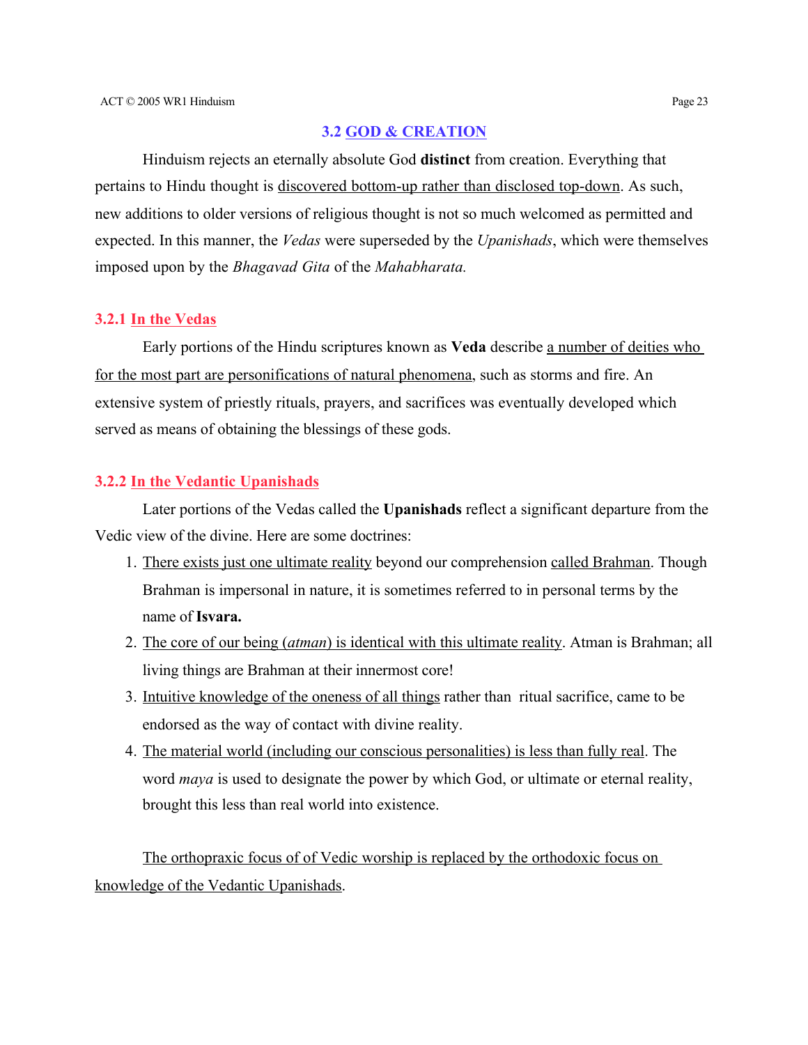## 3.2 GOD & CREATION

Hinduism rejects an eternally absolute God **distinct** from creation. Everything that pertains to Hindu thought is <u>discovered bottom-up rather than disclosed top-down</u>. As such, new additions to older versions of religious thought is not so much welcomed as permitted and expected. In this manner, the *Vedas* were superseded by the *Upanishads*, which were themselves imposed upon by the *Bhagavad Gita* of the *Mahabharata.*

### 3.2.1 In the Vedas

Early portions of the Hindu scriptures known as **Veda** describe <u>a number of deities who for the most part are personifications of natural phenomena</u>, such as storms and fire. An extensive system of priestly rituals, prayers, and sacrifices was eventually developed which served as means of obtaining the blessings of these gods.

### 3.2.2 In the Vedantic Upanishads

Later portions of the Vedas called the **Upanishads** reflect a significant departure from the Vedic view of the divine. Here are some doctrines:

1. <u>There exists just one ultimate reality</u> beyond our comprehension <u>called Brahman</u>. Though Brahman is impersonal in nature, it is sometimes referred to in personal terms by the name of **Isvara.**
2. <u>The core of our being (*atman*) is identical with this ultimate reality</u>. Atman is Brahman; all living things are Brahman at their innermost core!
3. <u>Intuitive knowledge of the oneness of all things</u> rather than ritual sacrifice, came to be endorsed as the way of contact with divine reality.
4. <u>The material world (including our conscious personalities) is less than fully real</u>. The word *maya* is used to designate the power by which God, or ultimate or eternal reality, brought this less than real world into existence.

<u>The orthopraxic focus of of Vedic worship is replaced by the orthodoxic focus on knowledge of the Vedantic Upanishads</u>.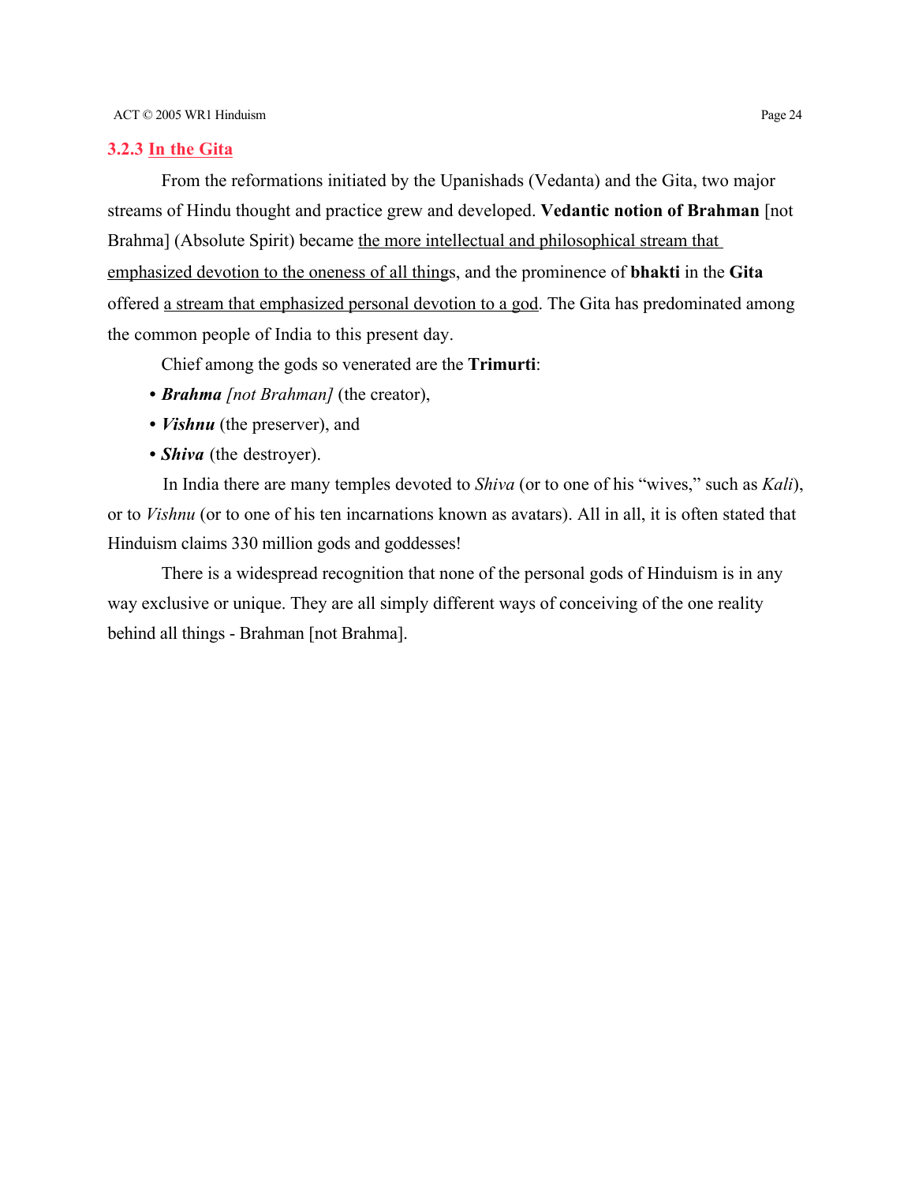### 3.2.3 <u>In the Gita</u>

From the reformations initiated by the Upanishads (Vedanta) and the Gita, two major streams of Hindu thought and practice grew and developed. **Vedantic notion of Brahman** [not Brahma] (Absolute Spirit) became <u>the more intellectual and philosophical stream that emphasized devotion to the oneness of all things</u>, and the prominence of **bhakti** in the **Gita** offered <u>a stream that emphasized personal devotion to a god</u>. The Gita has predominated among the common people of India to this present day.

Chief among the gods so venerated are the **Trimurti**:

- ***Brahma*** *[not Brahman]* (the creator),
- ***Vishnu*** (the preserver), and
- ***Shiva*** (the destroyer).

In India there are many temples devoted to *Shiva* (or to one of his "wives," such as *Kali*), or to *Vishnu* (or to one of his ten incarnations known as avatars). All in all, it is often stated that Hinduism claims 330 million gods and goddesses!

There is a widespread recognition that none of the personal gods of Hinduism is in any way exclusive or unique. They are all simply different ways of conceiving of the one reality behind all things - Brahman [not Brahma].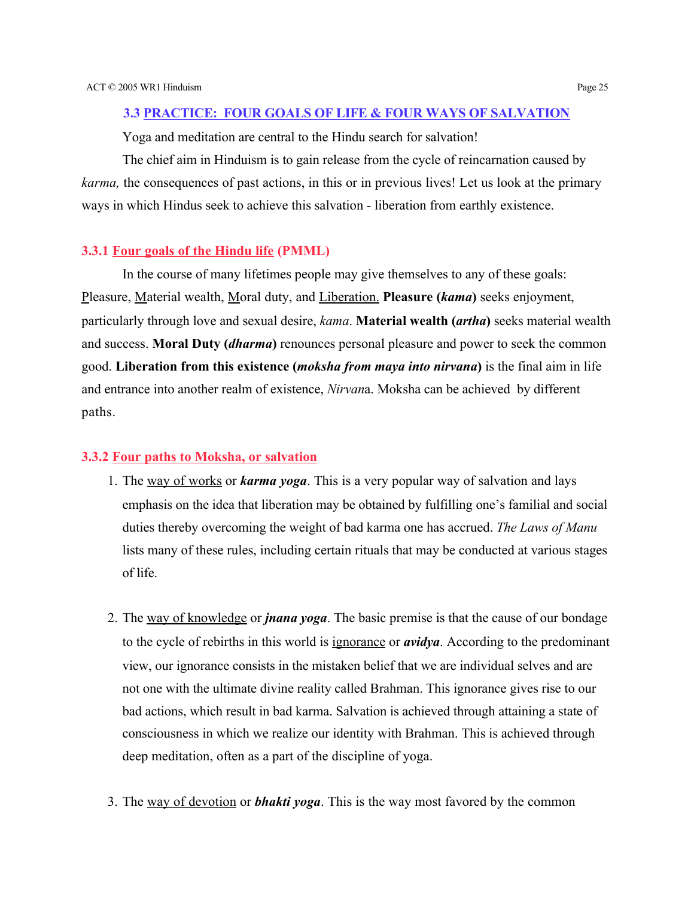### 3.3 PRACTICE: FOUR GOALS OF LIFE & FOUR WAYS OF SALVATION

Yoga and meditation are central to the Hindu search for salvation!

The chief aim in Hinduism is to gain release from the cycle of reincarnation caused by *karma,* the consequences of past actions, in this or in previous lives! Let us look at the primary ways in which Hindus seek to achieve this salvation - liberation from earthly existence.

#### 3.3.1 Four goals of the Hindu life (PMML)

In the course of many lifetimes people may give themselves to any of these goals: Pleasure, Material wealth, Moral duty, and Liberation. **Pleasure (*kama*)** seeks enjoyment, particularly through love and sexual desire, *kama*. **Material wealth (*artha*)** seeks material wealth and success. **Moral Duty (*dharma*)** renounces personal pleasure and power to seek the common good. **Liberation from this existence (*moksha from maya into nirvana*)** is the final aim in life and entrance into another realm of existence, *Nirvan*a. Moksha can be achieved by different paths.

#### 3.3.2 Four paths to Moksha, or salvation

1. The way of works or ***karma yoga***. This is a very popular way of salvation and lays emphasis on the idea that liberation may be obtained by fulfilling one's familial and social duties thereby overcoming the weight of bad karma one has accrued. *The Laws of Manu* lists many of these rules, including certain rituals that may be conducted at various stages of life.

2. The way of knowledge or ***jnana yoga***. The basic premise is that the cause of our bondage to the cycle of rebirths in this world is ignorance or ***avidya***. According to the predominant view, our ignorance consists in the mistaken belief that we are individual selves and are not one with the ultimate divine reality called Brahman. This ignorance gives rise to our bad actions, which result in bad karma. Salvation is achieved through attaining a state of consciousness in which we realize our identity with Brahman. This is achieved through deep meditation, often as a part of the discipline of yoga.

3. The way of devotion or ***bhakti yoga***. This is the way most favored by the common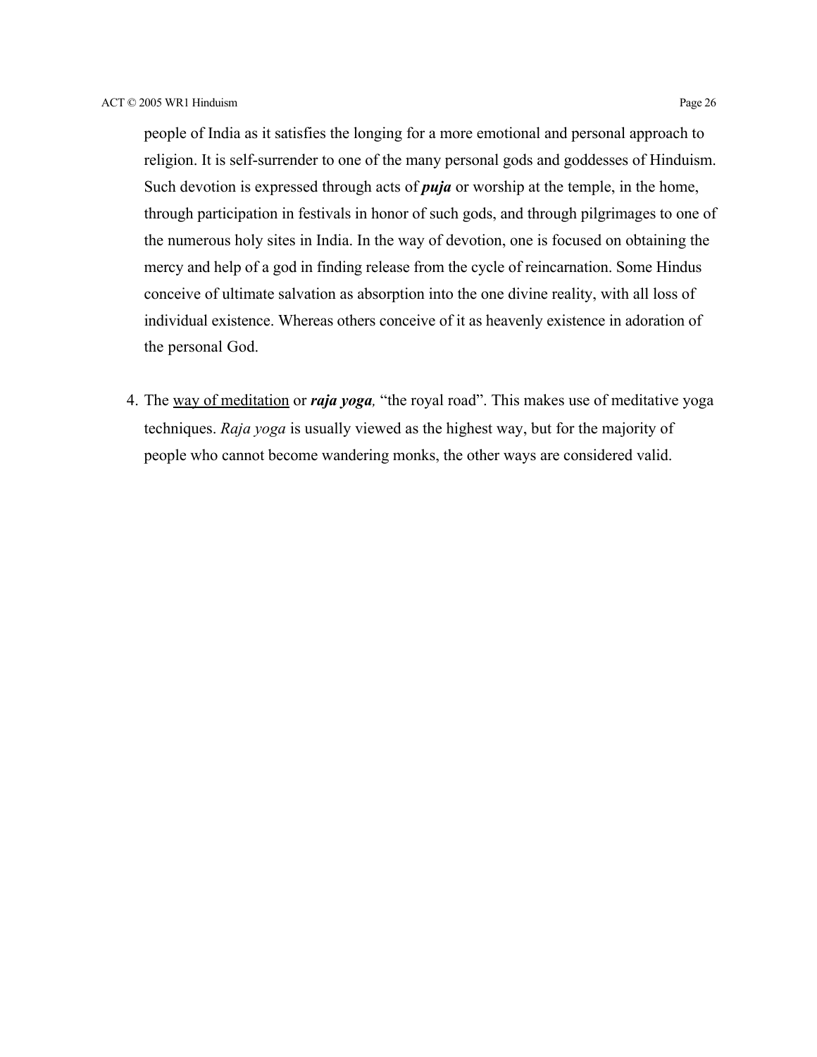people of India as it satisfies the longing for a more emotional and personal approach to religion. It is self-surrender to one of the many personal gods and goddesses of Hinduism. Such devotion is expressed through acts of ***puja*** or worship at the temple, in the home, through participation in festivals in honor of such gods, and through pilgrimages to one of the numerous holy sites in India. In the way of devotion, one is focused on obtaining the mercy and help of a god in finding release from the cycle of reincarnation. Some Hindus conceive of ultimate salvation as absorption into the one divine reality, with all loss of individual existence. Whereas others conceive of it as heavenly existence in adoration of the personal God.

4. The <u>way of meditation</u> or ***raja yoga****,* "the royal road". This makes use of meditative yoga techniques. *Raja yoga* is usually viewed as the highest way, but for the majority of people who cannot become wandering monks, the other ways are considered valid.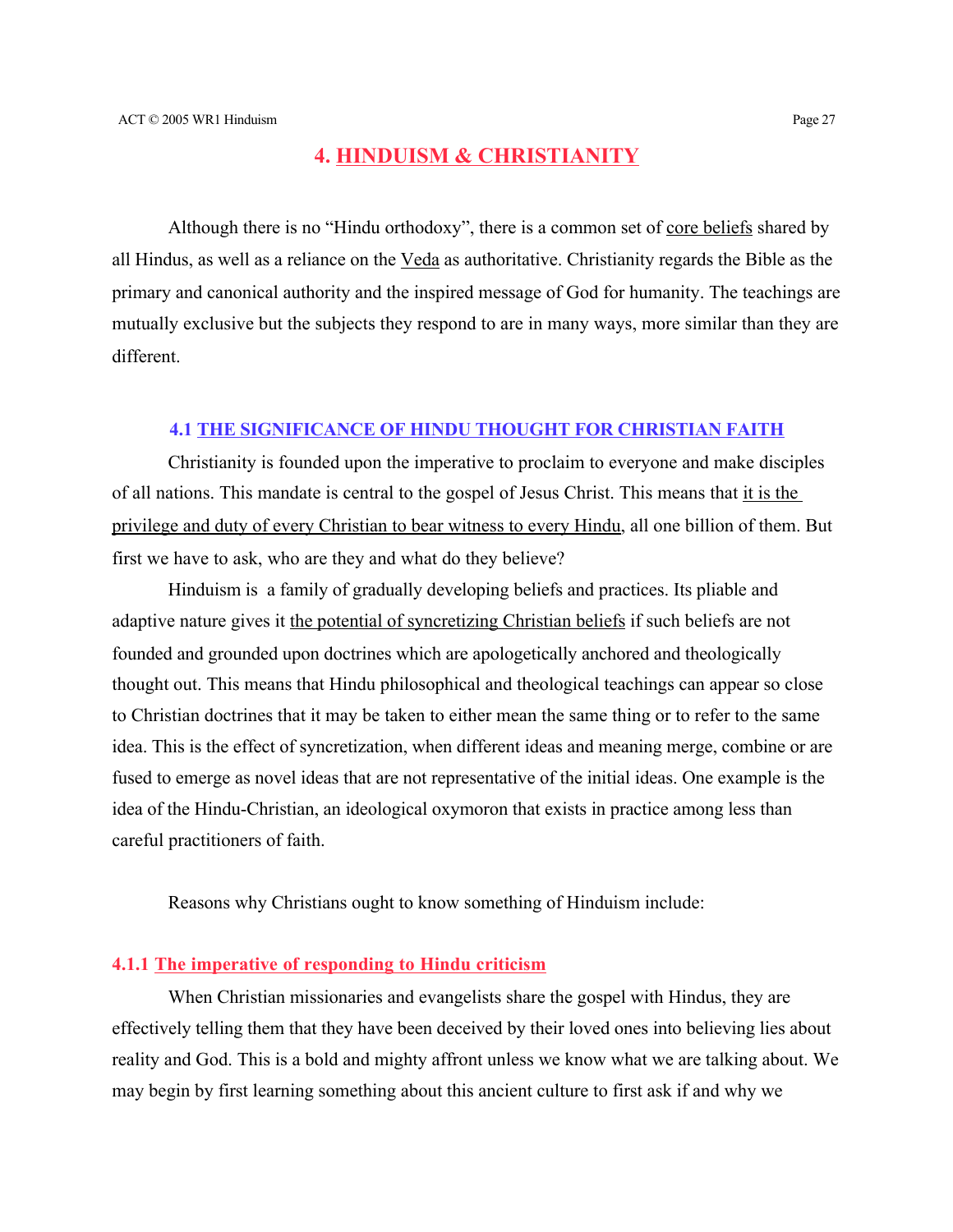# 4. HINDUISM & CHRISTIANITY

Although there is no "Hindu orthodoxy", there is a common set of core beliefs shared by all Hindus, as well as a reliance on the Veda as authoritative. Christianity regards the Bible as the primary and canonical authority and the inspired message of God for humanity. The teachings are mutually exclusive but the subjects they respond to are in many ways, more similar than they are different.

## 4.1 THE SIGNIFICANCE OF HINDU THOUGHT FOR CHRISTIAN FAITH

Christianity is founded upon the imperative to proclaim to everyone and make disciples of all nations. This mandate is central to the gospel of Jesus Christ. This means that it is the privilege and duty of every Christian to bear witness to every Hindu, all one billion of them. But first we have to ask, who are they and what do they believe?

Hinduism is a family of gradually developing beliefs and practices. Its pliable and adaptive nature gives it the potential of syncretizing Christian beliefs if such beliefs are not founded and grounded upon doctrines which are apologetically anchored and theologically thought out. This means that Hindu philosophical and theological teachings can appear so close to Christian doctrines that it may be taken to either mean the same thing or to refer to the same idea. This is the effect of syncretization, when different ideas and meaning merge, combine or are fused to emerge as novel ideas that are not representative of the initial ideas. One example is the idea of the Hindu-Christian, an ideological oxymoron that exists in practice among less than careful practitioners of faith.

Reasons why Christians ought to know something of Hinduism include:

### 4.1.1 The imperative of responding to Hindu criticism

When Christian missionaries and evangelists share the gospel with Hindus, they are effectively telling them that they have been deceived by their loved ones into believing lies about reality and God. This is a bold and mighty affront unless we know what we are talking about. We may begin by first learning something about this ancient culture to first ask if and why we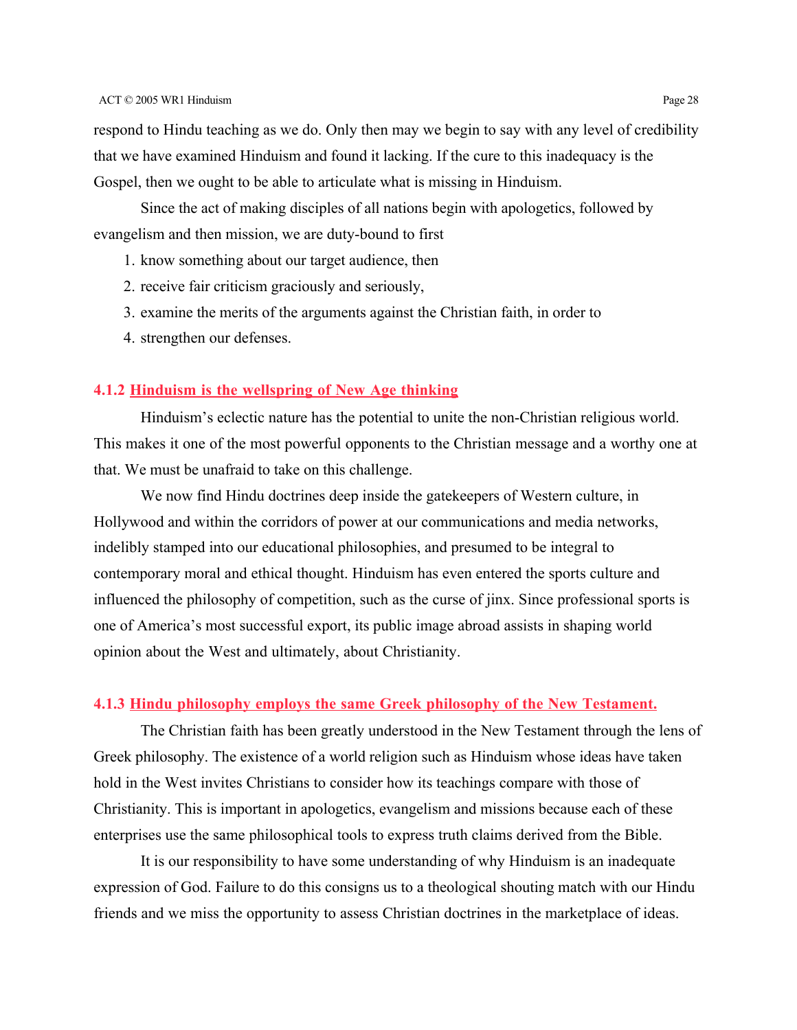respond to Hindu teaching as we do. Only then may we begin to say with any level of credibility that we have examined Hinduism and found it lacking. If the cure to this inadequacy is the Gospel, then we ought to be able to articulate what is missing in Hinduism.

Since the act of making disciples of all nations begin with apologetics, followed by evangelism and then mission, we are duty-bound to first

1. know something about our target audience, then
2. receive fair criticism graciously and seriously,
3. examine the merits of the arguments against the Christian faith, in order to
4. strengthen our defenses.

### 4.1.2 Hinduism is the wellspring of New Age thinking

Hinduism's eclectic nature has the potential to unite the non-Christian religious world. This makes it one of the most powerful opponents to the Christian message and a worthy one at that. We must be unafraid to take on this challenge.

We now find Hindu doctrines deep inside the gatekeepers of Western culture, in Hollywood and within the corridors of power at our communications and media networks, indelibly stamped into our educational philosophies, and presumed to be integral to contemporary moral and ethical thought. Hinduism has even entered the sports culture and influenced the philosophy of competition, such as the curse of jinx. Since professional sports is one of America's most successful export, its public image abroad assists in shaping world opinion about the West and ultimately, about Christianity.

### 4.1.3 Hindu philosophy employs the same Greek philosophy of the New Testament.

The Christian faith has been greatly understood in the New Testament through the lens of Greek philosophy. The existence of a world religion such as Hinduism whose ideas have taken hold in the West invites Christians to consider how its teachings compare with those of Christianity. This is important in apologetics, evangelism and missions because each of these enterprises use the same philosophical tools to express truth claims derived from the Bible.

It is our responsibility to have some understanding of why Hinduism is an inadequate expression of God. Failure to do this consigns us to a theological shouting match with our Hindu friends and we miss the opportunity to assess Christian doctrines in the marketplace of ideas.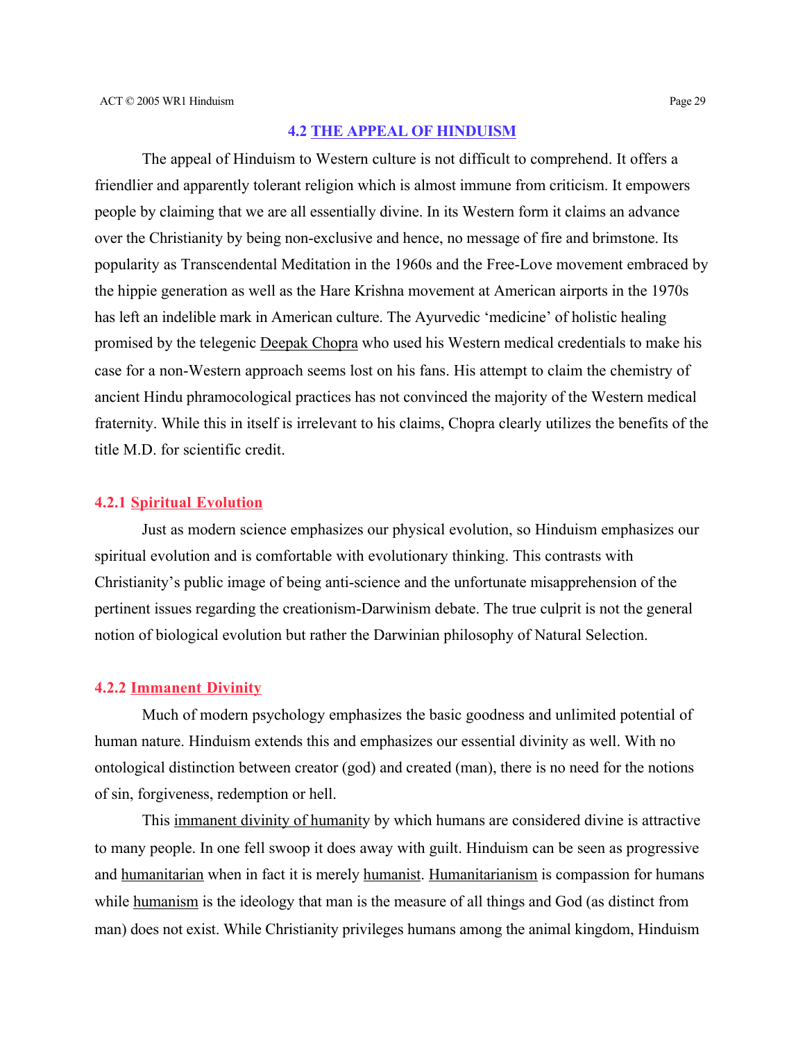## 4.2 THE APPEAL OF HINDUISM

The appeal of Hinduism to Western culture is not difficult to comprehend. It offers a friendlier and apparently tolerant religion which is almost immune from criticism. It empowers people by claiming that we are all essentially divine. In its Western form it claims an advance over the Christianity by being non-exclusive and hence, no message of fire and brimstone. Its popularity as Transcendental Meditation in the 1960s and the Free-Love movement embraced by the hippie generation as well as the Hare Krishna movement at American airports in the 1970s has left an indelible mark in American culture. The Ayurvedic 'medicine' of holistic healing promised by the telegenic Deepak Chopra who used his Western medical credentials to make his case for a non-Western approach seems lost on his fans. His attempt to claim the chemistry of ancient Hindu phramocological practices has not convinced the majority of the Western medical fraternity. While this in itself is irrelevant to his claims, Chopra clearly utilizes the benefits of the title M.D. for scientific credit.

### 4.2.1 Spiritual Evolution

Just as modern science emphasizes our physical evolution, so Hinduism emphasizes our spiritual evolution and is comfortable with evolutionary thinking. This contrasts with Christianity's public image of being anti-science and the unfortunate misapprehension of the pertinent issues regarding the creationism-Darwinism debate. The true culprit is not the general notion of biological evolution but rather the Darwinian philosophy of Natural Selection.

### 4.2.2 Immanent Divinity

Much of modern psychology emphasizes the basic goodness and unlimited potential of human nature. Hinduism extends this and emphasizes our essential divinity as well. With no ontological distinction between creator (god) and created (man), there is no need for the notions of sin, forgiveness, redemption or hell.

This immanent divinity of humanity by which humans are considered divine is attractive to many people. In one fell swoop it does away with guilt. Hinduism can be seen as progressive and humanitarian when in fact it is merely humanist. Humanitarianism is compassion for humans while humanism is the ideology that man is the measure of all things and God (as distinct from man) does not exist. While Christianity privileges humans among the animal kingdom, Hinduism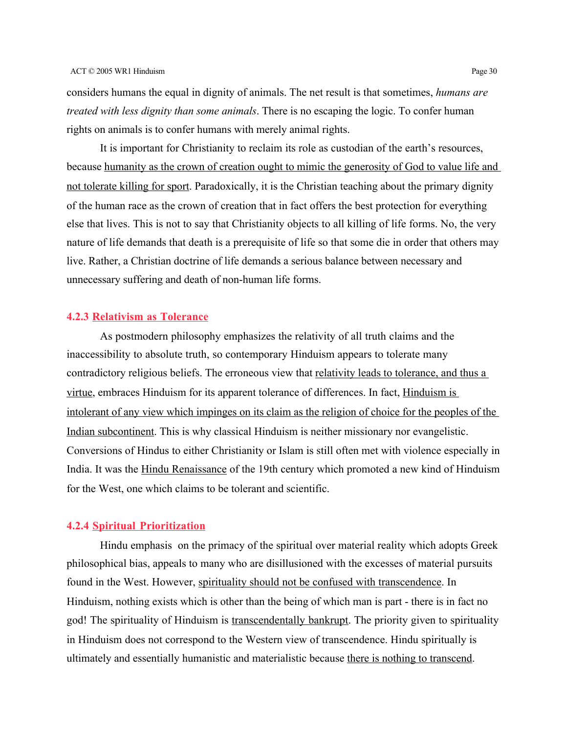considers humans the equal in dignity of animals. The net result is that sometimes, *humans are treated with less dignity than some animals*. There is no escaping the logic. To confer human rights on animals is to confer humans with merely animal rights.

It is important for Christianity to reclaim its role as custodian of the earth's resources, because <u>humanity as the crown of creation ought to mimic the generosity of God to value life and not tolerate killing for sport</u>. Paradoxically, it is the Christian teaching about the primary dignity of the human race as the crown of creation that in fact offers the best protection for everything else that lives. This is not to say that Christianity objects to all killing of life forms. No, the very nature of life demands that death is a prerequisite of life so that some die in order that others may live. Rather, a Christian doctrine of life demands a serious balance between necessary and unnecessary suffering and death of non-human life forms.

### 4.2.3 Relativism as Tolerance

As postmodern philosophy emphasizes the relativity of all truth claims and the inaccessibility to absolute truth, so contemporary Hinduism appears to tolerate many contradictory religious beliefs. The erroneous view that <u>relativity leads to tolerance, and thus a virtue</u>, embraces Hinduism for its apparent tolerance of differences. In fact, <u>Hinduism is intolerant of any view which impinges on its claim as the religion of choice for the peoples of the Indian subcontinent</u>. This is why classical Hinduism is neither missionary nor evangelistic. Conversions of Hindus to either Christianity or Islam is still often met with violence especially in India. It was the <u>Hindu Renaissance</u> of the 19th century which promoted a new kind of Hinduism for the West, one which claims to be tolerant and scientific.

### 4.2.4 Spiritual Prioritization

Hindu emphasis on the primacy of the spiritual over material reality which adopts Greek philosophical bias, appeals to many who are disillusioned with the excesses of material pursuits found in the West. However, <u>spirituality should not be confused with transcendence</u>. In Hinduism, nothing exists which is other than the being of which man is part - there is in fact no god! The spirituality of Hinduism is <u>transcendentally bankrupt</u>. The priority given to spirituality in Hinduism does not correspond to the Western view of transcendence. Hindu spiritually is ultimately and essentially humanistic and materialistic because <u>there is nothing to transcend</u>.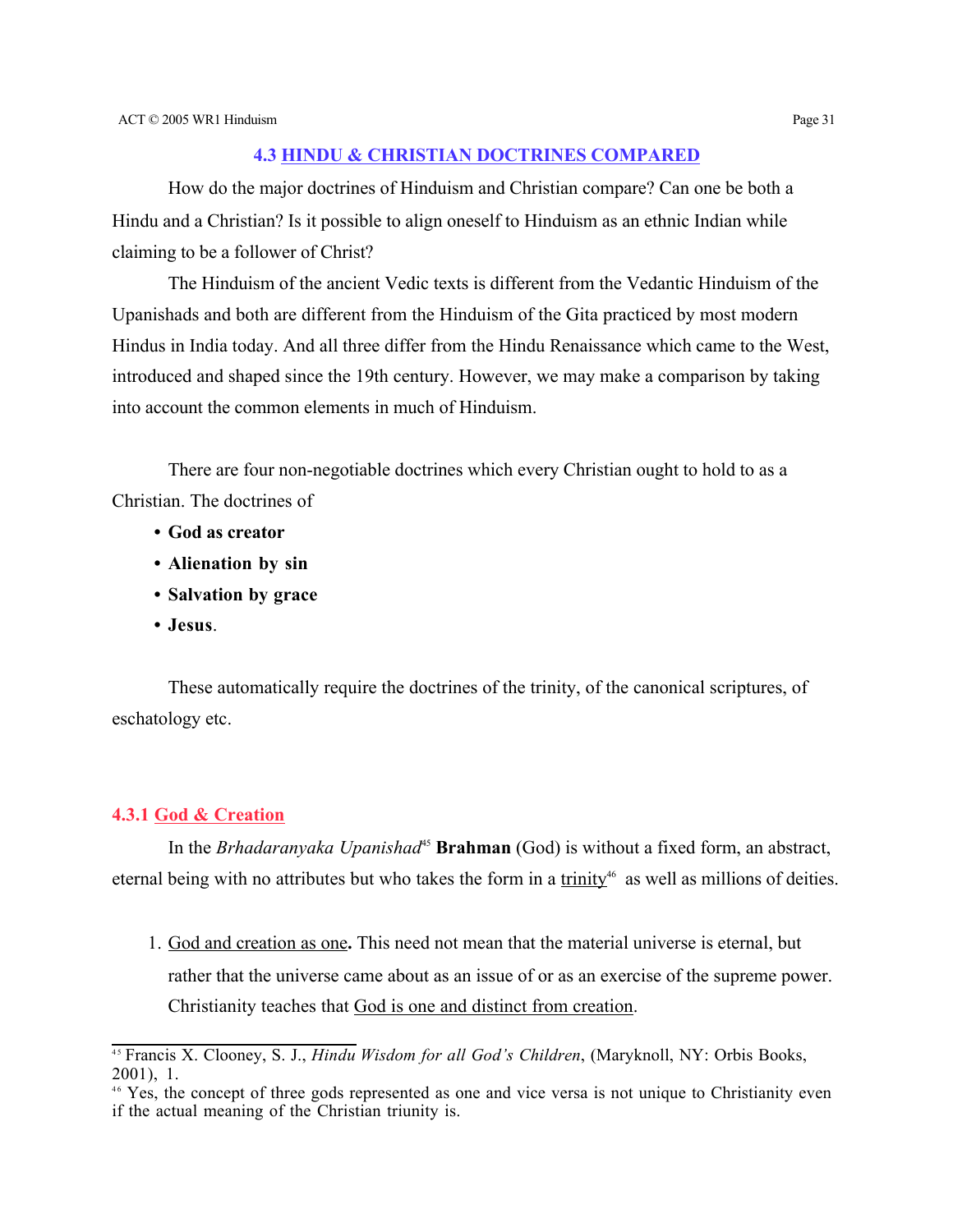### 4.3 HINDU & CHRISTIAN DOCTRINES COMPARED

How do the major doctrines of Hinduism and Christian compare? Can one be both a Hindu and a Christian? Is it possible to align oneself to Hinduism as an ethnic Indian while claiming to be a follower of Christ?

The Hinduism of the ancient Vedic texts is different from the Vedantic Hinduism of the Upanishads and both are different from the Hinduism of the Gita practiced by most modern Hindus in India today. And all three differ from the Hindu Renaissance which came to the West, introduced and shaped since the 19th century. However, we may make a comparison by taking into account the common elements in much of Hinduism.

There are four non-negotiable doctrines which every Christian ought to hold to as a Christian. The doctrines of

- **God as creator**
- **Alienation by sin**
- **Salvation by grace**
- **Jesus**.

These automatically require the doctrines of the trinity, of the canonical scriptures, of eschatology etc.

#### 4.3.1 God & Creation

In the *Brhadaranyaka Upanishad*[45] **Brahman** (God) is without a fixed form, an abstract, eternal being with no attributes but who takes the form in a trinity[46] as well as millions of deities.

1. God and creation as one**.** This need not mean that the material universe is eternal, but rather that the universe came about as an issue of or as an exercise of the supreme power. Christianity teaches that God is one and distinct from creation.

---

[45] Francis X. Clooney, S. J., *Hindu Wisdom for all God's Children*, (Maryknoll, NY: Orbis Books, 2001), 1.

[46] Yes, the concept of three gods represented as one and vice versa is not unique to Christianity even if the actual meaning of the Christian triunity is.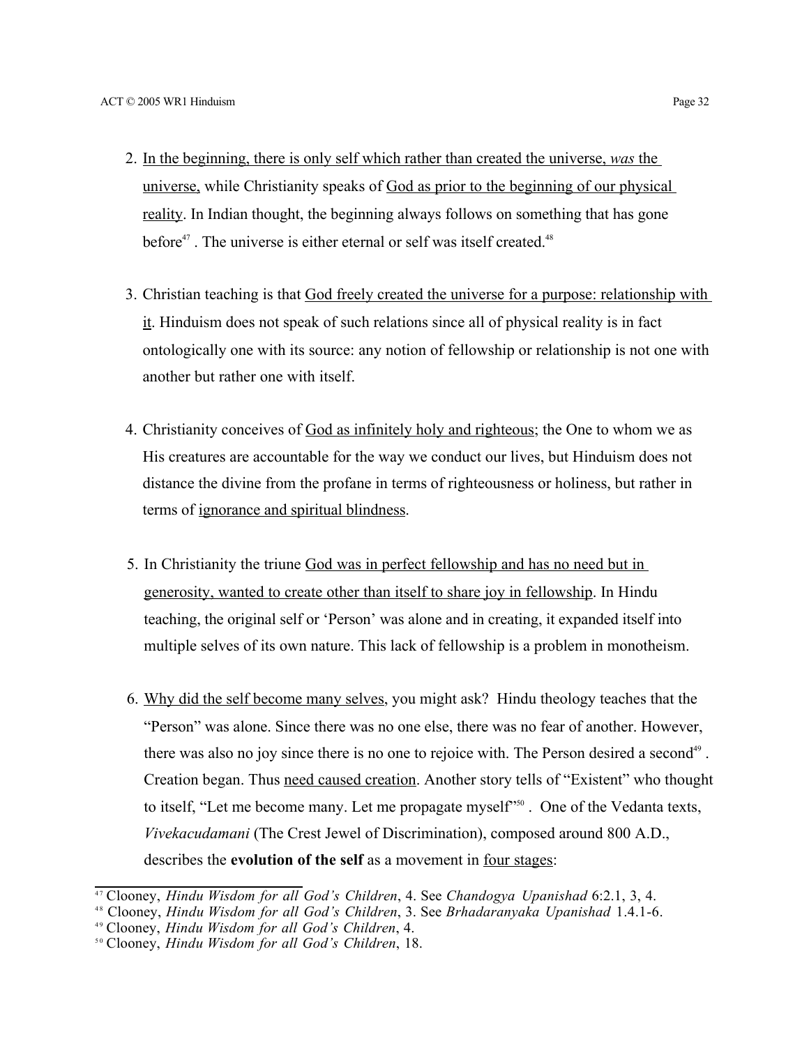2. <u>In the beginning, there is only self which rather than created the universe, *was* the universe,</u> while Christianity speaks of <u>God as prior to the beginning of our physical reality</u>. In Indian thought, the beginning always follows on something that has gone before[47] . The universe is either eternal or self was itself created.[48]

3. Christian teaching is that <u>God freely created the universe for a purpose: relationship with it</u>. Hinduism does not speak of such relations since all of physical reality is in fact ontologically one with its source: any notion of fellowship or relationship is not one with another but rather one with itself.

4. Christianity conceives of <u>God as infinitely holy and righteous</u>; the One to whom we as His creatures are accountable for the way we conduct our lives, but Hinduism does not distance the divine from the profane in terms of righteousness or holiness, but rather in terms of <u>ignorance and spiritual blindness</u>.

5. In Christianity the triune <u>God was in perfect fellowship and has no need but in generosity, wanted to create other than itself to share joy in fellowship</u>. In Hindu teaching, the original self or 'Person' was alone and in creating, it expanded itself into multiple selves of its own nature. This lack of fellowship is a problem in monotheism.

6. <u>Why did the self become many selves</u>, you might ask? Hindu theology teaches that the "Person" was alone. Since there was no one else, there was no fear of another. However, there was also no joy since there is no one to rejoice with. The Person desired a second[49] . Creation began. Thus <u>need caused creation</u>. Another story tells of "Existent" who thought to itself, "Let me become many. Let me propagate myself"[50] . One of the Vedanta texts, *Vivekacudamani* (The Crest Jewel of Discrimination), composed around 800 A.D., describes the **evolution of the self** as a movement in <u>four stages</u>:

---

[47] Clooney, *Hindu Wisdom for all God's Children*, 4. See *Chandogya Upanishad* 6:2.1, 3, 4.

[48] Clooney, *Hindu Wisdom for all God's Children*, 3. See *Brhadaranyaka Upanishad* 1.4.1-6.

[49] Clooney, *Hindu Wisdom for all God's Children*, 4.

[50] Clooney, *Hindu Wisdom for all God's Children*, 18.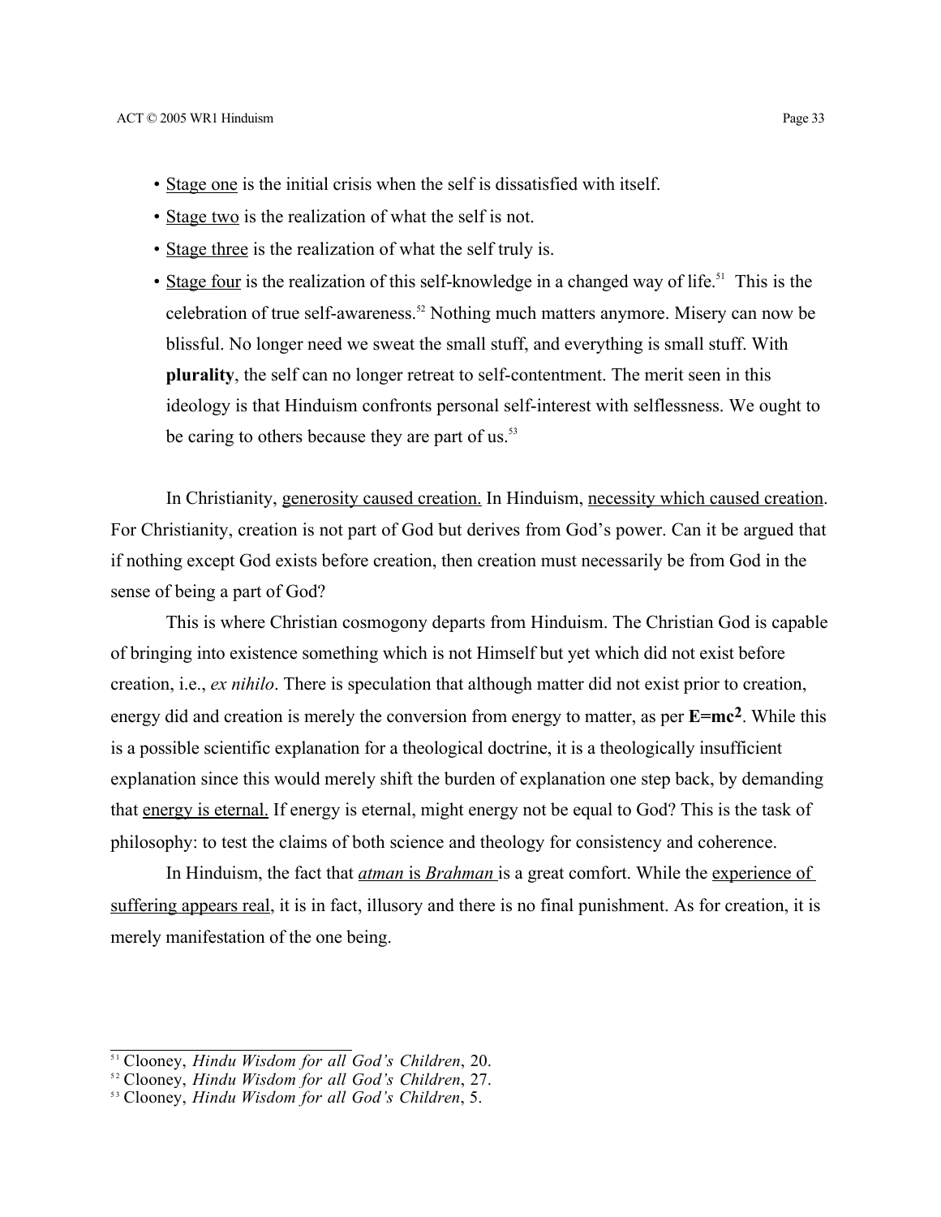- Stage one is the initial crisis when the self is dissatisfied with itself.
- Stage two is the realization of what the self is not.
- Stage three is the realization of what the self truly is.
- Stage four is the realization of this self-knowledge in a changed way of life.[51] This is the celebration of true self-awareness.[52] Nothing much matters anymore. Misery can now be blissful. No longer need we sweat the small stuff, and everything is small stuff. With **plurality**, the self can no longer retreat to self-contentment. The merit seen in this ideology is that Hinduism confronts personal self-interest with selflessness. We ought to be caring to others because they are part of us.[53]

In Christianity, generosity caused creation. In Hinduism, necessity which caused creation. For Christianity, creation is not part of God but derives from God's power. Can it be argued that if nothing except God exists before creation, then creation must necessarily be from God in the sense of being a part of God?

This is where Christian cosmogony departs from Hinduism. The Christian God is capable of bringing into existence something which is not Himself but yet which did not exist before creation, i.e., *ex nihilo*. There is speculation that although matter did not exist prior to creation, energy did and creation is merely the conversion from energy to matter, as per $\mathbf{E=mc^2}$. While this is a possible scientific explanation for a theological doctrine, it is a theologically insufficient explanation since this would merely shift the burden of explanation one step back, by demanding that energy is eternal. If energy is eternal, might energy not be equal to God? This is the task of philosophy: to test the claims of both science and theology for consistency and coherence.

In Hinduism, the fact that *atman* is *Brahman* is a great comfort. While the experience of suffering appears real, it is in fact, illusory and there is no final punishment. As for creation, it is merely manifestation of the one being.

---

[51] Clooney, *Hindu Wisdom for all God's Children*, 20.

[52] Clooney, *Hindu Wisdom for all God's Children*, 27.

[53] Clooney, *Hindu Wisdom for all God's Children*, 5.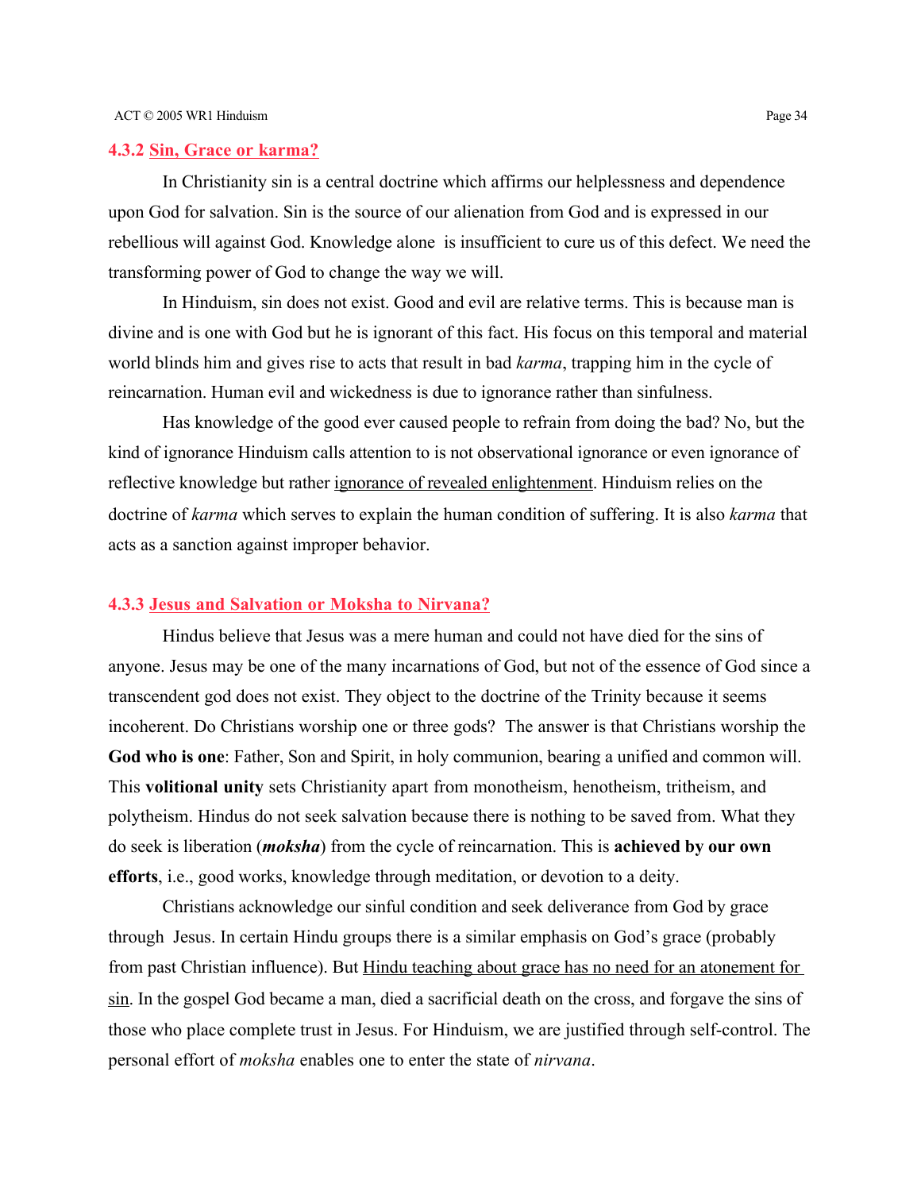### 4.3.2 Sin, Grace or karma?

In Christianity sin is a central doctrine which affirms our helplessness and dependence upon God for salvation. Sin is the source of our alienation from God and is expressed in our rebellious will against God. Knowledge alone is insufficient to cure us of this defect. We need the transforming power of God to change the way we will.

In Hinduism, sin does not exist. Good and evil are relative terms. This is because man is divine and is one with God but he is ignorant of this fact. His focus on this temporal and material world blinds him and gives rise to acts that result in bad *karma*, trapping him in the cycle of reincarnation. Human evil and wickedness is due to ignorance rather than sinfulness.

Has knowledge of the good ever caused people to refrain from doing the bad? No, but the kind of ignorance Hinduism calls attention to is not observational ignorance or even ignorance of reflective knowledge but rather ignorance of revealed enlightenment. Hinduism relies on the doctrine of *karma* which serves to explain the human condition of suffering. It is also *karma* that acts as a sanction against improper behavior.

### 4.3.3 Jesus and Salvation or Moksha to Nirvana?

Hindus believe that Jesus was a mere human and could not have died for the sins of anyone. Jesus may be one of the many incarnations of God, but not of the essence of God since a transcendent god does not exist. They object to the doctrine of the Trinity because it seems incoherent. Do Christians worship one or three gods? The answer is that Christians worship the **God who is one**: Father, Son and Spirit, in holy communion, bearing a unified and common will. This **volitional unity** sets Christianity apart from monotheism, henotheism, tritheism, and polytheism. Hindus do not seek salvation because there is nothing to be saved from. What they do seek is liberation (***moksha***) from the cycle of reincarnation. This is **achieved by our own efforts**, i.e., good works, knowledge through meditation, or devotion to a deity.

Christians acknowledge our sinful condition and seek deliverance from God by grace through Jesus. In certain Hindu groups there is a similar emphasis on God's grace (probably from past Christian influence). But Hindu teaching about grace has no need for an atonement for sin. In the gospel God became a man, died a sacrificial death on the cross, and forgave the sins of those who place complete trust in Jesus. For Hinduism, we are justified through self-control. The personal effort of *moksha* enables one to enter the state of *nirvana*.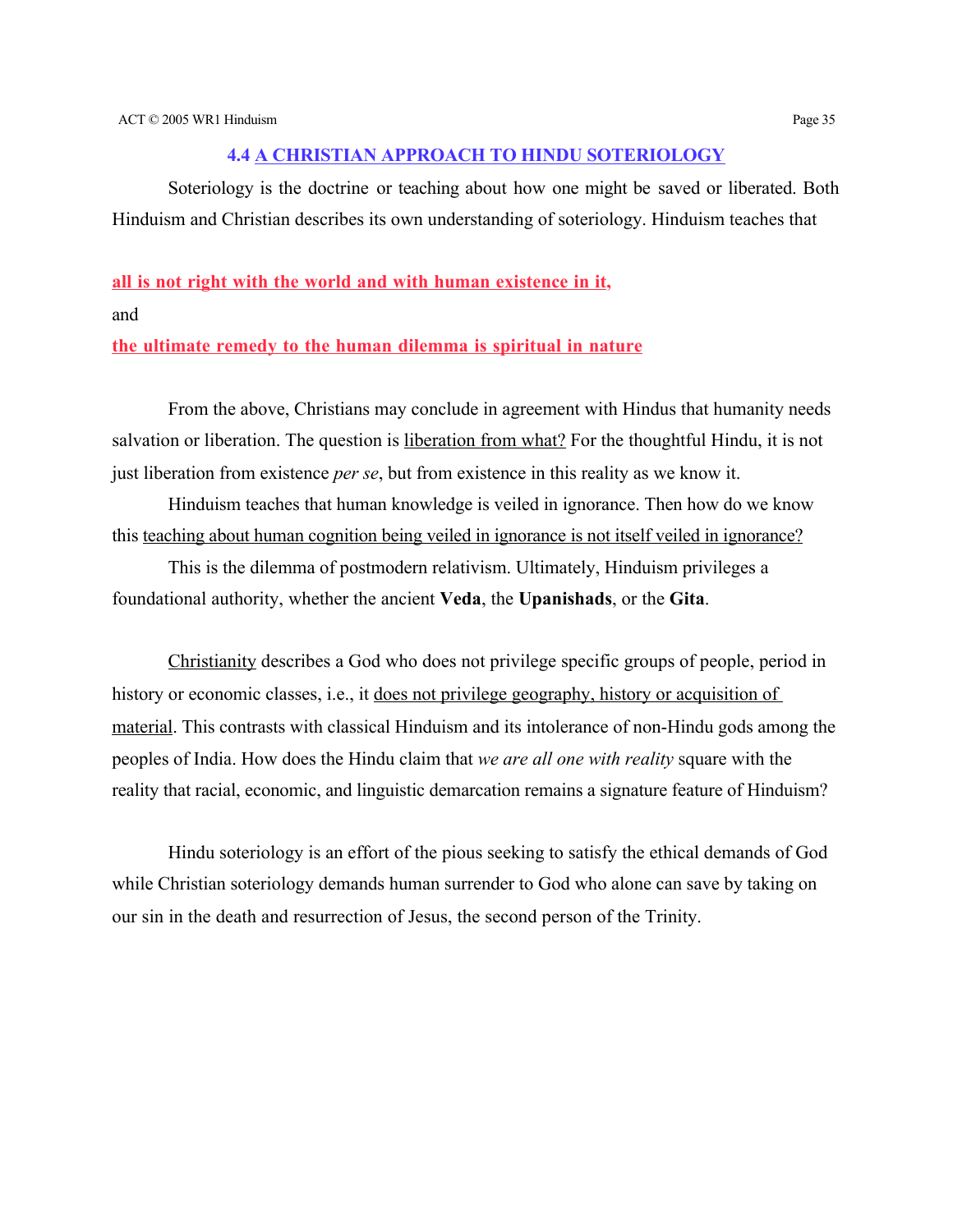## 4.4 A CHRISTIAN APPROACH TO HINDU SOTERIOLOGY

Soteriology is the doctrine or teaching about how one might be saved or liberated. Both Hinduism and Christian describes its own understanding of soteriology. Hinduism teaches that

**all is not right with the world and with human existence in it,**

and

**the ultimate remedy to the human dilemma is spiritual in nature**

From the above, Christians may conclude in agreement with Hindus that humanity needs salvation or liberation. The question is liberation from what? For the thoughtful Hindu, it is not just liberation from existence *per se*, but from existence in this reality as we know it.

Hinduism teaches that human knowledge is veiled in ignorance. Then how do we know this teaching about human cognition being veiled in ignorance is not itself veiled in ignorance?

This is the dilemma of postmodern relativism. Ultimately, Hinduism privileges a foundational authority, whether the ancient **Veda**, the **Upanishads**, or the **Gita**.

Christianity describes a God who does not privilege specific groups of people, period in history or economic classes, i.e., it does not privilege geography, history or acquisition of material. This contrasts with classical Hinduism and its intolerance of non-Hindu gods among the peoples of India. How does the Hindu claim that *we are all one with reality* square with the reality that racial, economic, and linguistic demarcation remains a signature feature of Hinduism?

Hindu soteriology is an effort of the pious seeking to satisfy the ethical demands of God while Christian soteriology demands human surrender to God who alone can save by taking on our sin in the death and resurrection of Jesus, the second person of the Trinity.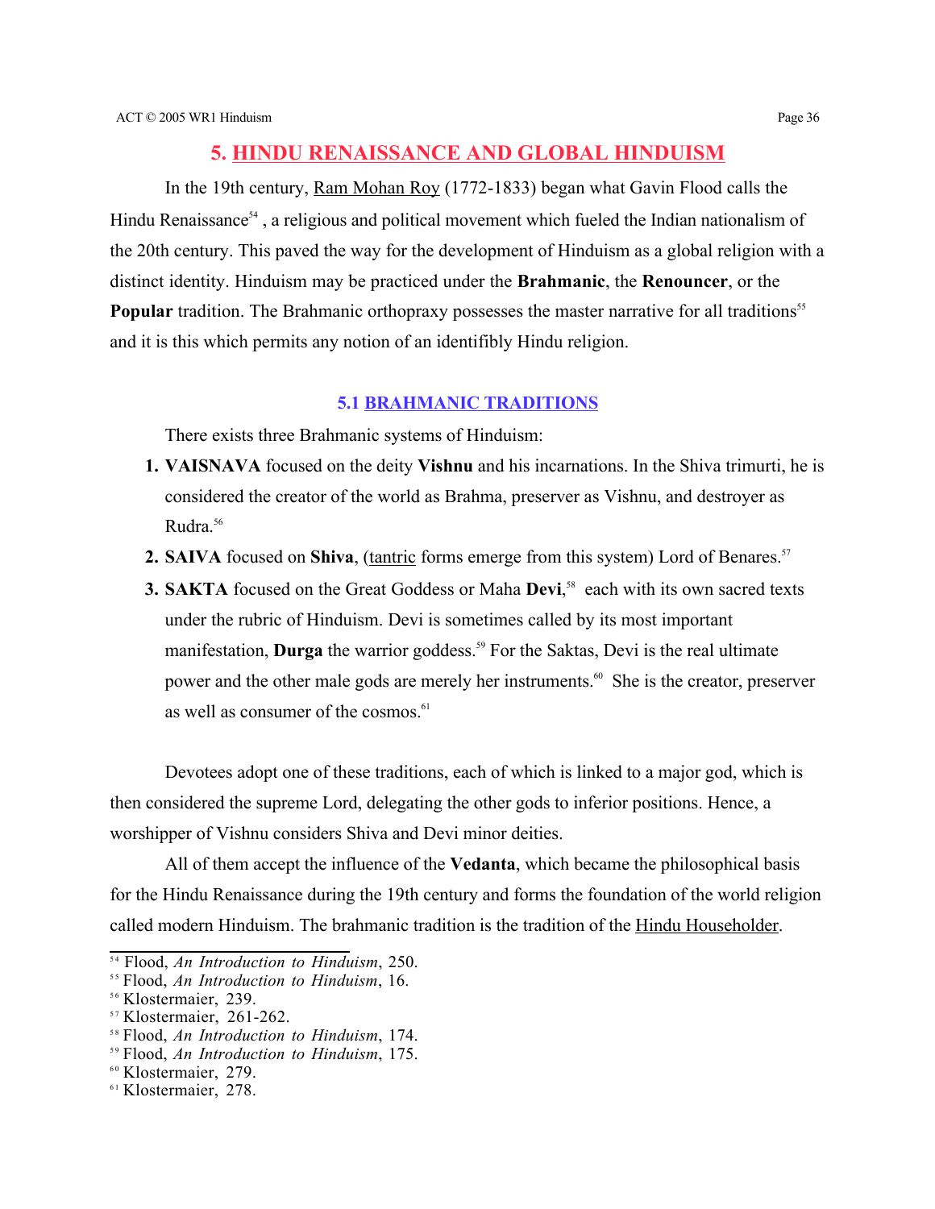## 5. HINDU RENAISSANCE AND GLOBAL HINDUISM

In the 19th century, Ram Mohan Roy (1772-1833) began what Gavin Flood calls the Hindu Renaissance[54] , a religious and political movement which fueled the Indian nationalism of the 20th century. This paved the way for the development of Hinduism as a global religion with a distinct identity. Hinduism may be practiced under the **Brahmanic**, the **Renouncer**, or the **Popular** tradition. The Brahmanic orthopraxy possesses the master narrative for all traditions[55] and it is this which permits any notion of an identifibly Hindu religion.

### 5.1 BRAHMANIC TRADITIONS

There exists three Brahmanic systems of Hinduism:

1. **VAISNAVA** focused on the deity **Vishnu** and his incarnations. In the Shiva trimurti, he is considered the creator of the world as Brahma, preserver as Vishnu, and destroyer as Rudra.[56]
2. **SAIVA** focused on **Shiva**, (tantric forms emerge from this system) Lord of Benares.[57]
3. **SAKTA** focused on the Great Goddess or Maha **Devi**,[58] each with its own sacred texts under the rubric of Hinduism. Devi is sometimes called by its most important manifestation, **Durga** the warrior goddess.[59] For the Saktas, Devi is the real ultimate power and the other male gods are merely her instruments.[60] She is the creator, preserver as well as consumer of the cosmos.[61]

Devotees adopt one of these traditions, each of which is linked to a major god, which is then considered the supreme Lord, delegating the other gods to inferior positions. Hence, a worshipper of Vishnu considers Shiva and Devi minor deities.

All of them accept the influence of the **Vedanta**, which became the philosophical basis for the Hindu Renaissance during the 19th century and forms the foundation of the world religion called modern Hinduism. The brahmanic tradition is the tradition of the Hindu Householder.

---

[54] Flood, *An Introduction to Hinduism*, 250.
[55] Flood, *An Introduction to Hinduism*, 16.
[56] Klostermaier, 239.
[57] Klostermaier, 261-262.
[58] Flood, *An Introduction to Hinduism*, 174.
[59] Flood, *An Introduction to Hinduism*, 175.
[60] Klostermaier, 279.
[61] Klostermaier, 278.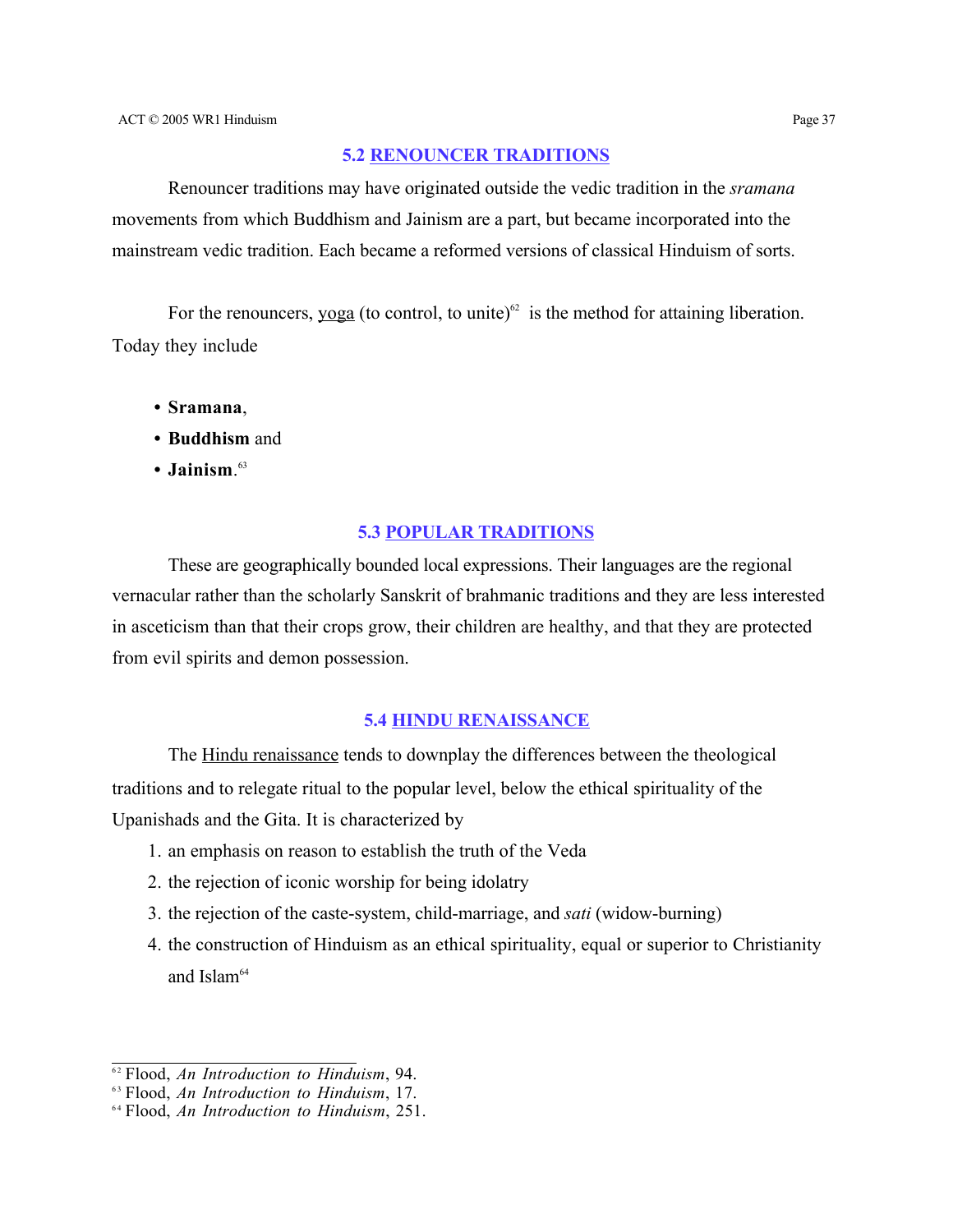## 5.2 RENOUNCER TRADITIONS

Renouncer traditions may have originated outside the vedic tradition in the *sramana* movements from which Buddhism and Jainism are a part, but became incorporated into the mainstream vedic tradition. Each became a reformed versions of classical Hinduism of sorts.

For the renouncers, yoga (to control, to unite)[62] is the method for attaining liberation. Today they include

- **Sramana**,
- **Buddhism** and
- **Jainism**.[63]

## 5.3 POPULAR TRADITIONS

These are geographically bounded local expressions. Their languages are the regional vernacular rather than the scholarly Sanskrit of brahmanic traditions and they are less interested in asceticism than that their crops grow, their children are healthy, and that they are protected from evil spirits and demon possession.

## 5.4 HINDU RENAISSANCE

The Hindu renaissance tends to downplay the differences between the theological traditions and to relegate ritual to the popular level, below the ethical spirituality of the Upanishads and the Gita. It is characterized by

1. an emphasis on reason to establish the truth of the Veda
2. the rejection of iconic worship for being idolatry
3. the rejection of the caste-system, child-marriage, and *sati* (widow-burning)
4. the construction of Hinduism as an ethical spirituality, equal or superior to Christianity and Islam[64]

---

[62] Flood, *An Introduction to Hinduism*, 94.

[63] Flood, *An Introduction to Hinduism*, 17.

[64] Flood, *An Introduction to Hinduism*, 251.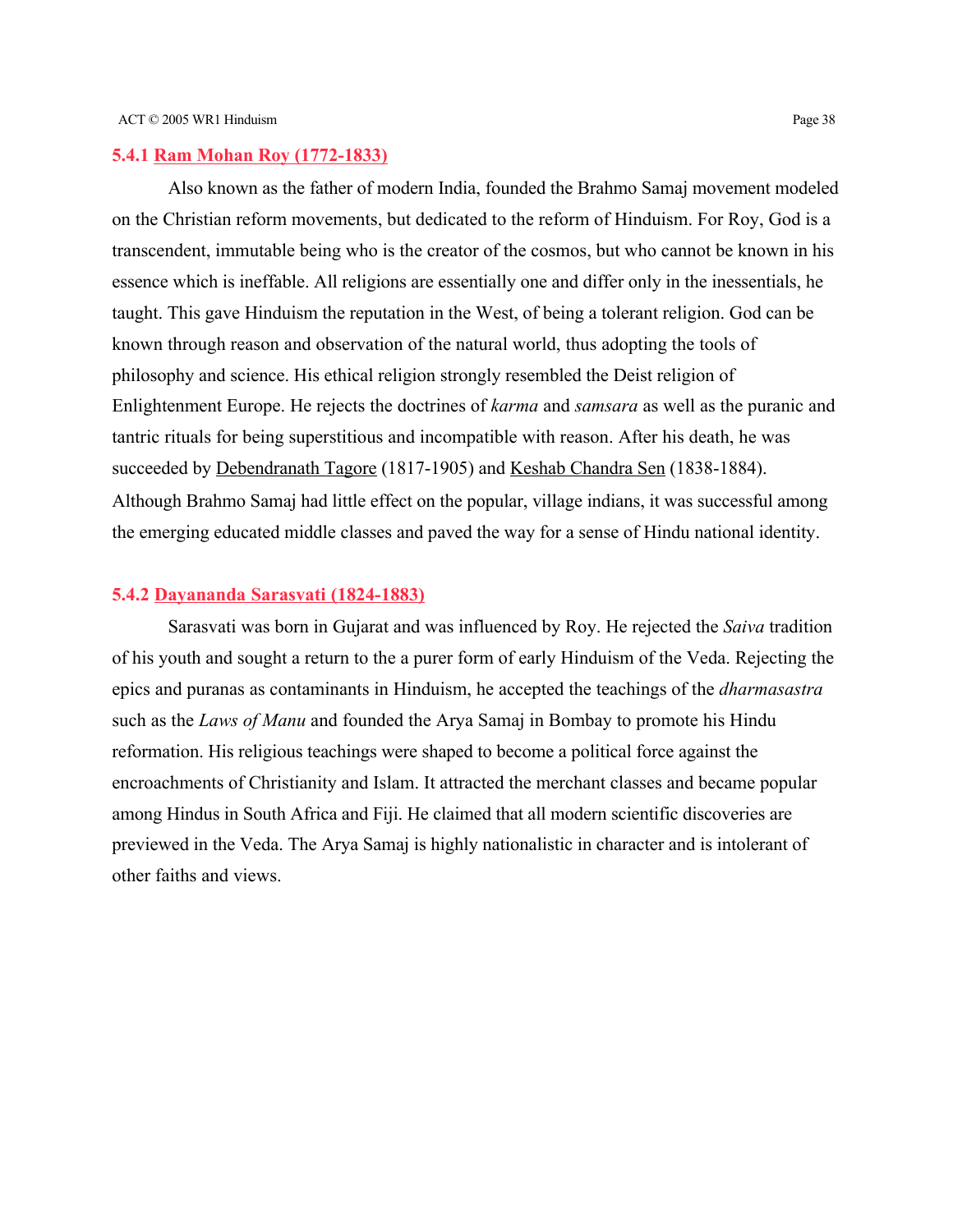### 5.4.1 Ram Mohan Roy (1772-1833)

Also known as the father of modern India, founded the Brahmo Samaj movement modeled on the Christian reform movements, but dedicated to the reform of Hinduism. For Roy, God is a transcendent, immutable being who is the creator of the cosmos, but who cannot be known in his essence which is ineffable. All religions are essentially one and differ only in the inessentials, he taught. This gave Hinduism the reputation in the West, of being a tolerant religion. God can be known through reason and observation of the natural world, thus adopting the tools of philosophy and science. His ethical religion strongly resembled the Deist religion of Enlightenment Europe. He rejects the doctrines of *karma* and *samsara* as well as the puranic and tantric rituals for being superstitious and incompatible with reason. After his death, he was succeeded by Debendranath Tagore (1817-1905) and Keshab Chandra Sen (1838-1884). Although Brahmo Samaj had little effect on the popular, village indians, it was successful among the emerging educated middle classes and paved the way for a sense of Hindu national identity.

### 5.4.2 Dayananda Sarasvati (1824-1883)

Sarasvati was born in Gujarat and was influenced by Roy. He rejected the *Saiva* tradition of his youth and sought a return to the a purer form of early Hinduism of the Veda. Rejecting the epics and puranas as contaminants in Hinduism, he accepted the teachings of the *dharmasastra* such as the *Laws of Manu* and founded the Arya Samaj in Bombay to promote his Hindu reformation. His religious teachings were shaped to become a political force against the encroachments of Christianity and Islam. It attracted the merchant classes and became popular among Hindus in South Africa and Fiji. He claimed that all modern scientific discoveries are previewed in the Veda. The Arya Samaj is highly nationalistic in character and is intolerant of other faiths and views.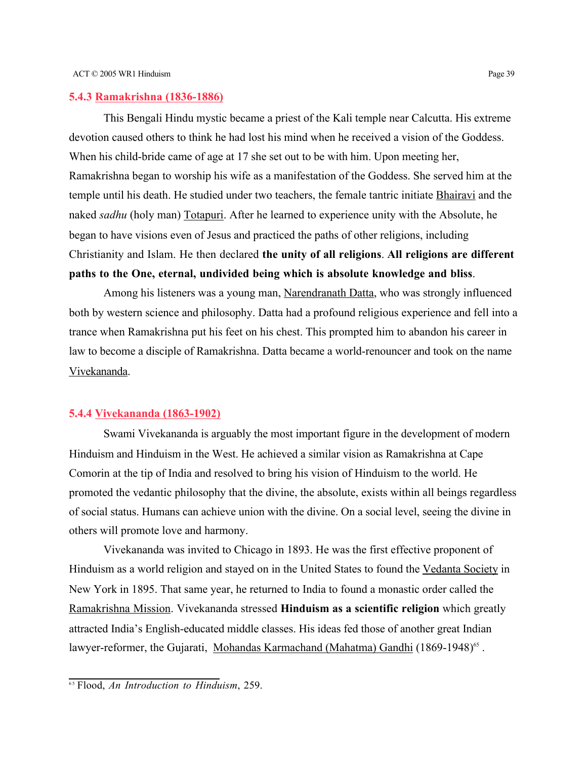### 5.4.3 Ramakrishna (1836-1886)

This Bengali Hindu mystic became a priest of the Kali temple near Calcutta. His extreme devotion caused others to think he had lost his mind when he received a vision of the Goddess. When his child-bride came of age at 17 she set out to be with him. Upon meeting her, Ramakrishna began to worship his wife as a manifestation of the Goddess. She served him at the temple until his death. He studied under two teachers, the female tantric initiate Bhairavi and the naked *sadhu* (holy man) Totapuri. After he learned to experience unity with the Absolute, he began to have visions even of Jesus and practiced the paths of other religions, including Christianity and Islam. He then declared **the unity of all religions**. **All religions are different paths to the One, eternal, undivided being which is absolute knowledge and bliss**.

Among his listeners was a young man, Narendranath Datta, who was strongly influenced both by western science and philosophy. Datta had a profound religious experience and fell into a trance when Ramakrishna put his feet on his chest. This prompted him to abandon his career in law to become a disciple of Ramakrishna. Datta became a world-renouncer and took on the name Vivekananda.

### 5.4.4 Vivekananda (1863-1902)

Swami Vivekananda is arguably the most important figure in the development of modern Hinduism and Hinduism in the West. He achieved a similar vision as Ramakrishna at Cape Comorin at the tip of India and resolved to bring his vision of Hinduism to the world. He promoted the vedantic philosophy that the divine, the absolute, exists within all beings regardless of social status. Humans can achieve union with the divine. On a social level, seeing the divine in others will promote love and harmony.

Vivekananda was invited to Chicago in 1893. He was the first effective proponent of Hinduism as a world religion and stayed on in the United States to found the Vedanta Society in New York in 1895. That same year, he returned to India to found a monastic order called the Ramakrishna Mission. Vivekananda stressed **Hinduism as a scientific religion** which greatly attracted India's English-educated middle classes. His ideas fed those of another great Indian lawyer-reformer, the Gujarati, Mohandas Karmachand (Mahatma) Gandhi (1869-1948)[65] .

---

[65] Flood, *An Introduction to Hinduism*, 259.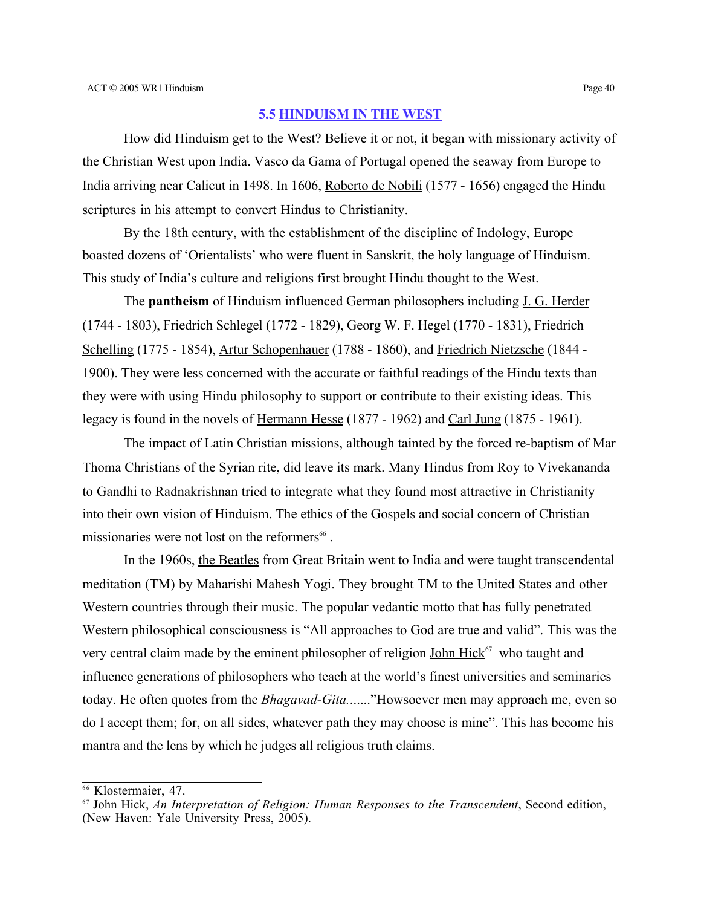## 5.5 HINDUISM IN THE WEST

How did Hinduism get to the West? Believe it or not, it began with missionary activity of the Christian West upon India. Vasco da Gama of Portugal opened the seaway from Europe to India arriving near Calicut in 1498. In 1606, Roberto de Nobili (1577 - 1656) engaged the Hindu scriptures in his attempt to convert Hindus to Christianity.

By the 18th century, with the establishment of the discipline of Indology, Europe boasted dozens of 'Orientalists' who were fluent in Sanskrit, the holy language of Hinduism. This study of India's culture and religions first brought Hindu thought to the West.

The **pantheism** of Hinduism influenced German philosophers including J. G. Herder (1744 - 1803), Friedrich Schlegel (1772 - 1829), Georg W. F. Hegel (1770 - 1831), Friedrich Schelling (1775 - 1854), Artur Schopenhauer (1788 - 1860), and Friedrich Nietzsche (1844 - 1900). They were less concerned with the accurate or faithful readings of the Hindu texts than they were with using Hindu philosophy to support or contribute to their existing ideas. This legacy is found in the novels of Hermann Hesse (1877 - 1962) and Carl Jung (1875 - 1961).

The impact of Latin Christian missions, although tainted by the forced re-baptism of Mar Thoma Christians of the Syrian rite, did leave its mark. Many Hindus from Roy to Vivekananda to Gandhi to Radnakrishnan tried to integrate what they found most attractive in Christianity into their own vision of Hinduism. The ethics of the Gospels and social concern of Christian missionaries were not lost on the reformers[66] .

In the 1960s, the Beatles from Great Britain went to India and were taught transcendental meditation (TM) by Maharishi Mahesh Yogi. They brought TM to the United States and other Western countries through their music. The popular vedantic motto that has fully penetrated Western philosophical consciousness is "All approaches to God are true and valid". This was the very central claim made by the eminent philosopher of religion John Hick[67] who taught and influence generations of philosophers who teach at the world's finest universities and seminaries today. He often quotes from the *Bhagavad-Gita.......*"Howsoever men may approach me, even so do I accept them; for, on all sides, whatever path they may choose is mine". This has become his mantra and the lens by which he judges all religious truth claims.

---

[66] Klostermaier, 47.

[67] John Hick, *An Interpretation of Religion: Human Responses to the Transcendent*, Second edition, (New Haven: Yale University Press, 2005).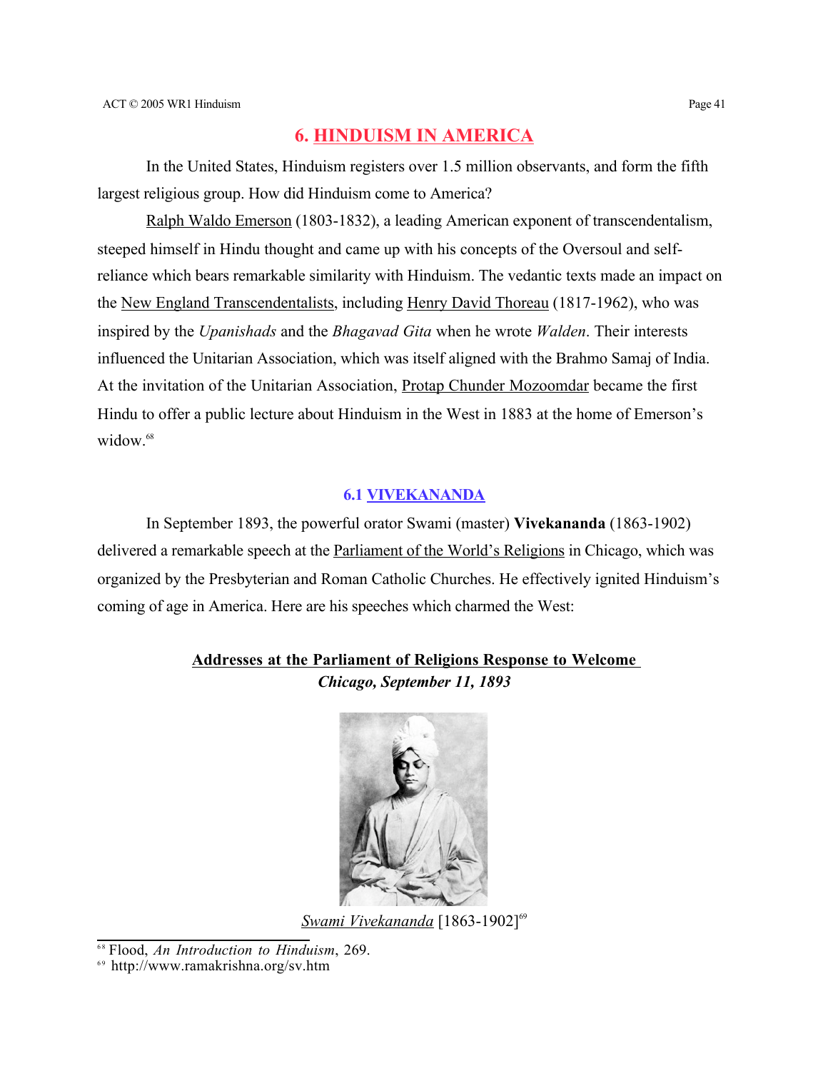# 6. HINDUISM IN AMERICA

In the United States, Hinduism registers over 1.5 million observants, and form the fifth largest religious group. How did Hinduism come to America?

Ralph Waldo Emerson (1803-1832), a leading American exponent of transcendentalism, steeped himself in Hindu thought and came up with his concepts of the Oversoul and self-reliance which bears remarkable similarity with Hinduism. The vedantic texts made an impact on the New England Transcendentalists, including Henry David Thoreau (1817-1962), who was inspired by the *Upanishads* and the *Bhagavad Gita* when he wrote *Walden*. Their interests influenced the Unitarian Association, which was itself aligned with the Brahmo Samaj of India. At the invitation of the Unitarian Association, Protap Chunder Mozoomdar became the first Hindu to offer a public lecture about Hinduism in the West in 1883 at the home of Emerson's widow.[68]

## 6.1 VIVEKANANDA

In September 1893, the powerful orator Swami (master) **Vivekananda** (1863-1902) delivered a remarkable speech at the Parliament of the World's Religions in Chicago, which was organized by the Presbyterian and Roman Catholic Churches. He effectively ignited Hinduism's coming of age in America. Here are his speeches which charmed the West:

**Addresses at the Parliament of Religions Response to Welcome**
***Chicago, September 11, 1893***

*Swami Vivekananda* [1863-1902][69]

[68] Flood, *An Introduction to Hinduism*, 269.
[69] http://www.ramakrishna.org/sv.htm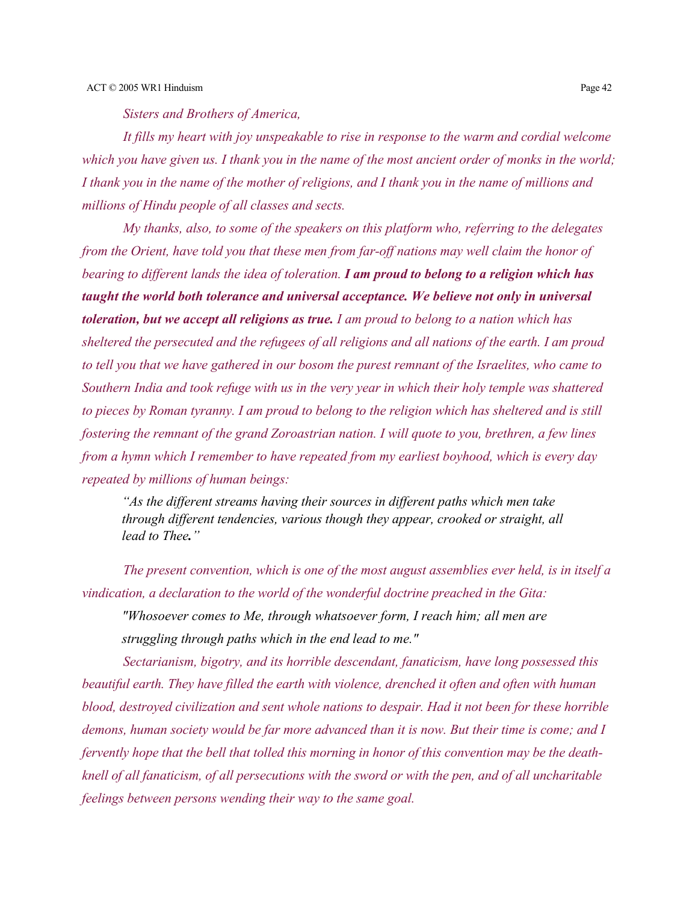*Sisters and Brothers of America,*

*It fills my heart with joy unspeakable to rise in response to the warm and cordial welcome which you have given us. I thank you in the name of the most ancient order of monks in the world; I thank you in the name of the mother of religions, and I thank you in the name of millions and millions of Hindu people of all classes and sects.*

*My thanks, also, to some of the speakers on this platform who, referring to the delegates from the Orient, have told you that these men from far-off nations may well claim the honor of bearing to different lands the idea of toleration.* ***I am proud to belong to a religion which has taught the world both tolerance and universal acceptance. We believe not only in universal toleration, but we accept all religions as true.*** *I am proud to belong to a nation which has sheltered the persecuted and the refugees of all religions and all nations of the earth. I am proud to tell you that we have gathered in our bosom the purest remnant of the Israelites, who came to Southern India and took refuge with us in the very year in which their holy temple was shattered to pieces by Roman tyranny. I am proud to belong to the religion which has sheltered and is still fostering the remnant of the grand Zoroastrian nation. I will quote to you, brethren, a few lines from a hymn which I remember to have repeated from my earliest boyhood, which is every day repeated by millions of human beings:*

> *"As the different streams having their sources in different paths which men take through different tendencies, various though they appear, crooked or straight, all lead to Thee."*

*The present convention, which is one of the most august assemblies ever held, is in itself a vindication, a declaration to the world of the wonderful doctrine preached in the Gita:*

> *"Whosoever comes to Me, through whatsoever form, I reach him; all men are struggling through paths which in the end lead to me."*

*Sectarianism, bigotry, and its horrible descendant, fanaticism, have long possessed this beautiful earth. They have filled the earth with violence, drenched it often and often with human blood, destroyed civilization and sent whole nations to despair. Had it not been for these horrible demons, human society would be far more advanced than it is now. But their time is come; and I fervently hope that the bell that tolled this morning in honor of this convention may be the death-knell of all fanaticism, of all persecutions with the sword or with the pen, and of all uncharitable feelings between persons wending their way to the same goal.*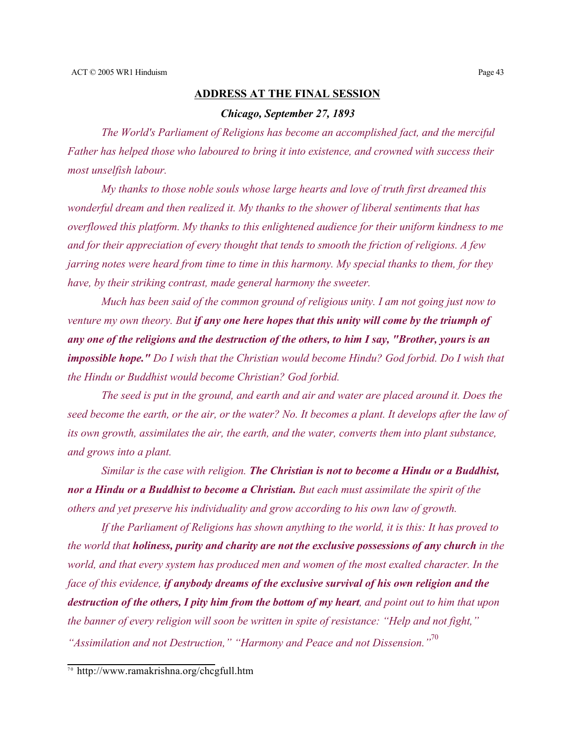## ADDRESS AT THE FINAL SESSION

***Chicago, September 27, 1893***

*The World's Parliament of Religions has become an accomplished fact, and the merciful Father has helped those who laboured to bring it into existence, and crowned with success their most unselfish labour.*

*My thanks to those noble souls whose large hearts and love of truth first dreamed this wonderful dream and then realized it. My thanks to the shower of liberal sentiments that has overflowed this platform. My thanks to this enlightened audience for their uniform kindness to me and for their appreciation of every thought that tends to smooth the friction of religions. A few jarring notes were heard from time to time in this harmony. My special thanks to them, for they have, by their striking contrast, made general harmony the sweeter.*

*Much has been said of the common ground of religious unity. I am not going just now to venture my own theory. But* ***if any one here hopes that this unity will come by the triumph of any one of the religions and the destruction of the others, to him I say, "Brother, yours is an impossible hope."*** *Do I wish that the Christian would become Hindu? God forbid. Do I wish that the Hindu or Buddhist would become Christian? God forbid.*

*The seed is put in the ground, and earth and air and water are placed around it. Does the seed become the earth, or the air, or the water? No. It becomes a plant. It develops after the law of its own growth, assimilates the air, the earth, and the water, converts them into plant substance, and grows into a plant.*

*Similar is the case with religion.* ***The Christian is not to become a Hindu or a Buddhist, nor a Hindu or a Buddhist to become a Christian.*** *But each must assimilate the spirit of the others and yet preserve his individuality and grow according to his own law of growth.*

*If the Parliament of Religions has shown anything to the world, it is this: It has proved to the world that* ***holiness, purity and charity are not the exclusive possessions of any church*** *in the world, and that every system has produced men and women of the most exalted character. In the face of this evidence,* ***if anybody dreams of the exclusive survival of his own religion and the destruction of the others, I pity him from the bottom of my heart****, and point out to him that upon the banner of every religion will soon be written in spite of resistance: "Help and not fight," "Assimilation and not Destruction," "Harmony and Peace and not Dissension."*[70]

---

[70] http://www.ramakrishna.org/chcgfull.htm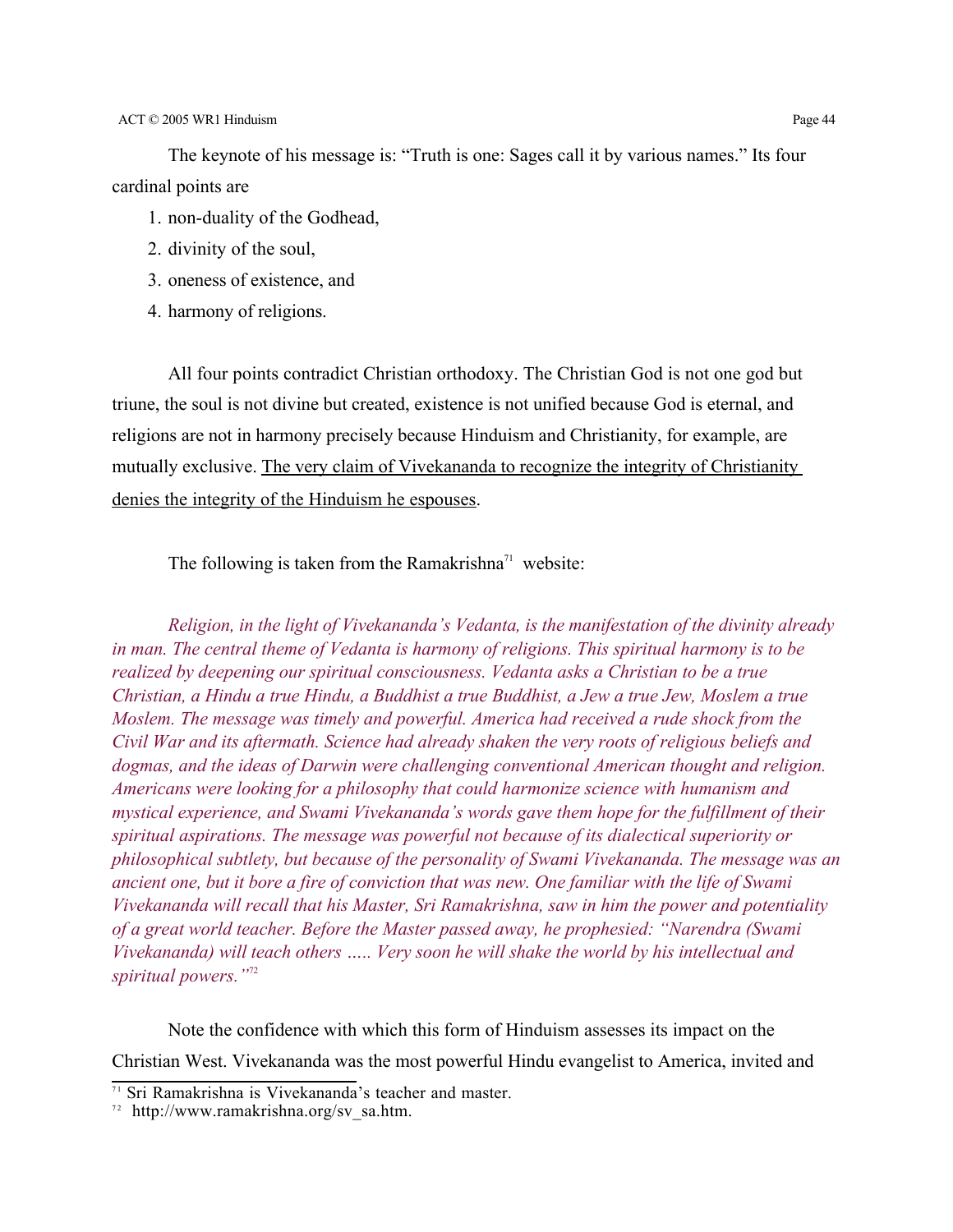The keynote of his message is: "Truth is one: Sages call it by various names." Its four cardinal points are

1. non-duality of the Godhead,
2. divinity of the soul,
3. oneness of existence, and
4. harmony of religions.

All four points contradict Christian orthodoxy. The Christian God is not one god but triune, the soul is not divine but created, existence is not unified because God is eternal, and religions are not in harmony precisely because Hinduism and Christianity, for example, are mutually exclusive. <u>The very claim of Vivekananda to recognize the integrity of Christianity denies the integrity of the Hinduism he espouses</u>.

The following is taken from the Ramakrishna[71] website:

*Religion, in the light of Vivekananda's Vedanta, is the manifestation of the divinity already in man. The central theme of Vedanta is harmony of religions. This spiritual harmony is to be realized by deepening our spiritual consciousness. Vedanta asks a Christian to be a true Christian, a Hindu a true Hindu, a Buddhist a true Buddhist, a Jew a true Jew, Moslem a true Moslem. The message was timely and powerful. America had received a rude shock from the Civil War and its aftermath. Science had already shaken the very roots of religious beliefs and dogmas, and the ideas of Darwin were challenging conventional American thought and religion. Americans were looking for a philosophy that could harmonize science with humanism and mystical experience, and Swami Vivekananda's words gave them hope for the fulfillment of their spiritual aspirations. The message was powerful not because of its dialectical superiority or philosophical subtlety, but because of the personality of Swami Vivekananda. The message was an ancient one, but it bore a fire of conviction that was new. One familiar with the life of Swami Vivekananda will recall that his Master, Sri Ramakrishna, saw in him the power and potentiality of a great world teacher. Before the Master passed away, he prophesied: "Narendra (Swami Vivekananda) will teach others ….. Very soon he will shake the world by his intellectual and spiritual powers."*[72]

Note the confidence with which this form of Hinduism assesses its impact on the Christian West. Vivekananda was the most powerful Hindu evangelist to America, invited and

[71] Sri Ramakrishna is Vivekananda's teacher and master.

[72] http://www.ramakrishna.org/sv_sa.htm.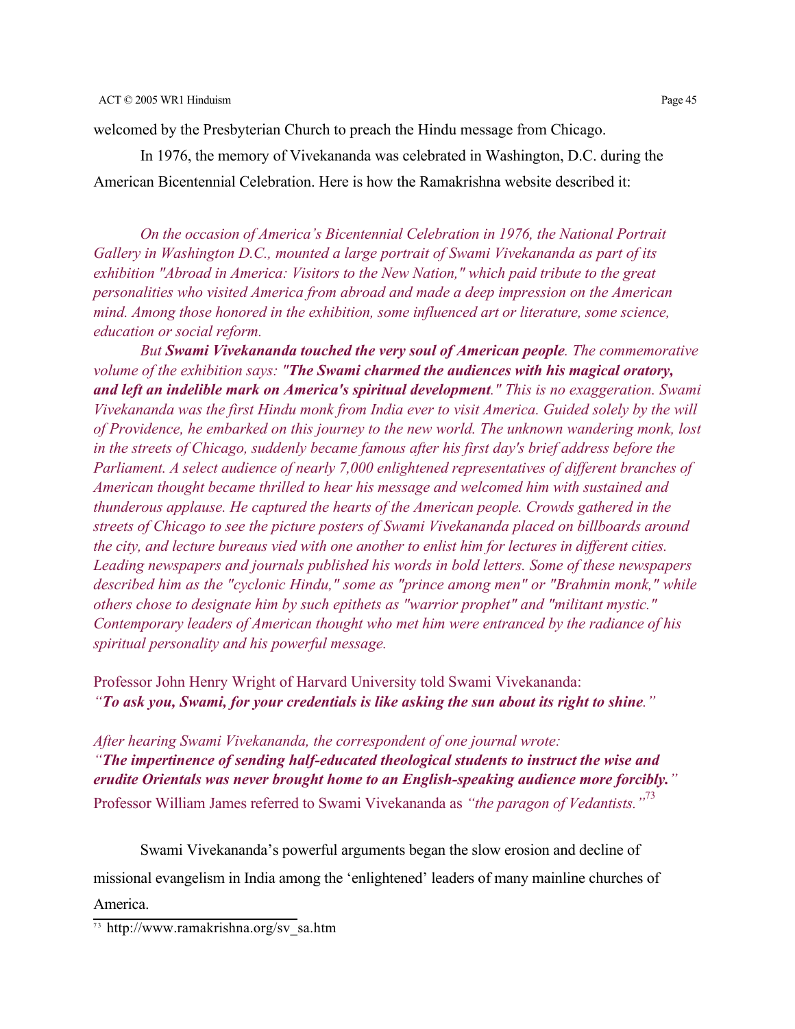welcomed by the Presbyterian Church to preach the Hindu message from Chicago.

In 1976, the memory of Vivekananda was celebrated in Washington, D.C. during the American Bicentennial Celebration. Here is how the Ramakrishna website described it:

*On the occasion of America's Bicentennial Celebration in 1976, the National Portrait Gallery in Washington D.C., mounted a large portrait of Swami Vivekananda as part of its exhibition "Abroad in America: Visitors to the New Nation," which paid tribute to the great personalities who visited America from abroad and made a deep impression on the American mind. Among those honored in the exhibition, some influenced art or literature, some science, education or social reform.*

*But* ***Swami Vivekananda touched the very soul of American people****. The commemorative volume of the exhibition says: "****The Swami charmed the audiences with his magical oratory, and left an indelible mark on America's spiritual development****." This is no exaggeration. Swami Vivekananda was the first Hindu monk from India ever to visit America. Guided solely by the will of Providence, he embarked on this journey to the new world. The unknown wandering monk, lost in the streets of Chicago, suddenly became famous after his first day's brief address before the Parliament. A select audience of nearly 7,000 enlightened representatives of different branches of American thought became thrilled to hear his message and welcomed him with sustained and thunderous applause. He captured the hearts of the American people. Crowds gathered in the streets of Chicago to see the picture posters of Swami Vivekananda placed on billboards around the city, and lecture bureaus vied with one another to enlist him for lectures in different cities. Leading newspapers and journals published his words in bold letters. Some of these newspapers described him as the "cyclonic Hindu," some as "prince among men" or "Brahmin monk," while others chose to designate him by such epithets as "warrior prophet" and "militant mystic." Contemporary leaders of American thought who met him were entranced by the radiance of his spiritual personality and his powerful message.*

Professor John Henry Wright of Harvard University told Swami Vivekananda:
*"****To ask you, Swami, for your credentials is like asking the sun about its right to shine****."*

*After hearing Swami Vivekananda, the correspondent of one journal wrote:*
*"****The impertinence of sending half-educated theological students to instruct the wise and erudite Orientals was never brought home to an English-speaking audience more forcibly.****"*
Professor William James referred to Swami Vivekananda as *"the paragon of Vedantists."*[73]

Swami Vivekananda's powerful arguments began the slow erosion and decline of missional evangelism in India among the 'enlightened' leaders of many mainline churches of America.

[73] http://www.ramakrishna.org/sv_sa.htm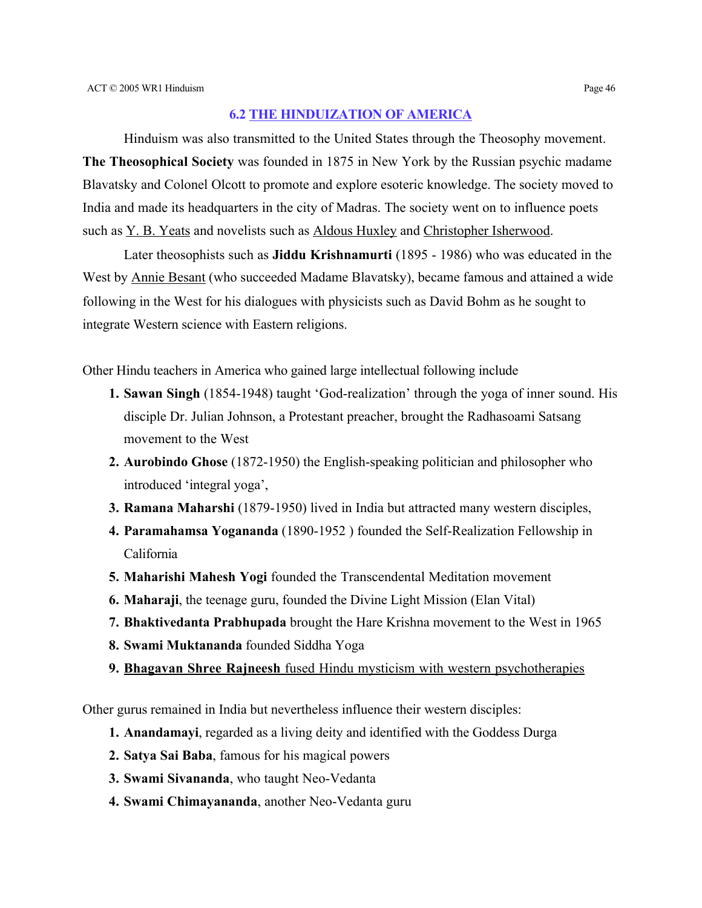## 6.2 THE HINDUIZATION OF AMERICA

Hinduism was also transmitted to the United States through the Theosophy movement. **The Theosophical Society** was founded in 1875 in New York by the Russian psychic madame Blavatsky and Colonel Olcott to promote and explore esoteric knowledge. The society moved to India and made its headquarters in the city of Madras. The society went on to influence poets such as Y. B. Yeats and novelists such as Aldous Huxley and Christopher Isherwood.

Later theosophists such as **Jiddu Krishnamurti** (1895 - 1986) who was educated in the West by Annie Besant (who succeeded Madame Blavatsky), became famous and attained a wide following in the West for his dialogues with physicists such as David Bohm as he sought to integrate Western science with Eastern religions.

Other Hindu teachers in America who gained large intellectual following include

1. **Sawan Singh** (1854-1948) taught 'God-realization' through the yoga of inner sound. His disciple Dr. Julian Johnson, a Protestant preacher, brought the Radhasoami Satsang movement to the West
2. **Aurobindo Ghose** (1872-1950) the English-speaking politician and philosopher who introduced 'integral yoga',
3. **Ramana Maharshi** (1879-1950) lived in India but attracted many western disciples,
4. **Paramahamsa Yogananda** (1890-1952 ) founded the Self-Realization Fellowship in California
5. **Maharishi Mahesh Yogi** founded the Transcendental Meditation movement
6. **Maharaji**, the teenage guru, founded the Divine Light Mission (Elan Vital)
7. **Bhaktivedanta Prabhupada** brought the Hare Krishna movement to the West in 1965
8. **Swami Muktananda** founded Siddha Yoga
9. **Bhagavan Shree Rajneesh** fused Hindu mysticism with western psychotherapies

Other gurus remained in India but nevertheless influence their western disciples:

1. **Anandamayi**, regarded as a living deity and identified with the Goddess Durga
2. **Satya Sai Baba**, famous for his magical powers
3. **Swami Sivananda**, who taught Neo-Vedanta
4. **Swami Chimayananda**, another Neo-Vedanta guru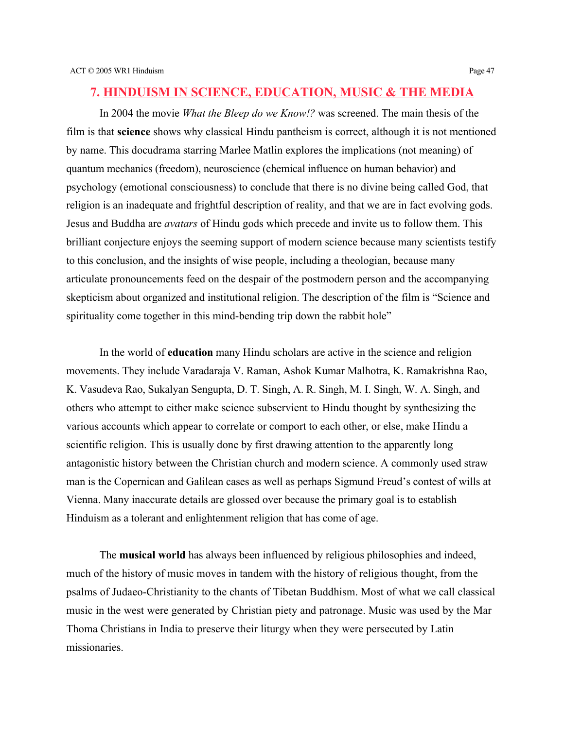## 7. HINDUISM IN SCIENCE, EDUCATION, MUSIC & THE MEDIA

In 2004 the movie *What the Bleep do we Know!?* was screened. The main thesis of the film is that **science** shows why classical Hindu pantheism is correct, although it is not mentioned by name. This docudrama starring Marlee Matlin explores the implications (not meaning) of quantum mechanics (freedom), neuroscience (chemical influence on human behavior) and psychology (emotional consciousness) to conclude that there is no divine being called God, that religion is an inadequate and frightful description of reality, and that we are in fact evolving gods. Jesus and Buddha are *avatars* of Hindu gods which precede and invite us to follow them. This brilliant conjecture enjoys the seeming support of modern science because many scientists testify to this conclusion, and the insights of wise people, including a theologian, because many articulate pronouncements feed on the despair of the postmodern person and the accompanying skepticism about organized and institutional religion. The description of the film is "Science and spirituality come together in this mind-bending trip down the rabbit hole"

In the world of **education** many Hindu scholars are active in the science and religion movements. They include Varadaraja V. Raman, Ashok Kumar Malhotra, K. Ramakrishna Rao, K. Vasudeva Rao, Sukalyan Sengupta, D. T. Singh, A. R. Singh, M. I. Singh, W. A. Singh, and others who attempt to either make science subservient to Hindu thought by synthesizing the various accounts which appear to correlate or comport to each other, or else, make Hindu a scientific religion. This is usually done by first drawing attention to the apparently long antagonistic history between the Christian church and modern science. A commonly used straw man is the Copernican and Galilean cases as well as perhaps Sigmund Freud's contest of wills at Vienna. Many inaccurate details are glossed over because the primary goal is to establish Hinduism as a tolerant and enlightenment religion that has come of age.

The **musical world** has always been influenced by religious philosophies and indeed, much of the history of music moves in tandem with the history of religious thought, from the psalms of Judaeo-Christianity to the chants of Tibetan Buddhism. Most of what we call classical music in the west were generated by Christian piety and patronage. Music was used by the Mar Thoma Christians in India to preserve their liturgy when they were persecuted by Latin missionaries.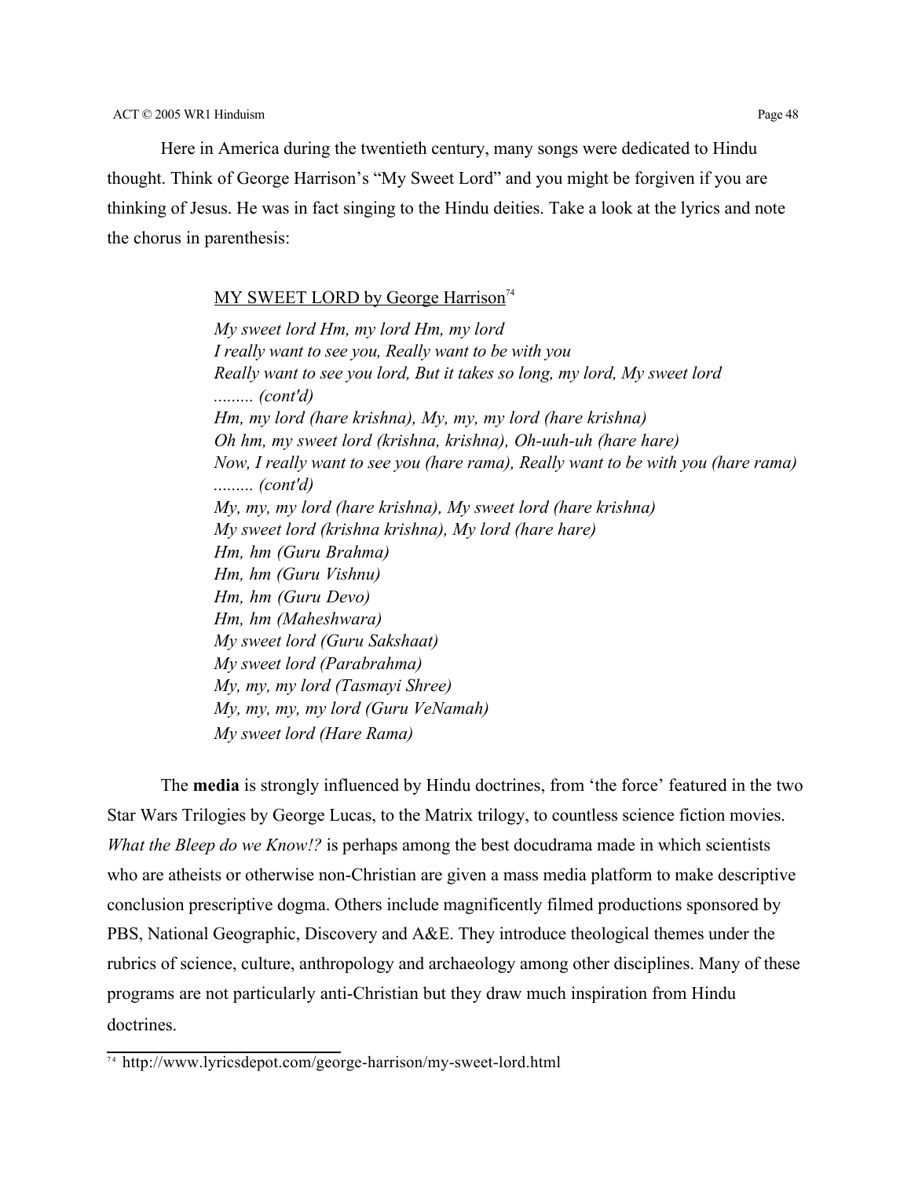Here in America during the twentieth century, many songs were dedicated to Hindu thought. Think of George Harrison's "My Sweet Lord" and you might be forgiven if you are thinking of Jesus. He was in fact singing to the Hindu deities. Take a look at the lyrics and note the chorus in parenthesis:

MY SWEET LORD by George Harrison[74]

*My sweet lord Hm, my lord Hm, my lord*
*I really want to see you, Really want to be with you*
*Really want to see you lord, But it takes so long, my lord, My sweet lord*
*......... (cont'd)*
*Hm, my lord (hare krishna), My, my, my lord (hare krishna)*
*Oh hm, my sweet lord (krishna, krishna), Oh-uuh-uh (hare hare)*
*Now, I really want to see you (hare rama), Really want to be with you (hare rama)*
*......... (cont'd)*
*My, my, my lord (hare krishna), My sweet lord (hare krishna)*
*My sweet lord (krishna krishna), My lord (hare hare)*
*Hm, hm (Guru Brahma)*
*Hm, hm (Guru Vishnu)*
*Hm, hm (Guru Devo)*
*Hm, hm (Maheshwara)*
*My sweet lord (Guru Sakshaat)*
*My sweet lord (Parabrahma)*
*My, my, my lord (Tasmayi Shree)*
*My, my, my, my lord (Guru VeNamah)*
*My sweet lord (Hare Rama)*

The **media** is strongly influenced by Hindu doctrines, from 'the force' featured in the two Star Wars Trilogies by George Lucas, to the Matrix trilogy, to countless science fiction movies. *What the Bleep do we Know!?* is perhaps among the best docudrama made in which scientists who are atheists or otherwise non-Christian are given a mass media platform to make descriptive conclusion prescriptive dogma. Others include magnificently filmed productions sponsored by PBS, National Geographic, Discovery and A&E. They introduce theological themes under the rubrics of science, culture, anthropology and archaeology among other disciplines. Many of these programs are not particularly anti-Christian but they draw much inspiration from Hindu doctrines.

[74] http://www.lyricsdepot.com/george-harrison/my-sweet-lord.html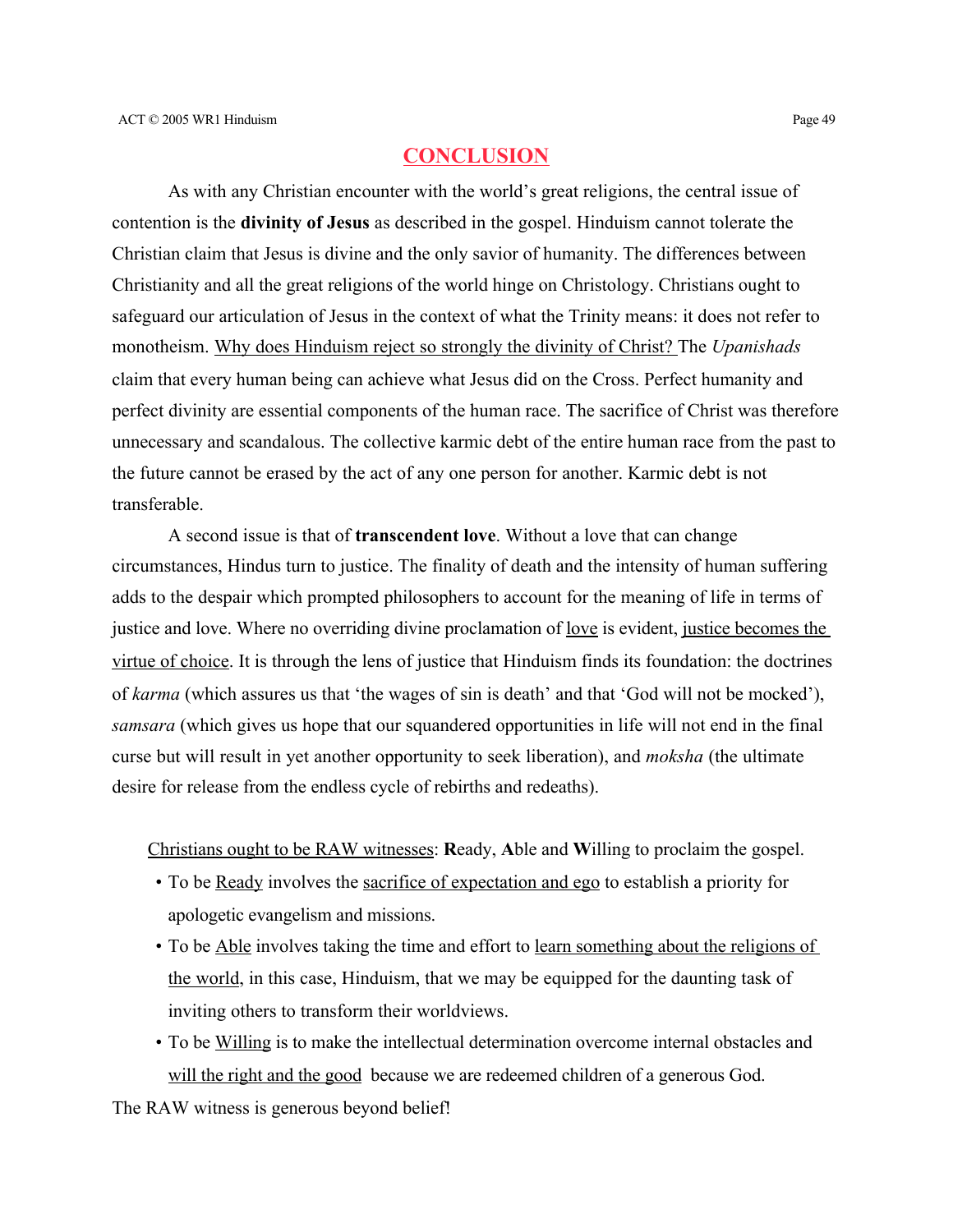# CONCLUSION

As with any Christian encounter with the world's great religions, the central issue of contention is the **divinity of Jesus** as described in the gospel. Hinduism cannot tolerate the Christian claim that Jesus is divine and the only savior of humanity. The differences between Christianity and all the great religions of the world hinge on Christology. Christians ought to safeguard our articulation of Jesus in the context of what the Trinity means: it does not refer to monotheism. <u>Why does Hinduism reject so strongly the divinity of Christ?</u> The *Upanishads* claim that every human being can achieve what Jesus did on the Cross. Perfect humanity and perfect divinity are essential components of the human race. The sacrifice of Christ was therefore unnecessary and scandalous. The collective karmic debt of the entire human race from the past to the future cannot be erased by the act of any one person for another. Karmic debt is not transferable.

A second issue is that of **transcendent love**. Without a love that can change circumstances, Hindus turn to justice. The finality of death and the intensity of human suffering adds to the despair which prompted philosophers to account for the meaning of life in terms of justice and love. Where no overriding divine proclamation of <u>love</u> is evident, <u>justice becomes the virtue of choice</u>. It is through the lens of justice that Hinduism finds its foundation: the doctrines of *karma* (which assures us that 'the wages of sin is death' and that 'God will not be mocked'), *samsara* (which gives us hope that our squandered opportunities in life will not end in the final curse but will result in yet another opportunity to seek liberation), and *moksha* (the ultimate desire for release from the endless cycle of rebirths and redeaths).

<u>Christians ought to be RAW witnesses</u>: **R**eady, **A**ble and **W**illing to proclaim the gospel.

- To be <u>Ready</u> involves the <u>sacrifice of expectation and ego</u> to establish a priority for apologetic evangelism and missions.
- To be <u>Able</u> involves taking the time and effort to <u>learn something about the religions of the world</u>, in this case, Hinduism, that we may be equipped for the daunting task of inviting others to transform their worldviews.
- To be <u>Willing</u> is to make the intellectual determination overcome internal obstacles and <u>will the right and the good</u> because we are redeemed children of a generous God.

The RAW witness is generous beyond belief!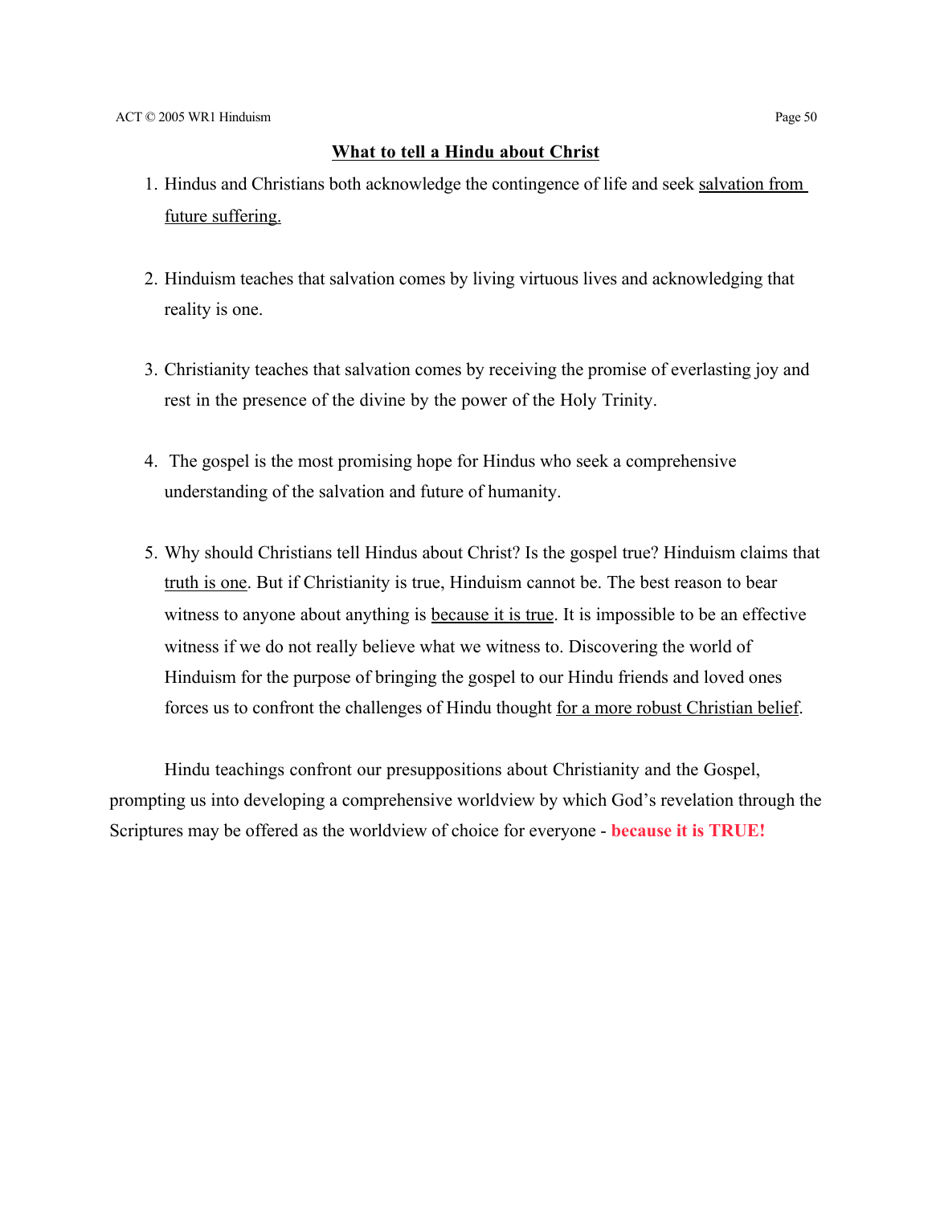## What to tell a Hindu about Christ

1. Hindus and Christians both acknowledge the contingence of life and seek salvation from future suffering.

2. Hinduism teaches that salvation comes by living virtuous lives and acknowledging that reality is one.

3. Christianity teaches that salvation comes by receiving the promise of everlasting joy and rest in the presence of the divine by the power of the Holy Trinity.

4. The gospel is the most promising hope for Hindus who seek a comprehensive understanding of the salvation and future of humanity.

5. Why should Christians tell Hindus about Christ? Is the gospel true? Hinduism claims that truth is one. But if Christianity is true, Hinduism cannot be. The best reason to bear witness to anyone about anything is because it is true. It is impossible to be an effective witness if we do not really believe what we witness to. Discovering the world of Hinduism for the purpose of bringing the gospel to our Hindu friends and loved ones forces us to confront the challenges of Hindu thought for a more robust Christian belief.

Hindu teachings confront our presuppositions about Christianity and the Gospel, prompting us into developing a comprehensive worldview by which God's revelation through the Scriptures may be offered as the worldview of choice for everyone - **because it is TRUE!**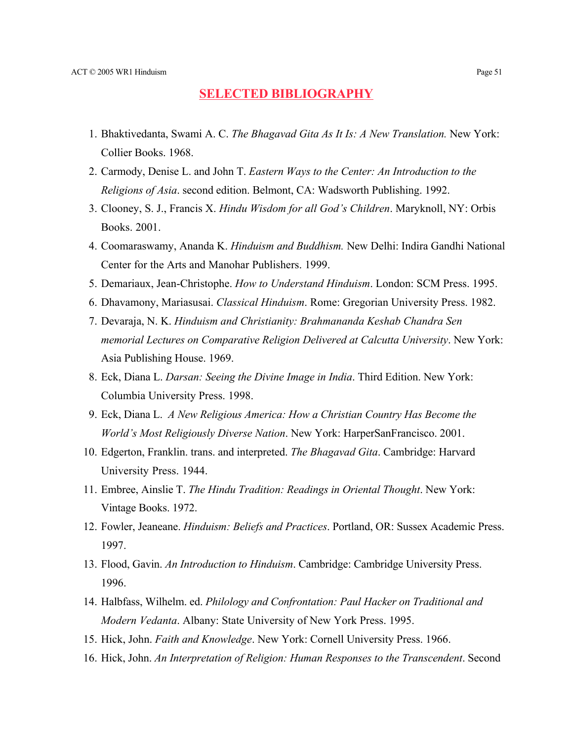## SELECTED BIBLIOGRAPHY

1. Bhaktivedanta, Swami A. C. *The Bhagavad Gita As It Is: A New Translation.* New York: Collier Books. 1968.
2. Carmody, Denise L. and John T. *Eastern Ways to the Center: An Introduction to the Religions of Asia*. second edition. Belmont, CA: Wadsworth Publishing. 1992.
3. Clooney, S. J., Francis X. *Hindu Wisdom for all God's Children*. Maryknoll, NY: Orbis Books. 2001.
4. Coomaraswamy, Ananda K. *Hinduism and Buddhism.* New Delhi: Indira Gandhi National Center for the Arts and Manohar Publishers. 1999.
5. Demariaux, Jean-Christophe. *How to Understand Hinduism*. London: SCM Press. 1995.
6. Dhavamony, Mariasusai. *Classical Hinduism*. Rome: Gregorian University Press. 1982.
7. Devaraja, N. K. *Hinduism and Christianity: Brahmananda Keshab Chandra Sen memorial Lectures on Comparative Religion Delivered at Calcutta University*. New York: Asia Publishing House. 1969.
8. Eck, Diana L. *Darsan: Seeing the Divine Image in India*. Third Edition. New York: Columbia University Press. 1998.
9. Eck, Diana L. *A New Religious America: How a Christian Country Has Become the World's Most Religiously Diverse Nation*. New York: HarperSanFrancisco. 2001.
10. Edgerton, Franklin. trans. and interpreted. *The Bhagavad Gita*. Cambridge: Harvard University Press. 1944.
11. Embree, Ainslie T. *The Hindu Tradition: Readings in Oriental Thought*. New York: Vintage Books. 1972.
12. Fowler, Jeaneane. *Hinduism: Beliefs and Practices*. Portland, OR: Sussex Academic Press. 1997.
13. Flood, Gavin. *An Introduction to Hinduism*. Cambridge: Cambridge University Press. 1996.
14. Halbfass, Wilhelm. ed. *Philology and Confrontation: Paul Hacker on Traditional and Modern Vedanta*. Albany: State University of New York Press. 1995.
15. Hick, John. *Faith and Knowledge*. New York: Cornell University Press. 1966.
16. Hick, John. *An Interpretation of Religion: Human Responses to the Transcendent*. Second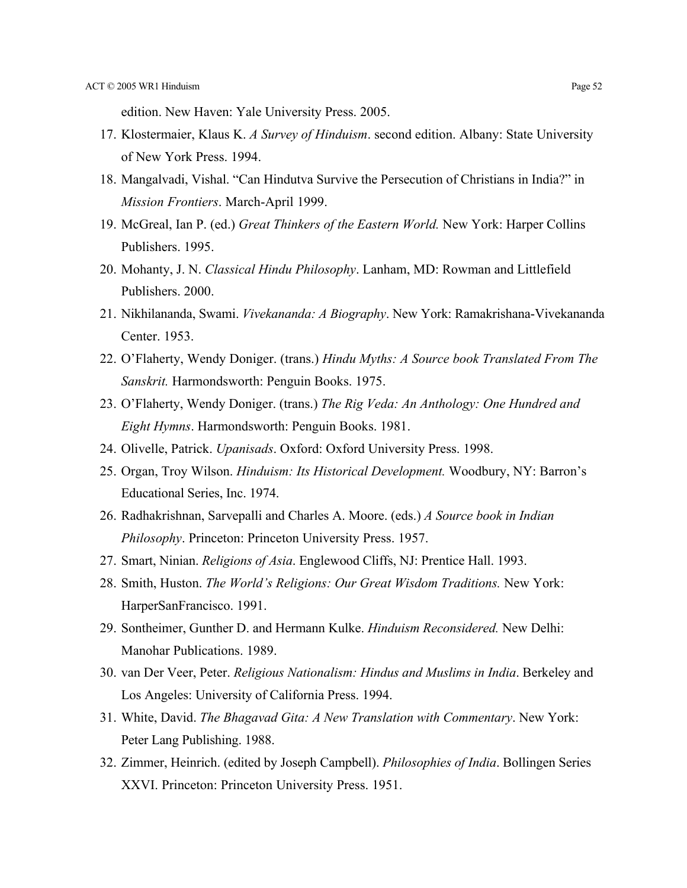edition. New Haven: Yale University Press. 2005.

17. Klostermaier, Klaus K. *A Survey of Hinduism*. second edition. Albany: State University of New York Press. 1994.
18. Mangalvadi, Vishal. "Can Hindutva Survive the Persecution of Christians in India?" in *Mission Frontiers*. March-April 1999.
19. McGreal, Ian P. (ed.) *Great Thinkers of the Eastern World.* New York: Harper Collins Publishers. 1995.
20. Mohanty, J. N. *Classical Hindu Philosophy*. Lanham, MD: Rowman and Littlefield Publishers. 2000.
21. Nikhilananda, Swami. *Vivekananda: A Biography*. New York: Ramakrishana-Vivekananda Center. 1953.
22. O'Flaherty, Wendy Doniger. (trans.) *Hindu Myths: A Source book Translated From The Sanskrit.* Harmondsworth: Penguin Books. 1975.
23. O'Flaherty, Wendy Doniger. (trans.) *The Rig Veda: An Anthology: One Hundred and Eight Hymns*. Harmondsworth: Penguin Books. 1981.
24. Olivelle, Patrick. *Upanisads*. Oxford: Oxford University Press. 1998.
25. Organ, Troy Wilson. *Hinduism: Its Historical Development.* Woodbury, NY: Barron's Educational Series, Inc. 1974.
26. Radhakrishnan, Sarvepalli and Charles A. Moore. (eds.) *A Source book in Indian Philosophy*. Princeton: Princeton University Press. 1957.
27. Smart, Ninian. *Religions of Asia*. Englewood Cliffs, NJ: Prentice Hall. 1993.
28. Smith, Huston. *The World's Religions: Our Great Wisdom Traditions.* New York: HarperSanFrancisco. 1991.
29. Sontheimer, Gunther D. and Hermann Kulke. *Hinduism Reconsidered.* New Delhi: Manohar Publications. 1989.
30. van Der Veer, Peter. *Religious Nationalism: Hindus and Muslims in India*. Berkeley and Los Angeles: University of California Press. 1994.
31. White, David. *The Bhagavad Gita: A New Translation with Commentary*. New York: Peter Lang Publishing. 1988.
32. Zimmer, Heinrich. (edited by Joseph Campbell). *Philosophies of India*. Bollingen Series XXVI. Princeton: Princeton University Press. 1951.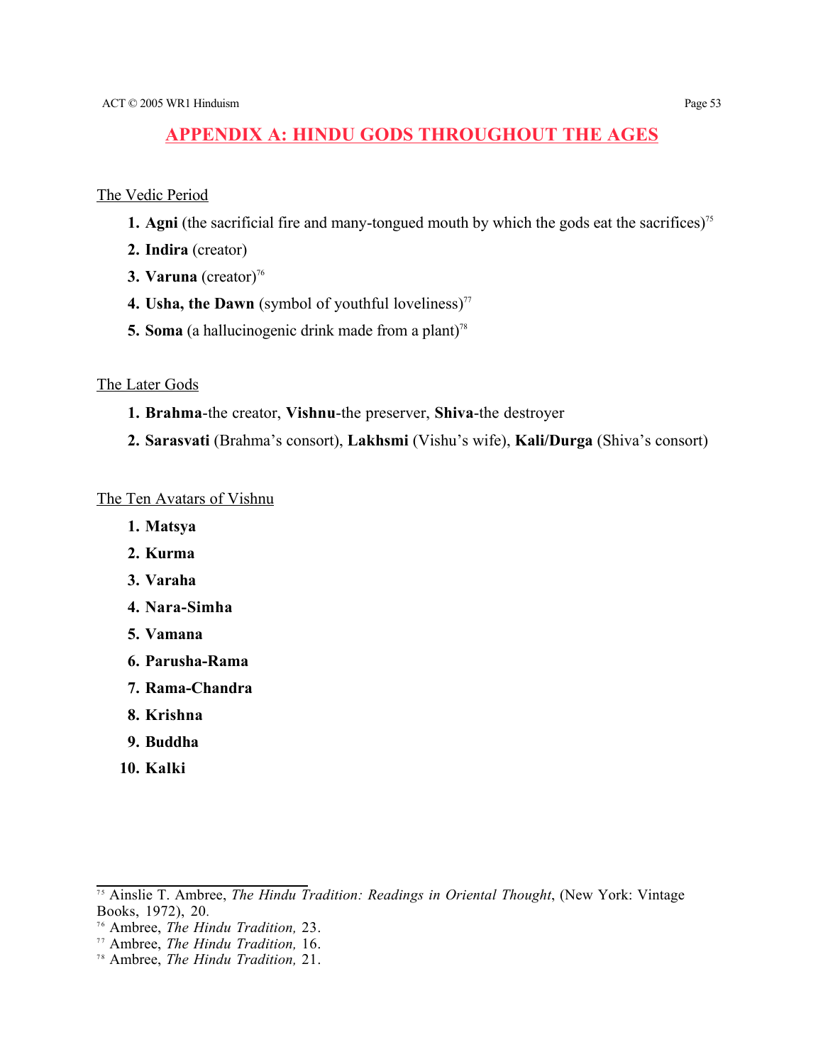# APPENDIX A: HINDU GODS THROUGHOUT THE AGES

The Vedic Period

1. **Agni** (the sacrificial fire and many-tongued mouth by which the gods eat the sacrifices)[75]
2. **Indira** (creator)
3. **Varuna** (creator)[76]
4. **Usha, the Dawn** (symbol of youthful loveliness)[77]
5. **Soma** (a hallucinogenic drink made from a plant)[78]

The Later Gods

1. **Brahma**-the creator, **Vishnu**-the preserver, **Shiva**-the destroyer
2. **Sarasvati** (Brahma's consort), **Lakhsmi** (Vishu's wife), **Kali/Durga** (Shiva's consort)

The Ten Avatars of Vishnu

1. **Matsya**
2. **Kurma**
3. **Varaha**
4. **Nara-Simha**
5. **Vamana**
6. **Parusha-Rama**
7. **Rama-Chandra**
8. **Krishna**
9. **Buddha**
10. **Kalki**

---

[75] Ainslie T. Ambree, *The Hindu Tradition: Readings in Oriental Thought*, (New York: Vintage Books, 1972), 20.
[76] Ambree, *The Hindu Tradition,* 23.
[77] Ambree, *The Hindu Tradition,* 16.
[78] Ambree, *The Hindu Tradition,* 21.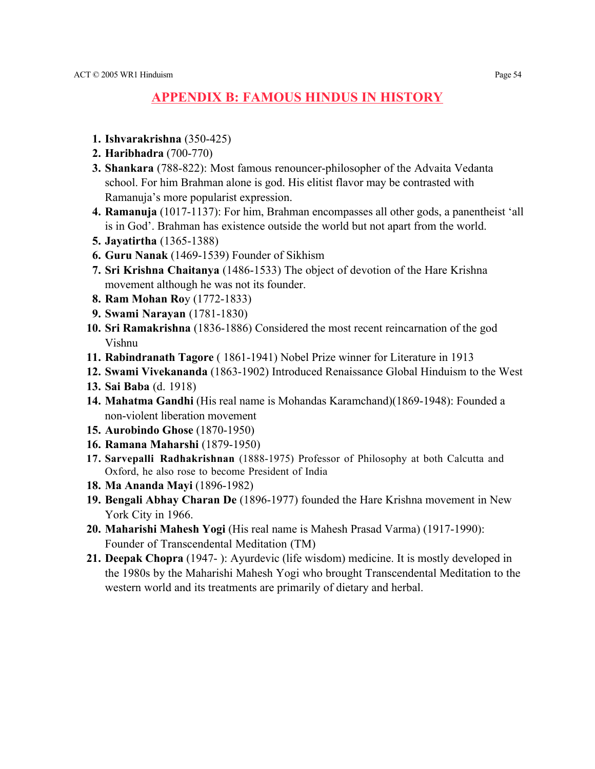## APPENDIX B: FAMOUS HINDUS IN HISTORY

1. **Ishvarakrishna** (350-425)
2. **Haribhadra** (700-770)
3. **Shankara** (788-822): Most famous renouncer-philosopher of the Advaita Vedanta school. For him Brahman alone is god. His elitist flavor may be contrasted with Ramanuja's more popularist expression.
4. **Ramanuja** (1017-1137): For him, Brahman encompasses all other gods, a panentheist 'all is in God'. Brahman has existence outside the world but not apart from the world.
5. **Jayatirtha** (1365-1388)
6. **Guru Nanak** (1469-1539) Founder of Sikhism
7. **Sri Krishna Chaitanya** (1486-1533) The object of devotion of the Hare Krishna movement although he was not its founder.
8. **Ram Mohan Roy** (1772-1833)
9. **Swami Narayan** (1781-1830)
10. **Sri Ramakrishna** (1836-1886) Considered the most recent reincarnation of the god Vishnu
11. **Rabindranath Tagore** ( 1861-1941) Nobel Prize winner for Literature in 1913
12. **Swami Vivekananda** (1863-1902) Introduced Renaissance Global Hinduism to the West
13. **Sai Baba** (d. 1918)
14. **Mahatma Gandhi** (His real name is Mohandas Karamchand)(1869-1948): Founded a non-violent liberation movement
15. **Aurobindo Ghose** (1870-1950)
16. **Ramana Maharshi** (1879-1950)
17. **Sarvepalli Radhakrishnan** (1888-1975) Professor of Philosophy at both Calcutta and Oxford, he also rose to become President of India
18. **Ma Ananda Mayi** (1896-1982)
19. **Bengali Abhay Charan De** (1896-1977) founded the Hare Krishna movement in New York City in 1966.
20. **Maharishi Mahesh Yogi** (His real name is Mahesh Prasad Varma) (1917-1990): Founder of Transcendental Meditation (TM)
21. **Deepak Chopra** (1947- ): Ayurdevic (life wisdom) medicine. It is mostly developed in the 1980s by the Maharishi Mahesh Yogi who brought Transcendental Meditation to the western world and its treatments are primarily of dietary and herbal.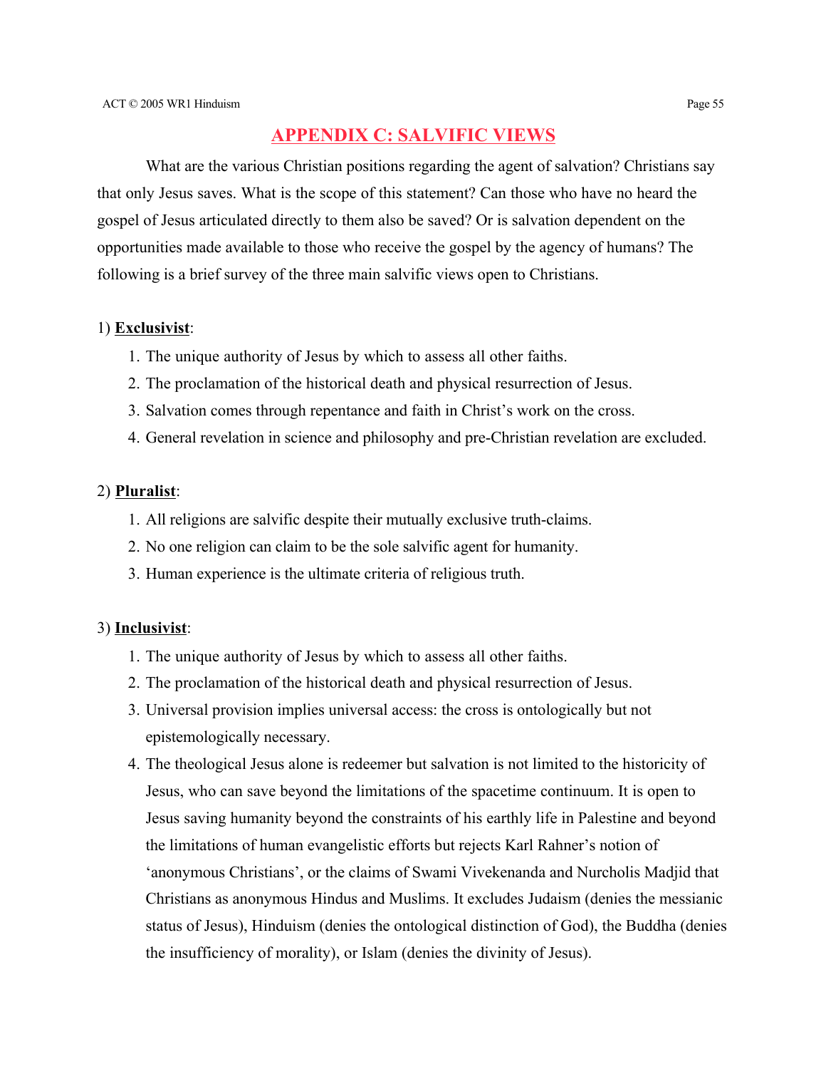## APPENDIX C: SALVIFIC VIEWS

What are the various Christian positions regarding the agent of salvation? Christians say that only Jesus saves. What is the scope of this statement? Can those who have no heard the gospel of Jesus articulated directly to them also be saved? Or is salvation dependent on the opportunities made available to those who receive the gospel by the agency of humans? The following is a brief survey of the three main salvific views open to Christians.

1) **Exclusivist**:

1. The unique authority of Jesus by which to assess all other faiths.
2. The proclamation of the historical death and physical resurrection of Jesus.
3. Salvation comes through repentance and faith in Christ's work on the cross.
4. General revelation in science and philosophy and pre-Christian revelation are excluded.

2) **Pluralist**:

1. All religions are salvific despite their mutually exclusive truth-claims.
2. No one religion can claim to be the sole salvific agent for humanity.
3. Human experience is the ultimate criteria of religious truth.

3) **Inclusivist**:

1. The unique authority of Jesus by which to assess all other faiths.
2. The proclamation of the historical death and physical resurrection of Jesus.
3. Universal provision implies universal access: the cross is ontologically but not epistemologically necessary.
4. The theological Jesus alone is redeemer but salvation is not limited to the historicity of Jesus, who can save beyond the limitations of the spacetime continuum. It is open to Jesus saving humanity beyond the constraints of his earthly life in Palestine and beyond the limitations of human evangelistic efforts but rejects Karl Rahner's notion of 'anonymous Christians', or the claims of Swami Vivekenanda and Nurcholis Madjid that Christians as anonymous Hindus and Muslims. It excludes Judaism (denies the messianic status of Jesus), Hinduism (denies the ontological distinction of God), the Buddha (denies the insufficiency of morality), or Islam (denies the divinity of Jesus).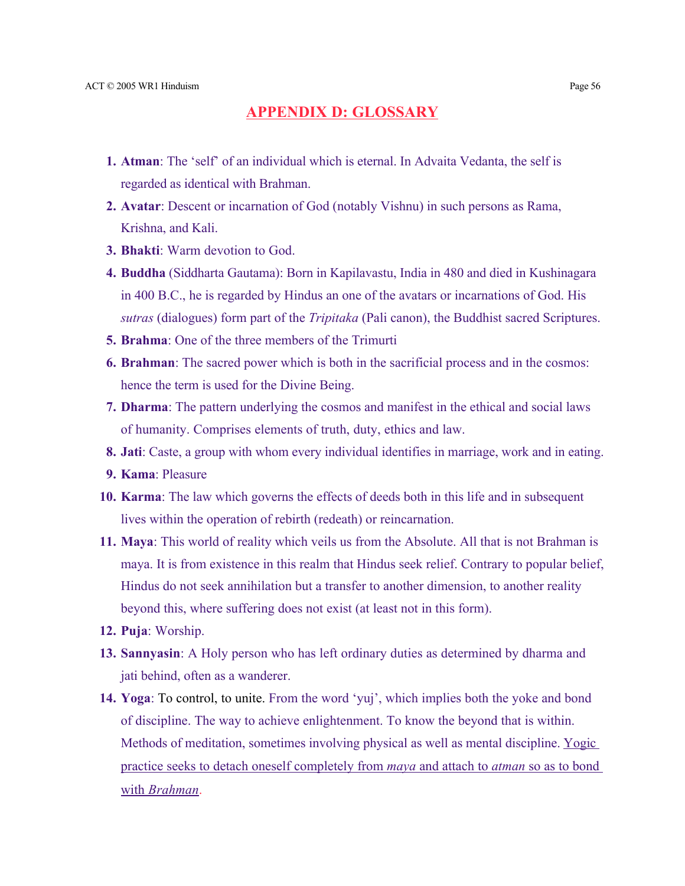# APPENDIX D: GLOSSARY

1. **Atman**: The 'self' of an individual which is eternal. In Advaita Vedanta, the self is regarded as identical with Brahman.
2. **Avatar**: Descent or incarnation of God (notably Vishnu) in such persons as Rama, Krishna, and Kali.
3. **Bhakti**: Warm devotion to God.
4. **Buddha** (Siddharta Gautama): Born in Kapilavastu, India in 480 and died in Kushinagara in 400 B.C., he is regarded by Hindus an one of the avatars or incarnations of God. His *sutras* (dialogues) form part of the *Tripitaka* (Pali canon), the Buddhist sacred Scriptures.
5. **Brahma**: One of the three members of the Trimurti
6. **Brahman**: The sacred power which is both in the sacrificial process and in the cosmos: hence the term is used for the Divine Being.
7. **Dharma**: The pattern underlying the cosmos and manifest in the ethical and social laws of humanity. Comprises elements of truth, duty, ethics and law.
8. **Jati**: Caste, a group with whom every individual identifies in marriage, work and in eating.
9. **Kama**: Pleasure
10. **Karma**: The law which governs the effects of deeds both in this life and in subsequent lives within the operation of rebirth (redeath) or reincarnation.
11. **Maya**: This world of reality which veils us from the Absolute. All that is not Brahman is maya. It is from existence in this realm that Hindus seek relief. Contrary to popular belief, Hindus do not seek annihilation but a transfer to another dimension, to another reality beyond this, where suffering does not exist (at least not in this form).
12. **Puja**: Worship.
13. **Sannyasin**: A Holy person who has left ordinary duties as determined by dharma and jati behind, often as a wanderer.
14. **Yoga**: To control, to unite. From the word 'yuj', which implies both the yoke and bond of discipline. The way to achieve enlightenment. To know the beyond that is within. Methods of meditation, sometimes involving physical as well as mental discipline. Yogic practice seeks to detach oneself completely from *maya* and attach to *atman* so as to bond with *Brahman*.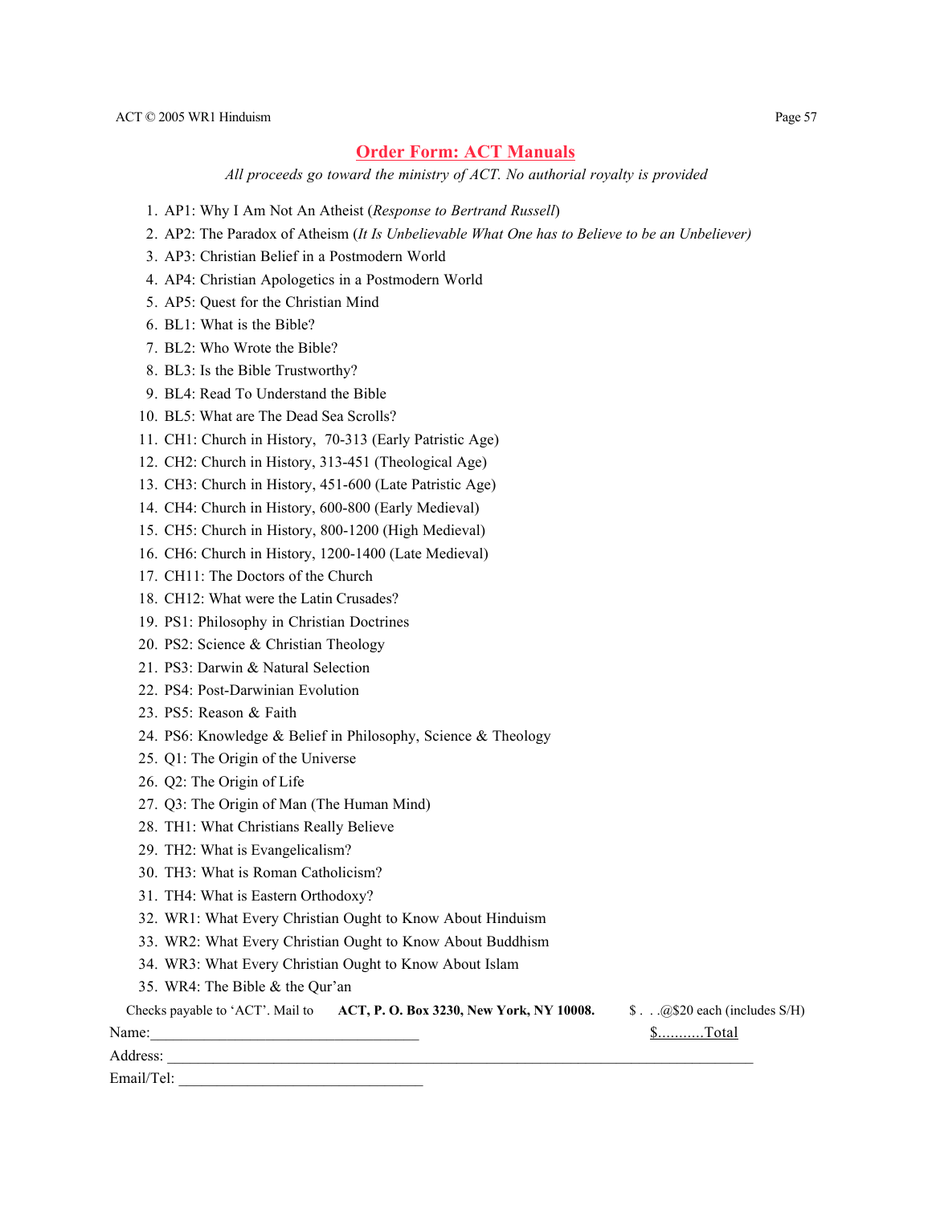## Order Form: ACT Manuals

*All proceeds go toward the ministry of ACT. No authorial royalty is provided*

1. AP1: Why I Am Not An Atheist (*Response to Bertrand Russell*)
2. AP2: The Paradox of Atheism (*It Is Unbelievable What One has to Believe to be an Unbeliever)*
3. AP3: Christian Belief in a Postmodern World
4. AP4: Christian Apologetics in a Postmodern World
5. AP5: Quest for the Christian Mind
6. BL1: What is the Bible?
7. BL2: Who Wrote the Bible?
8. BL3: Is the Bible Trustworthy?
9. BL4: Read To Understand the Bible
10. BL5: What are The Dead Sea Scrolls?
11. CH1: Church in History, 70-313 (Early Patristic Age)
12. CH2: Church in History, 313-451 (Theological Age)
13. CH3: Church in History, 451-600 (Late Patristic Age)
14. CH4: Church in History, 600-800 (Early Medieval)
15. CH5: Church in History, 800-1200 (High Medieval)
16. CH6: Church in History, 1200-1400 (Late Medieval)
17. CH11: The Doctors of the Church
18. CH12: What were the Latin Crusades?
19. PS1: Philosophy in Christian Doctrines
20. PS2: Science & Christian Theology
21. PS3: Darwin & Natural Selection
22. PS4: Post-Darwinian Evolution
23. PS5: Reason & Faith
24. PS6: Knowledge & Belief in Philosophy, Science & Theology
25. Q1: The Origin of the Universe
26. Q2: The Origin of Life
27. Q3: The Origin of Man (The Human Mind)
28. TH1: What Christians Really Believe
29. TH2: What is Evangelicalism?
30. TH3: What is Roman Catholicism?
31. TH4: What is Eastern Orthodoxy?
32. WR1: What Every Christian Ought to Know About Hinduism
33. WR2: What Every Christian Ought to Know About Buddhism
34. WR3: What Every Christian Ought to Know About Islam
35. WR4: The Bible & the Qur'an

Checks payable to 'ACT'. Mail to **ACT, P. O. Box 3230, New York, NY 10008.** $ . . .@$20 each (includes S/H)

Name:___________________________________ $...........Total

Address: ______________________________________________________________________________

Email/Tel: ________________________________